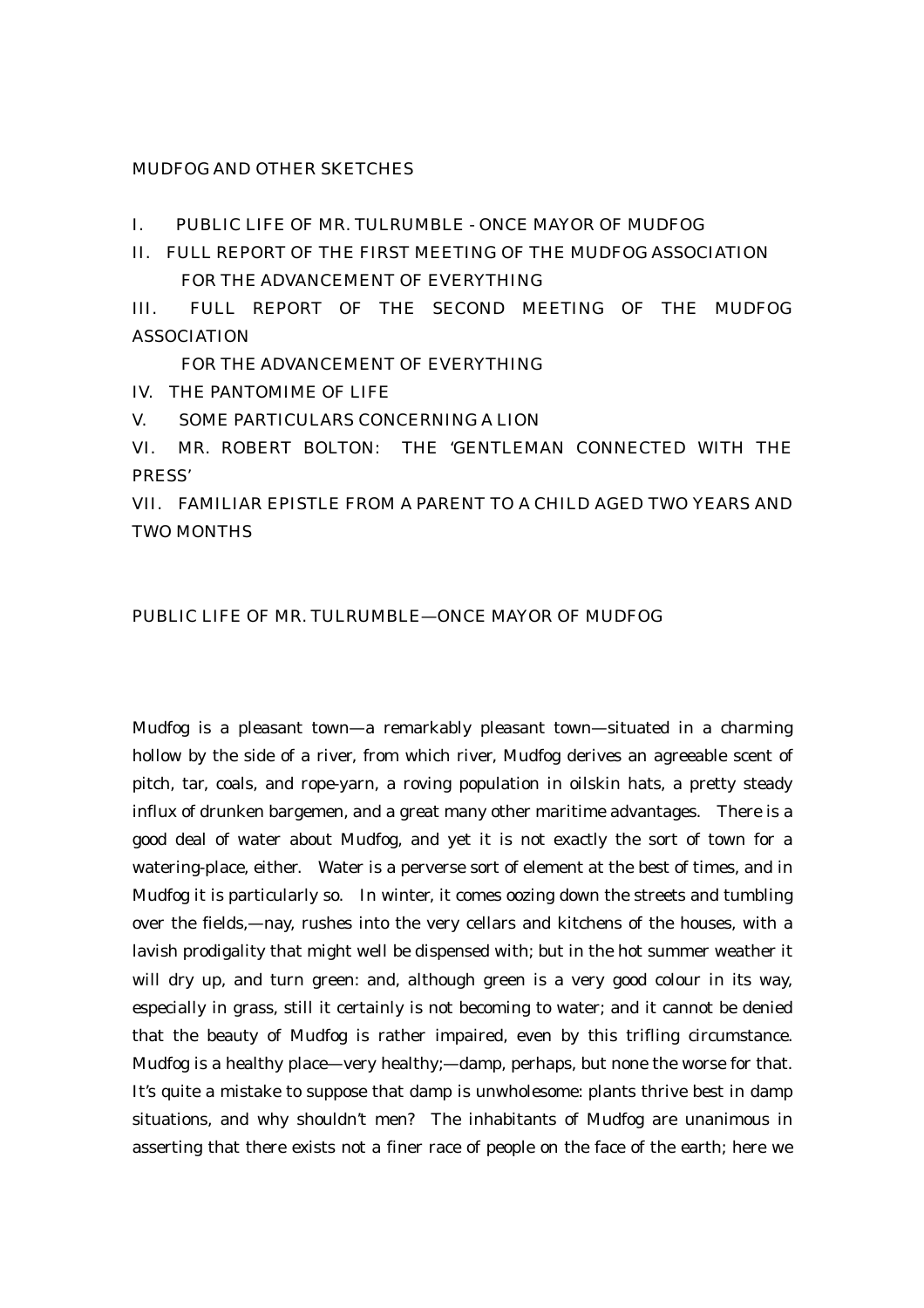# MUDFOG AND OTHER SKETCHES

I. PUBLIC LIFE OF MR. TULRUMBLE - ONCE MAYOR OF MUDFOG

II. FULL REPORT OF THE FIRST MEETING OF THE MUDFOG ASSOCIATION FOR THE ADVANCEMENT OF EVERYTHING

III. FULL REPORT OF THE SECOND MEETING OF THE MUDFOG ASSOCIATION FOR THE ADVANCEMENT OF EVERYTHING

IV. THE PANTOMIME OF LIFE

V. SOME PARTICULARS CONCERNING A LION

VI. MR. ROBERT BOLTON: THE 'GENTLEMAN CONNECTED WITH THE PRESS'

VII. FAMILIAR EPISTLE FROM A PARENT TO A CHILD AGED TWO YEARS AND TWO MONTHS

## PUBLIC LIFE OF MR. TULRUMBLE—ONCE MAYOR OF MUDFOG

Mudfog is a pleasant town—a remarkably pleasant town—situated in a charming hollow by the side of a river, from which river, Mudfog derives an agreeable scent of pitch, tar, coals, and rope-yarn, a roving population in oilskin hats, a pretty steady influx of drunken bargemen, and a great many other maritime advantages. There is a good deal of water about Mudfog, and yet it is not exactly the sort of town for a watering-place, either. Water is a perverse sort of element at the best of times, and in Mudfog it is particularly so. In winter, it comes oozing down the streets and tumbling over the fields,—nay, rushes into the very cellars and kitchens of the houses, with a lavish prodigality that might well be dispensed with; but in the hot summer weather it will dry up, and turn green: and, although green is a very good colour in its way, especially in grass, still it certainly is not becoming to water; and it cannot be denied that the beauty of Mudfog is rather impaired, even by this trifling circumstance. Mudfog is a healthy place—very healthy;—damp, perhaps, but none the worse for that. It's quite a mistake to suppose that damp is unwholesome: plants thrive best in damp situations, and why shouldn't men? The inhabitants of Mudfog are unanimous in asserting that there exists not a finer race of people on the face of the earth; here we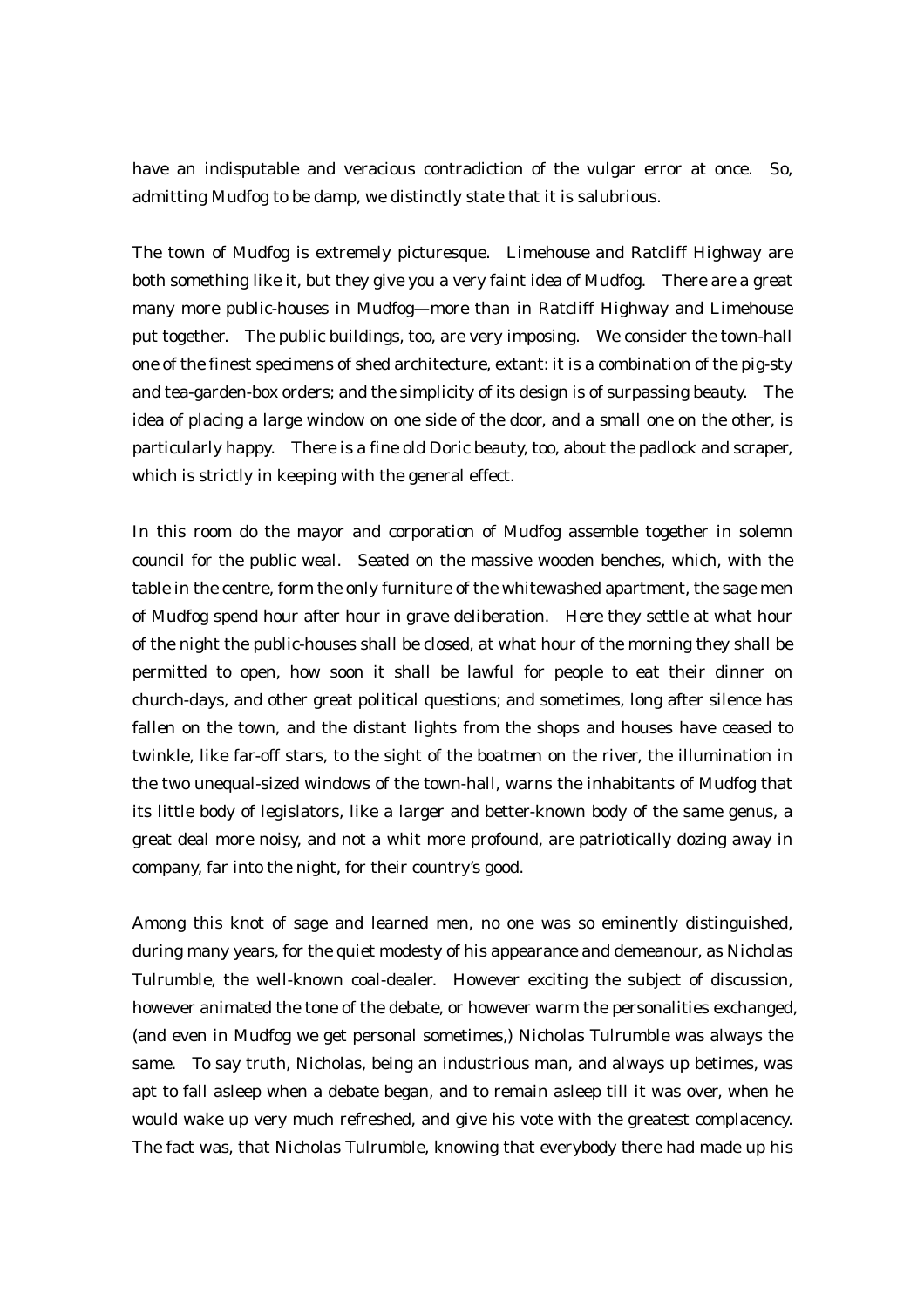have an indisputable and veracious contradiction of the vulgar error at once. So, admitting Mudfog to be damp, we distinctly state that it is salubrious.

The town of Mudfog is extremely picturesque. Limehouse and Ratcliff Highway are both something like it, but they give you a very faint idea of Mudfog. There are a great many more public-houses in Mudfog—more than in Ratcliff Highway and Limehouse put together. The public buildings, too, are very imposing. We consider the town-hall one of the finest specimens of shed architecture, extant: it is a combination of the pig-sty and tea-garden-box orders; and the simplicity of its design is of surpassing beauty. The idea of placing a large window on one side of the door, and a small one on the other, is particularly happy. There is a fine old Doric beauty, too, about the padlock and scraper, which is strictly in keeping with the general effect.

In this room do the mayor and corporation of Mudfog assemble together in solemn council for the public weal. Seated on the massive wooden benches, which, with the table in the centre, form the only furniture of the whitewashed apartment, the sage men of Mudfog spend hour after hour in grave deliberation. Here they settle at what hour of the night the public-houses shall be closed, at what hour of the morning they shall be permitted to open, how soon it shall be lawful for people to eat their dinner on church-days, and other great political questions; and sometimes, long after silence has fallen on the town, and the distant lights from the shops and houses have ceased to twinkle, like far-off stars, to the sight of the boatmen on the river, the illumination in the two unequal-sized windows of the town-hall, warns the inhabitants of Mudfog that its little body of legislators, like a larger and better-known body of the same genus, a great deal more noisy, and not a whit more profound, are patriotically dozing away in company, far into the night, for their country's good.

Among this knot of sage and learned men, no one was so eminently distinguished, during many years, for the quiet modesty of his appearance and demeanour, as Nicholas Tulrumble, the well-known coal-dealer. However exciting the subject of discussion, however animated the tone of the debate, or however warm the personalities exchanged, (and even in Mudfog we get personal sometimes,) Nicholas Tulrumble was always the same. To say truth, Nicholas, being an industrious man, and always up betimes, was apt to fall asleep when a debate began, and to remain asleep till it was over, when he would wake up very much refreshed, and give his vote with the greatest complacency. The fact was, that Nicholas Tulrumble, knowing that everybody there had made up his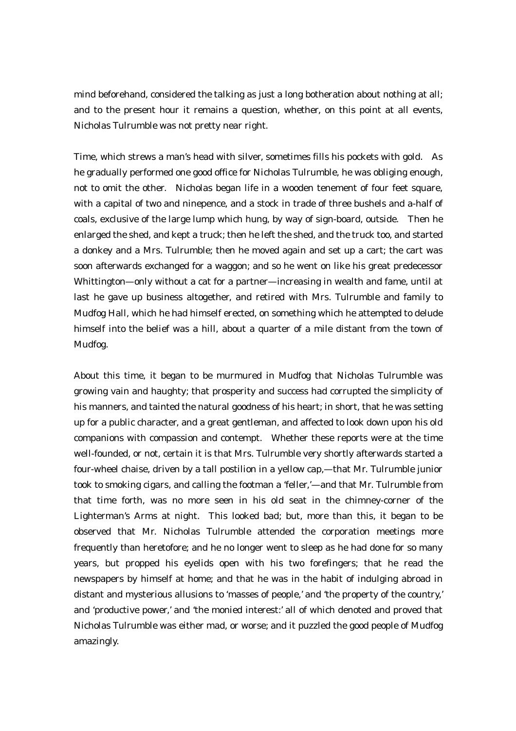mind beforehand, considered the talking as just a long botheration about nothing at all; and to the present hour it remains a question, whether, on this point at all events, Nicholas Tulrumble was not pretty near right.

Time, which strews a man's head with silver, sometimes fills his pockets with gold. As he gradually performed one good office for Nicholas Tulrumble, he was obliging enough, not to omit the other. Nicholas began life in a wooden tenement of four feet square, with a capital of two and ninepence, and a stock in trade of three bushels and a-half of coals, exclusive of the large lump which hung, by way of sign-board, outside. Then he enlarged the shed, and kept a truck; then he left the shed, and the truck too, and started a donkey and a Mrs. Tulrumble; then he moved again and set up a cart; the cart was soon afterwards exchanged for a waggon; and so he went on like his great predecessor Whittington—only without a cat for a partner—increasing in wealth and fame, until at last he gave up business altogether, and retired with Mrs. Tulrumble and family to Mudfog Hall, which he had himself erected, on something which he attempted to delude himself into the belief was a hill, about a quarter of a mile distant from the town of Mudfog.

About this time, it began to be murmured in Mudfog that Nicholas Tulrumble was growing vain and haughty; that prosperity and success had corrupted the simplicity of his manners, and tainted the natural goodness of his heart; in short, that he was setting up for a public character, and a great gentleman, and affected to look down upon his old companions with compassion and contempt. Whether these reports were at the time well-founded, or not, certain it is that Mrs. Tulrumble very shortly afterwards started a four-wheel chaise, driven by a tall postilion in a yellow cap,—that Mr. Tulrumble junior took to smoking cigars, and calling the footman a 'feller,'—and that Mr. Tulrumble from that time forth, was no more seen in his old seat in the chimney-corner of the Lighterman's Arms at night. This looked bad; but, more than this, it began to be observed that Mr. Nicholas Tulrumble attended the corporation meetings more frequently than heretofore; and he no longer went to sleep as he had done for so many years, but propped his eyelids open with his two forefingers; that he read the newspapers by himself at home; and that he was in the habit of indulging abroad in distant and mysterious allusions to 'masses of people,' and 'the property of the country,' and 'productive power,' and 'the monied interest:' all of which denoted and proved that Nicholas Tulrumble was either mad, or worse; and it puzzled the good people of Mudfog amazingly.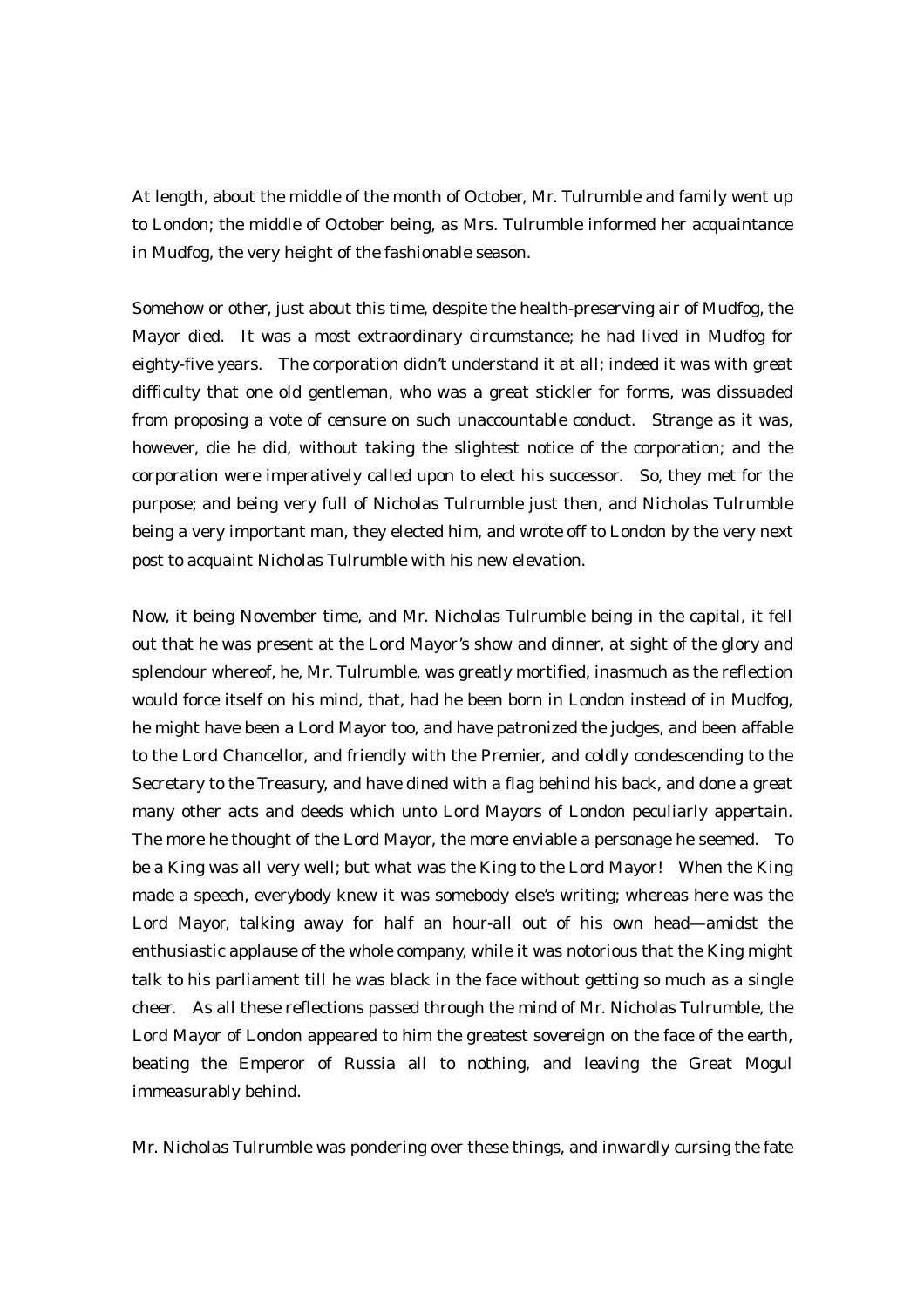At length, about the middle of the month of October, Mr. Tulrumble and family went up to London; the middle of October being, as Mrs. Tulrumble informed her acquaintance in Mudfog, the very height of the fashionable season.

Somehow or other, just about this time, despite the health-preserving air of Mudfog, the Mayor died. It was a most extraordinary circumstance; he had lived in Mudfog for eighty-five years. The corporation didn't understand it at all; indeed it was with great difficulty that one old gentleman, who was a great stickler for forms, was dissuaded from proposing a vote of censure on such unaccountable conduct. Strange as it was, however, die he did, without taking the slightest notice of the corporation; and the corporation were imperatively called upon to elect his successor. So, they met for the purpose; and being very full of Nicholas Tulrumble just then, and Nicholas Tulrumble being a very important man, they elected him, and wrote off to London by the very next post to acquaint Nicholas Tulrumble with his new elevation.

Now, it being November time, and Mr. Nicholas Tulrumble being in the capital, it fell out that he was present at the Lord Mayor's show and dinner, at sight of the glory and splendour whereof, he, Mr. Tulrumble, was greatly mortified, inasmuch as the reflection would force itself on his mind, that, had he been born in London instead of in Mudfog, he might have been a Lord Mayor too, and have patronized the judges, and been affable to the Lord Chancellor, and friendly with the Premier, and coldly condescending to the Secretary to the Treasury, and have dined with a flag behind his back, and done a great many other acts and deeds which unto Lord Mayors of London peculiarly appertain. The more he thought of the Lord Mayor, the more enviable a personage he seemed. To be a King was all very well; but what was the King to the Lord Mayor! When the King made a speech, everybody knew it was somebody else's writing; whereas here was the Lord Mayor, talking away for half an hour-all out of his own head—amidst the enthusiastic applause of the whole company, while it was notorious that the King might talk to his parliament till he was black in the face without getting so much as a single cheer. As all these reflections passed through the mind of Mr. Nicholas Tulrumble, the Lord Mayor of London appeared to him the greatest sovereign on the face of the earth, beating the Emperor of Russia all to nothing, and leaving the Great Mogul immeasurably behind.

Mr. Nicholas Tulrumble was pondering over these things, and inwardly cursing the fate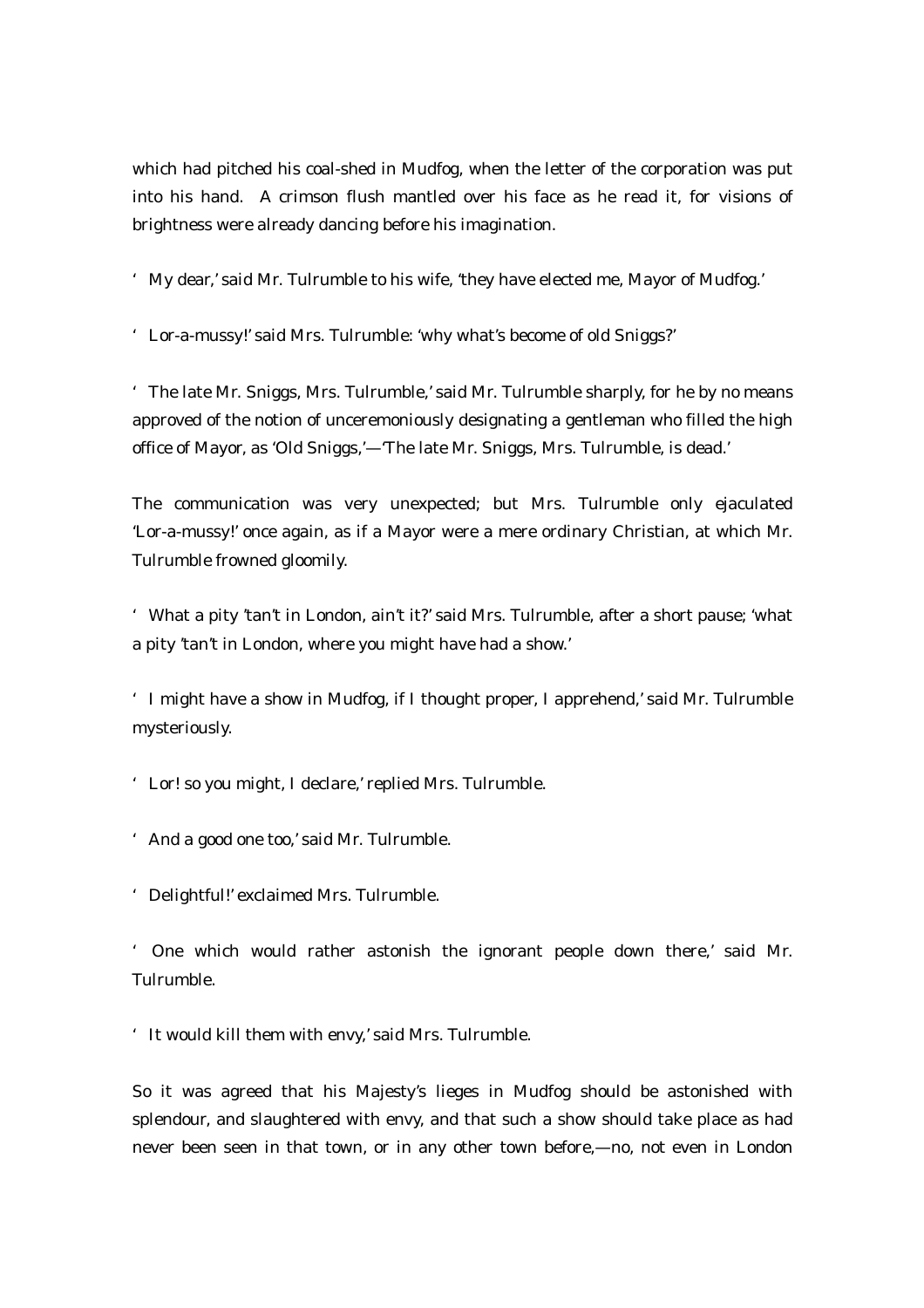which had pitched his coal-shed in Mudfog, when the letter of the corporation was put into his hand. A crimson flush mantled over his face as he read it, for visions of brightness were already dancing before his imagination.

'My dear,' said Mr. Tulrumble to his wife, 'they have elected me, Mayor of Mudfog.'

'Lor-a-mussy!' said Mrs. Tulrumble: 'why what's become of old Sniggs?'

'The late Mr. Sniggs, Mrs. Tulrumble,' said Mr. Tulrumble sharply, for he by no means approved of the notion of unceremoniously designating a gentleman who filled the high office of Mayor, as 'Old Sniggs,'—'The late Mr. Sniggs, Mrs. Tulrumble, is dead.'

The communication was very unexpected; but Mrs. Tulrumble only ejaculated 'Lor-a-mussy!' once again, as if a Mayor were a mere ordinary Christian, at which Mr. Tulrumble frowned gloomily.

'What a pity 'tan't in London, ain't it?' said Mrs. Tulrumble, after a short pause; 'what a pity 'tan't in London, where you might have had a show.'

'I might have a show in Mudfog, if I thought proper, I apprehend,' said Mr. Tulrumble mysteriously.

'Lor! so you might, I declare,' replied Mrs. Tulrumble.

'And a good one too,' said Mr. Tulrumble.

'Delightful!' exclaimed Mrs. Tulrumble.

'One which would rather astonish the ignorant people down there,' said Mr. Tulrumble.

'It would kill them with envy,' said Mrs. Tulrumble.

So it was agreed that his Majesty's lieges in Mudfog should be astonished with splendour, and slaughtered with envy, and that such a show should take place as had never been seen in that town, or in any other town before,—no, not even in London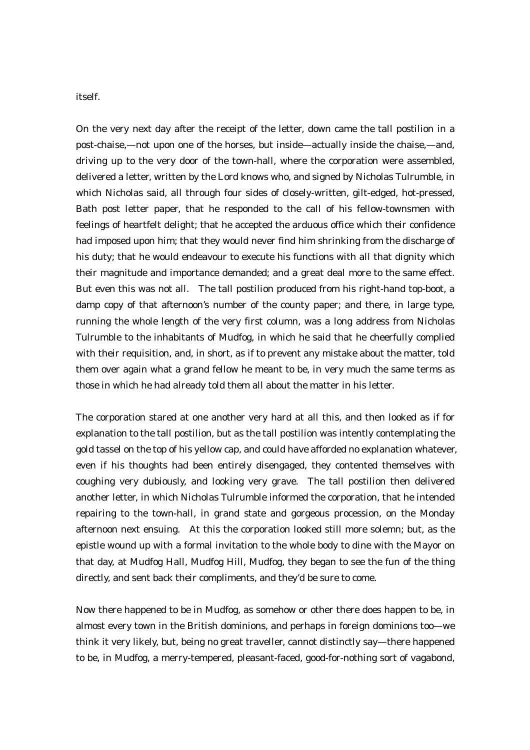itself.

On the very next day after the receipt of the letter, down came the tall postilion in a post-chaise,—not upon one of the horses, but inside—actually inside the chaise,—and, driving up to the very door of the town-hall, where the corporation were assembled, delivered a letter, written by the Lord knows who, and signed by Nicholas Tulrumble, in which Nicholas said, all through four sides of closely-written, gilt-edged, hot-pressed, Bath post letter paper, that he responded to the call of his fellow-townsmen with feelings of heartfelt delight; that he accepted the arduous office which their confidence had imposed upon him; that they would never find him shrinking from the discharge of his duty; that he would endeavour to execute his functions with all that dignity which their magnitude and importance demanded; and a great deal more to the same effect. But even this was not all. The tall postilion produced from his right-hand top-boot, a damp copy of that afternoon's number of the county paper; and there, in large type, running the whole length of the very first column, was a long address from Nicholas Tulrumble to the inhabitants of Mudfog, in which he said that he cheerfully complied with their requisition, and, in short, as if to prevent any mistake about the matter, told them over again what a grand fellow he meant to be, in very much the same terms as those in which he had already told them all about the matter in his letter.

The corporation stared at one another very hard at all this, and then looked as if for explanation to the tall postilion, but as the tall postilion was intently contemplating the gold tassel on the top of his yellow cap, and could have afforded no explanation whatever, even if his thoughts had been entirely disengaged, they contented themselves with coughing very dubiously, and looking very grave. The tall postilion then delivered another letter, in which Nicholas Tulrumble informed the corporation, that he intended repairing to the town-hall, in grand state and gorgeous procession, on the Monday afternoon next ensuing. At this the corporation looked still more solemn; but, as the epistle wound up with a formal invitation to the whole body to dine with the Mayor on that day, at Mudfog Hall, Mudfog Hill, Mudfog, they began to see the fun of the thing directly, and sent back their compliments, and they'd be sure to come.

Now there happened to be in Mudfog, as somehow or other there does happen to be, in almost every town in the British dominions, and perhaps in foreign dominions too—we think it very likely, but, being no great traveller, cannot distinctly say—there happened to be, in Mudfog, a merry-tempered, pleasant-faced, good-for-nothing sort of vagabond,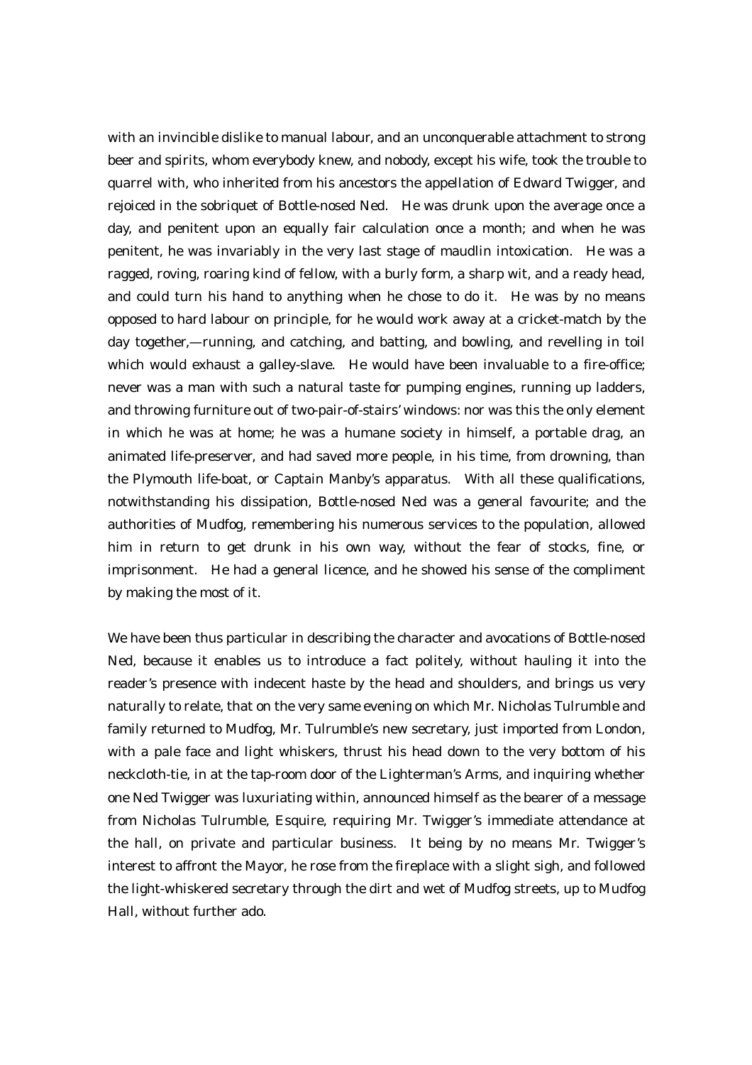with an invincible dislike to manual labour, and an unconquerable attachment to strong beer and spirits, whom everybody knew, and nobody, except his wife, took the trouble to quarrel with, who inherited from his ancestors the appellation of Edward Twigger, and rejoiced in the sobriquet of Bottle-nosed Ned. He was drunk upon the average once a day, and penitent upon an equally fair calculation once a month; and when he was penitent, he was invariably in the very last stage of maudlin intoxication. He was a ragged, roving, roaring kind of fellow, with a burly form, a sharp wit, and a ready head, and could turn his hand to anything when he chose to do it. He was by no means opposed to hard labour on principle, for he would work away at a cricket-match by the day together,—running, and catching, and batting, and bowling, and revelling in toil which would exhaust a galley-slave. He would have been invaluable to a fire-office; never was a man with such a natural taste for pumping engines, running up ladders, and throwing furniture out of two-pair-of-stairs' windows: nor was this the only element in which he was at home; he was a humane society in himself, a portable drag, an animated life-preserver, and had saved more people, in his time, from drowning, than the Plymouth life-boat, or Captain Manby's apparatus. With all these qualifications, notwithstanding his dissipation, Bottle-nosed Ned was a general favourite; and the authorities of Mudfog, remembering his numerous services to the population, allowed him in return to get drunk in his own way, without the fear of stocks, fine, or imprisonment. He had a general licence, and he showed his sense of the compliment by making the most of it.

We have been thus particular in describing the character and avocations of Bottle-nosed Ned, because it enables us to introduce a fact politely, without hauling it into the reader's presence with indecent haste by the head and shoulders, and brings us very naturally to relate, that on the very same evening on which Mr. Nicholas Tulrumble and family returned to Mudfog, Mr. Tulrumble's new secretary, just imported from London, with a pale face and light whiskers, thrust his head down to the very bottom of his neckcloth-tie, in at the tap-room door of the Lighterman's Arms, and inquiring whether one Ned Twigger was luxuriating within, announced himself as the bearer of a message from Nicholas Tulrumble, Esquire, requiring Mr. Twigger's immediate attendance at the hall, on private and particular business. It being by no means Mr. Twigger's interest to affront the Mayor, he rose from the fireplace with a slight sigh, and followed the light-whiskered secretary through the dirt and wet of Mudfog streets, up to Mudfog Hall, without further ado.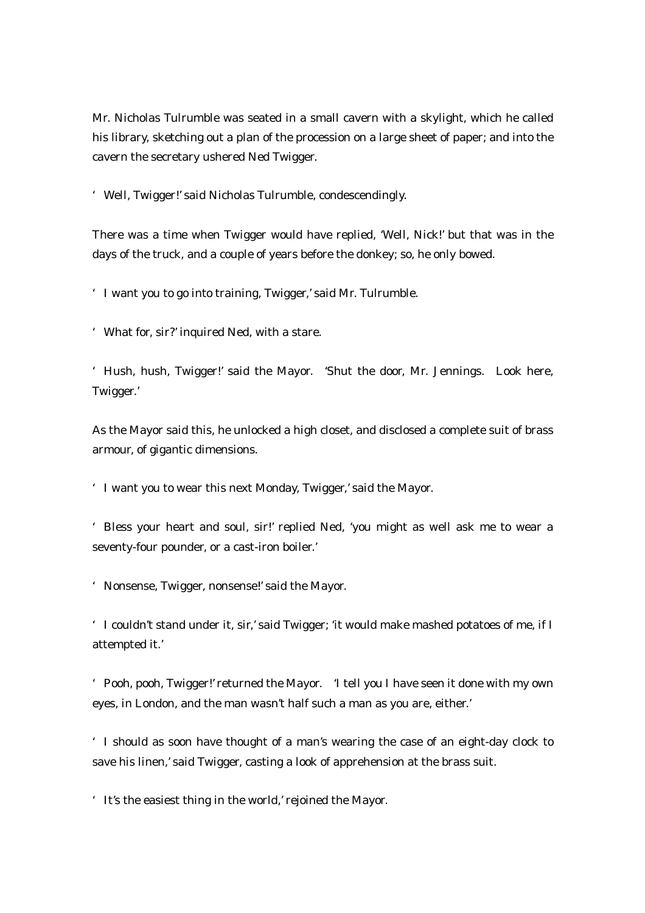Mr. Nicholas Tulrumble was seated in a small cavern with a skylight, which he called his library, sketching out a plan of the procession on a large sheet of paper; and into the cavern the secretary ushered Ned Twigger.

'Well, Twigger!' said Nicholas Tulrumble, condescendingly.

There was a time when Twigger would have replied, 'Well, Nick!' but that was in the days of the truck, and a couple of years before the donkey; so, he only bowed.

'I want you to go into training, Twigger,' said Mr. Tulrumble.

'What for, sir?' inquired Ned, with a stare.

'Hush, hush, Twigger!' said the Mayor. 'Shut the door, Mr. Jennings. Look here, Twigger.'

As the Mayor said this, he unlocked a high closet, and disclosed a complete suit of brass armour, of gigantic dimensions.

'I want you to wear this next Monday, Twigger,' said the Mayor.

'Bless your heart and soul, sir!' replied Ned, 'you might as well ask me to wear a seventy-four pounder, or a cast-iron boiler.'

'Nonsense, Twigger, nonsense!' said the Mayor.

'I couldn't stand under it, sir,' said Twigger; 'it would make mashed potatoes of me, if I attempted it.'

'Pooh, pooh, Twigger!' returned the Mayor. 'I tell you I have seen it done with my own eyes, in London, and the man wasn't half such a man as you are, either.'

'I should as soon have thought of a man's wearing the case of an eight-day clock to save his linen,' said Twigger, casting a look of apprehension at the brass suit.

'It's the easiest thing in the world,' rejoined the Mayor.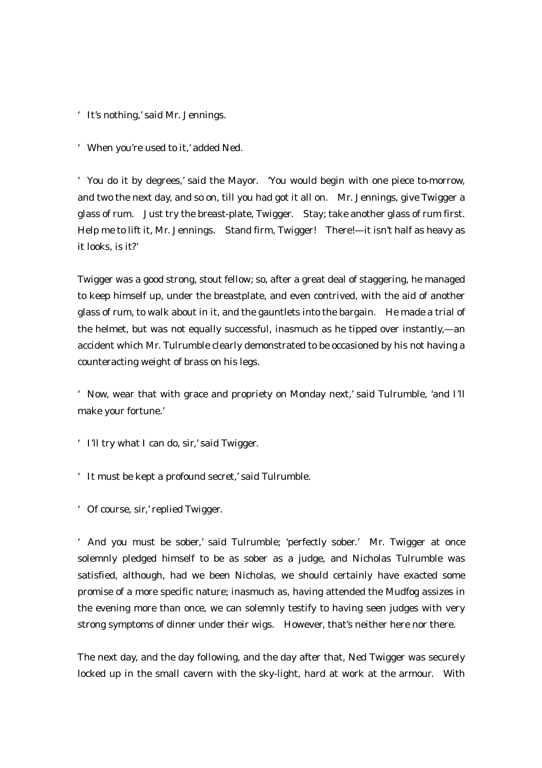'It's nothing,' said Mr. Jennings.

'When you're used to it,' added Ned.

'You do it by degrees,' said the Mayor. 'You would begin with one piece to-morrow, and two the next day, and so on, till you had got it all on. Mr. Jennings, give Twigger a glass of rum. Just try the breast-plate, Twigger. Stay; take another glass of rum first. Help me to lift it, Mr. Jennings. Stand firm, Twigger! There!—it isn't half as heavy as it looks, is it?'

Twigger was a good strong, stout fellow; so, after a great deal of staggering, he managed to keep himself up, under the breastplate, and even contrived, with the aid of another glass of rum, to walk about in it, and the gauntlets into the bargain. He made a trial of the helmet, but was not equally successful, inasmuch as he tipped over instantly,—an accident which Mr. Tulrumble clearly demonstrated to be occasioned by his not having a counteracting weight of brass on his legs.

'Now, wear that with grace and propriety on Monday next,' said Tulrumble, 'and I'll make your fortune.'

'I'll try what I can do, sir,' said Twigger.

'It must be kept a profound secret,' said Tulrumble.

'Of course, sir,' replied Twigger.

'And you must be sober,' said Tulrumble; 'perfectly sober.' Mr. Twigger at once solemnly pledged himself to be as sober as a judge, and Nicholas Tulrumble was satisfied, although, had we been Nicholas, we should certainly have exacted some promise of a more specific nature; inasmuch as, having attended the Mudfog assizes in the evening more than once, we can solemnly testify to having seen judges with very strong symptoms of dinner under their wigs. However, that's neither here nor there.

The next day, and the day following, and the day after that, Ned Twigger was securely locked up in the small cavern with the sky-light, hard at work at the armour. With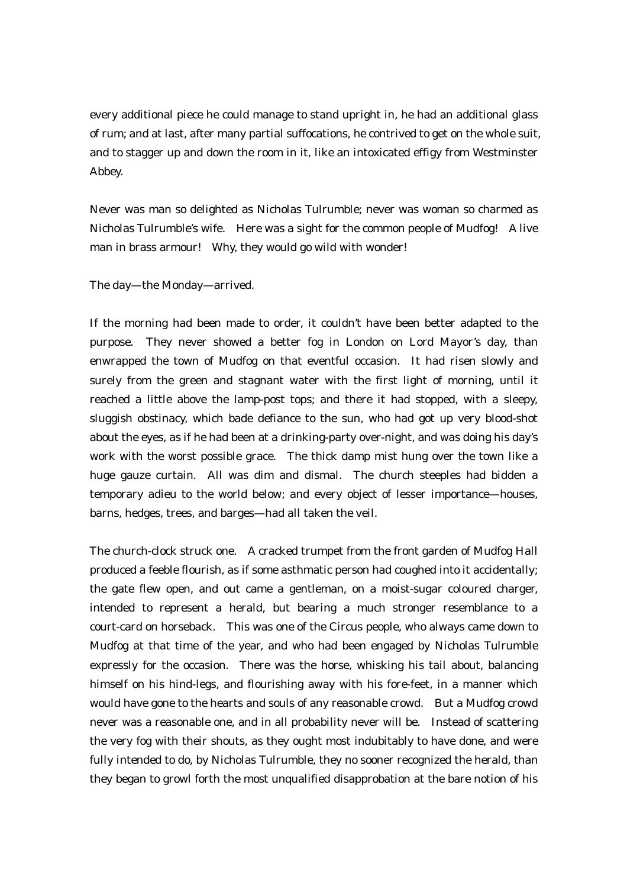every additional piece he could manage to stand upright in, he had an additional glass of rum; and at last, after many partial suffocations, he contrived to get on the whole suit, and to stagger up and down the room in it, like an intoxicated effigy from Westminster Abbey.

Never was man so delighted as Nicholas Tulrumble; never was woman so charmed as Nicholas Tulrumble's wife. Here was a sight for the common people of Mudfog! A live man in brass armour! Why, they would go wild with wonder!

The day—the Monday—arrived.

If the morning had been made to order, it couldn't have been better adapted to the purpose. They never showed a better fog in London on Lord Mayor's day, than enwrapped the town of Mudfog on that eventful occasion. It had risen slowly and surely from the green and stagnant water with the first light of morning, until it reached a little above the lamp-post tops; and there it had stopped, with a sleepy, sluggish obstinacy, which bade defiance to the sun, who had got up very blood-shot about the eyes, as if he had been at a drinking-party over-night, and was doing his day's work with the worst possible grace. The thick damp mist hung over the town like a huge gauze curtain. All was dim and dismal. The church steeples had bidden a temporary adieu to the world below; and every object of lesser importance—houses, barns, hedges, trees, and barges—had all taken the veil.

The church-clock struck one. A cracked trumpet from the front garden of Mudfog Hall produced a feeble flourish, as if some asthmatic person had coughed into it accidentally; the gate flew open, and out came a gentleman, on a moist-sugar coloured charger, intended to represent a herald, but bearing a much stronger resemblance to a court-card on horseback. This was one of the Circus people, who always came down to Mudfog at that time of the year, and who had been engaged by Nicholas Tulrumble expressly for the occasion. There was the horse, whisking his tail about, balancing himself on his hind-legs, and flourishing away with his fore-feet, in a manner which would have gone to the hearts and souls of any reasonable crowd. But a Mudfog crowd never was a reasonable one, and in all probability never will be. Instead of scattering the very fog with their shouts, as they ought most indubitably to have done, and were fully intended to do, by Nicholas Tulrumble, they no sooner recognized the herald, than they began to growl forth the most unqualified disapprobation at the bare notion of his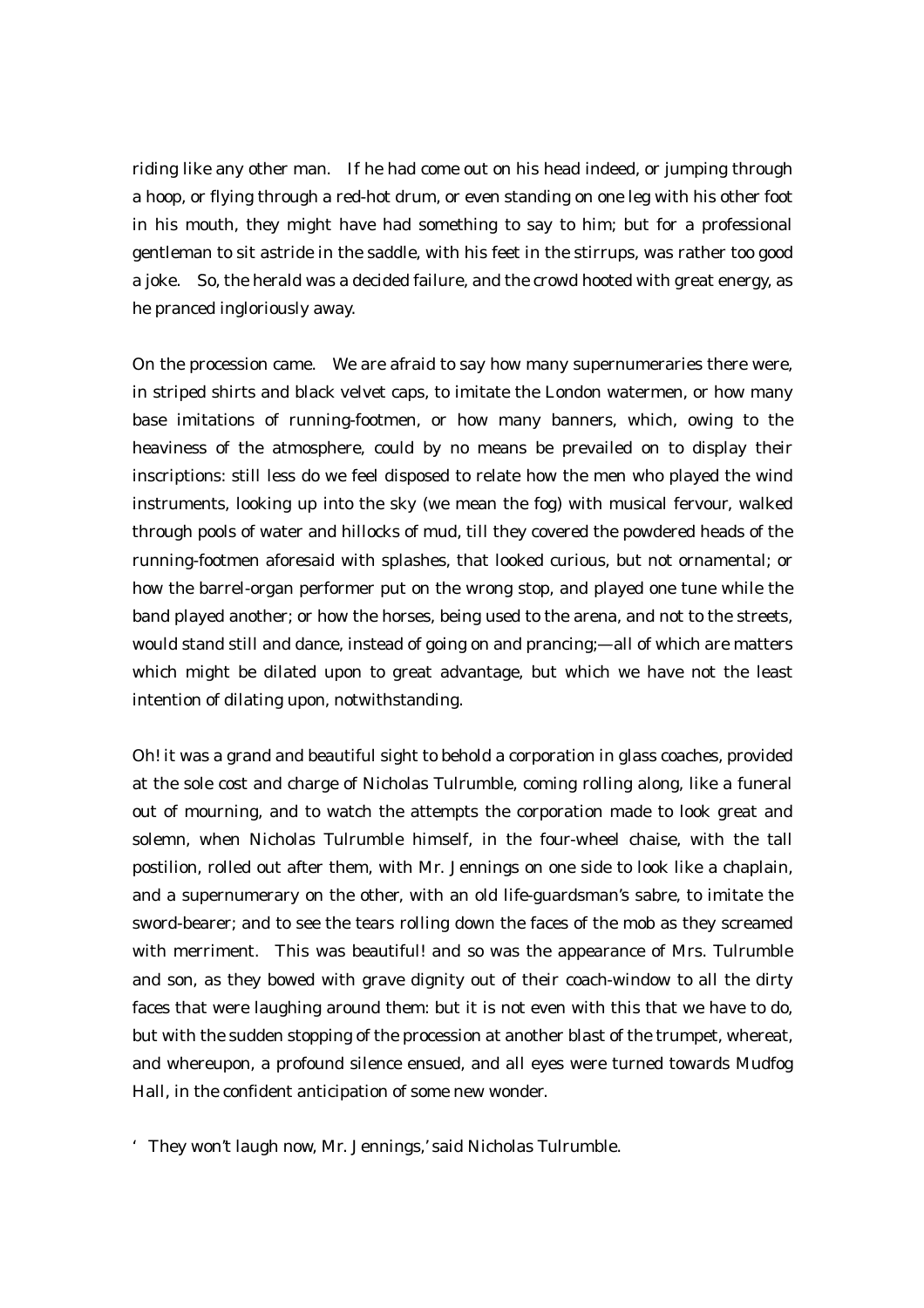riding like any other man. If he had come out on his head indeed, or jumping through a hoop, or flying through a red-hot drum, or even standing on one leg with his other foot in his mouth, they might have had something to say to him; but for a professional gentleman to sit astride in the saddle, with his feet in the stirrups, was rather too good a joke. So, the herald was a decided failure, and the crowd hooted with great energy, as he pranced ingloriously away.

On the procession came. We are afraid to say how many supernumeraries there were, in striped shirts and black velvet caps, to imitate the London watermen, or how many base imitations of running-footmen, or how many banners, which, owing to the heaviness of the atmosphere, could by no means be prevailed on to display their inscriptions: still less do we feel disposed to relate how the men who played the wind instruments, looking up into the sky (we mean the fog) with musical fervour, walked through pools of water and hillocks of mud, till they covered the powdered heads of the running-footmen aforesaid with splashes, that looked curious, but not ornamental; or how the barrel-organ performer put on the wrong stop, and played one tune while the band played another; or how the horses, being used to the arena, and not to the streets, would stand still and dance, instead of going on and prancing;—all of which are matters which might be dilated upon to great advantage, but which we have not the least intention of dilating upon, notwithstanding.

Oh! it was a grand and beautiful sight to behold a corporation in glass coaches, provided at the sole cost and charge of Nicholas Tulrumble, coming rolling along, like a funeral out of mourning, and to watch the attempts the corporation made to look great and solemn, when Nicholas Tulrumble himself, in the four-wheel chaise, with the tall postilion, rolled out after them, with Mr. Jennings on one side to look like a chaplain, and a supernumerary on the other, with an old life-guardsman's sabre, to imitate the sword-bearer; and to see the tears rolling down the faces of the mob as they screamed with merriment. This was beautiful! and so was the appearance of Mrs. Tulrumble and son, as they bowed with grave dignity out of their coach-window to all the dirty faces that were laughing around them: but it is not even with this that we have to do, but with the sudden stopping of the procession at another blast of the trumpet, whereat, and whereupon, a profound silence ensued, and all eyes were turned towards Mudfog Hall, in the confident anticipation of some new wonder.

'They won't laugh now, Mr. Jennings,' said Nicholas Tulrumble.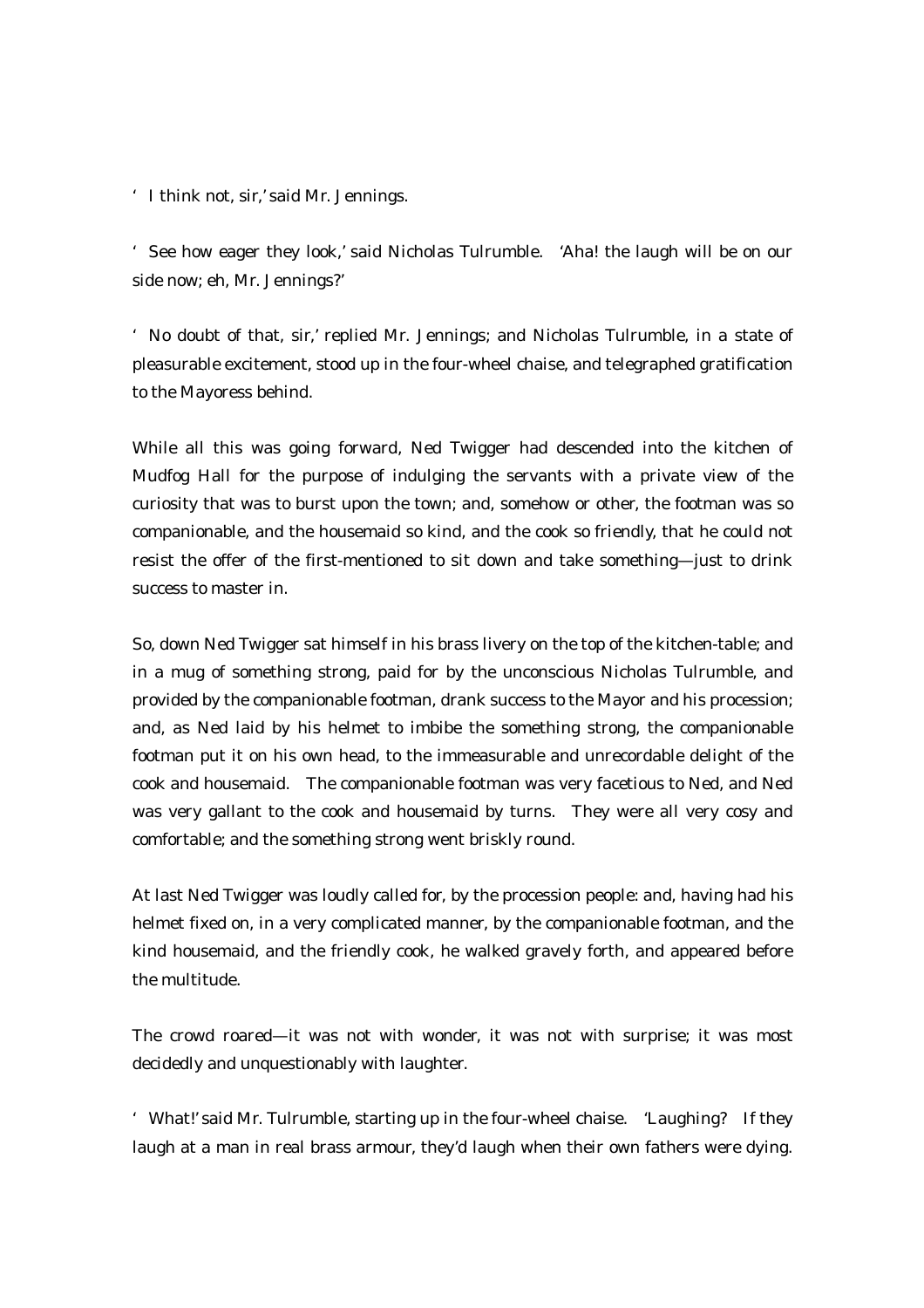'I think not, sir,' said Mr. Jennings.

'See how eager they look,' said Nicholas Tulrumble. 'Aha! the laugh will be on our side now; eh, Mr. Jennings?'

'No doubt of that, sir,' replied Mr. Jennings; and Nicholas Tulrumble, in a state of pleasurable excitement, stood up in the four-wheel chaise, and telegraphed gratification to the Mayoress behind.

While all this was going forward, Ned Twigger had descended into the kitchen of Mudfog Hall for the purpose of indulging the servants with a private view of the curiosity that was to burst upon the town; and, somehow or other, the footman was so companionable, and the housemaid so kind, and the cook so friendly, that he could not resist the offer of the first-mentioned to sit down and take something—just to drink success to master in.

So, down Ned Twigger sat himself in his brass livery on the top of the kitchen-table; and in a mug of something strong, paid for by the unconscious Nicholas Tulrumble, and provided by the companionable footman, drank success to the Mayor and his procession; and, as Ned laid by his helmet to imbibe the something strong, the companionable footman put it on his own head, to the immeasurable and unrecordable delight of the cook and housemaid. The companionable footman was very facetious to Ned, and Ned was very gallant to the cook and housemaid by turns. They were all very cosy and comfortable; and the something strong went briskly round.

At last Ned Twigger was loudly called for, by the procession people: and, having had his helmet fixed on, in a very complicated manner, by the companionable footman, and the kind housemaid, and the friendly cook, he walked gravely forth, and appeared before the multitude.

The crowd roared—it was not with wonder, it was not with surprise; it was most decidedly and unquestionably with laughter.

'What!' said Mr. Tulrumble, starting up in the four-wheel chaise. 'Laughing? If they laugh at a man in real brass armour, they'd laugh when their own fathers were dying.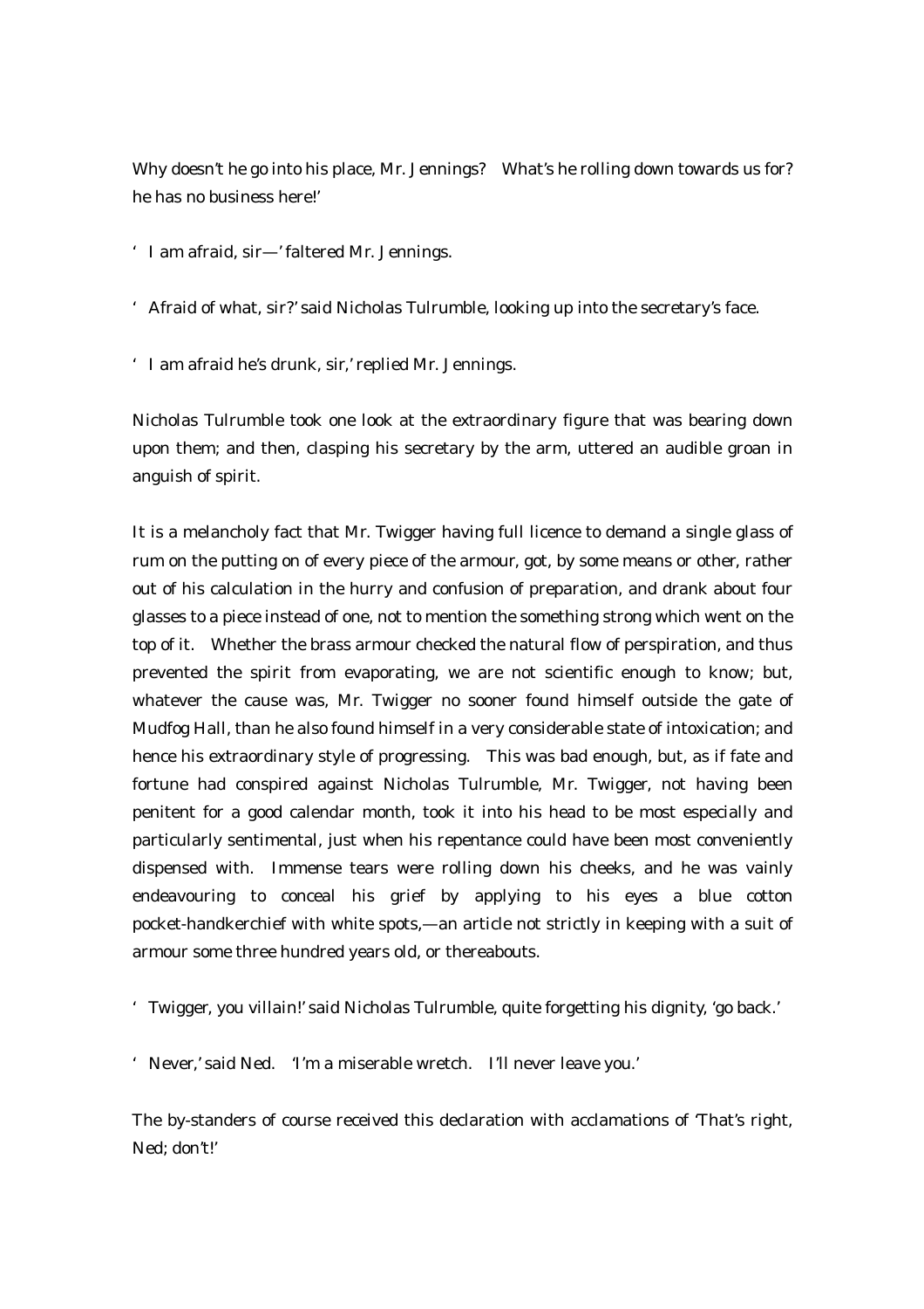Why doesn't he go into his place, Mr. Jennings? What's he rolling down towards us for? he has no business here!'

'I am afraid, sir—' faltered Mr. Jennings.

'Afraid of what, sir?' said Nicholas Tulrumble, looking up into the secretary's face.

'I am afraid he's drunk, sir,' replied Mr. Jennings.

Nicholas Tulrumble took one look at the extraordinary figure that was bearing down upon them; and then, clasping his secretary by the arm, uttered an audible groan in anguish of spirit.

It is a melancholy fact that Mr. Twigger having full licence to demand a single glass of rum on the putting on of every piece of the armour, got, by some means or other, rather out of his calculation in the hurry and confusion of preparation, and drank about four glasses to a piece instead of one, not to mention the something strong which went on the top of it. Whether the brass armour checked the natural flow of perspiration, and thus prevented the spirit from evaporating, we are not scientific enough to know; but, whatever the cause was, Mr. Twigger no sooner found himself outside the gate of Mudfog Hall, than he also found himself in a very considerable state of intoxication; and hence his extraordinary style of progressing. This was bad enough, but, as if fate and fortune had conspired against Nicholas Tulrumble, Mr. Twigger, not having been penitent for a good calendar month, took it into his head to be most especially and particularly sentimental, just when his repentance could have been most conveniently dispensed with. Immense tears were rolling down his cheeks, and he was vainly endeavouring to conceal his grief by applying to his eyes a blue cotton pocket-handkerchief with white spots,—an article not strictly in keeping with a suit of armour some three hundred years old, or thereabouts.

'Twigger, you villain!' said Nicholas Tulrumble, quite forgetting his dignity, 'go back.'

'Never,' said Ned. 'I'm a miserable wretch. I'll never leave you.'

The by-standers of course received this declaration with acclamations of 'That's right, Ned; don't!'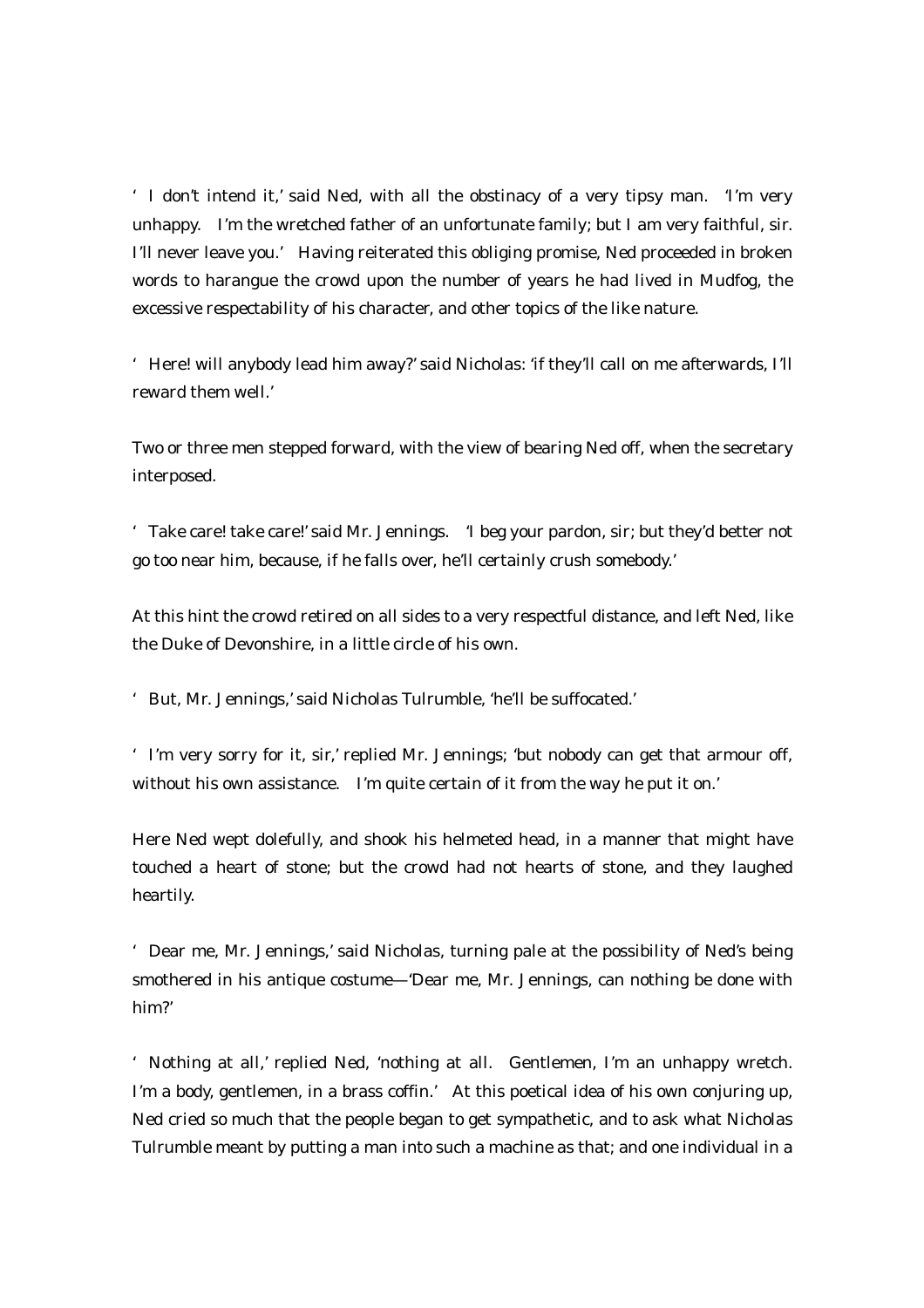'I don't intend it,' said Ned, with all the obstinacy of a very tipsy man. 'I'm very unhappy. I'm the wretched father of an unfortunate family; but I am very faithful, sir. I'll never leave you.' Having reiterated this obliging promise, Ned proceeded in broken words to harangue the crowd upon the number of years he had lived in Mudfog, the excessive respectability of his character, and other topics of the like nature.

'Here! will anybody lead him away?' said Nicholas: 'if they'll call on me afterwards, I'll reward them well.'

Two or three men stepped forward, with the view of bearing Ned off, when the secretary interposed.

'Take care! take care!' said Mr. Jennings. 'I beg your pardon, sir; but they'd better not go too near him, because, if he falls over, he'll certainly crush somebody.'

At this hint the crowd retired on all sides to a very respectful distance, and left Ned, like the Duke of Devonshire, in a little circle of his own.

'But, Mr. Jennings,' said Nicholas Tulrumble, 'he'll be suffocated.'

'I'm very sorry for it, sir,' replied Mr. Jennings; 'but nobody can get that armour off, without his own assistance. I'm quite certain of it from the way he put it on.'

Here Ned wept dolefully, and shook his helmeted head, in a manner that might have touched a heart of stone; but the crowd had not hearts of stone, and they laughed heartily.

'Dear me, Mr. Jennings,' said Nicholas, turning pale at the possibility of Ned's being smothered in his antique costume—'Dear me, Mr. Jennings, can nothing be done with him?'

'Nothing at all,' replied Ned, 'nothing at all. Gentlemen, I'm an unhappy wretch. I'm a body, gentlemen, in a brass coffin.' At this poetical idea of his own conjuring up, Ned cried so much that the people began to get sympathetic, and to ask what Nicholas Tulrumble meant by putting a man into such a machine as that; and one individual in a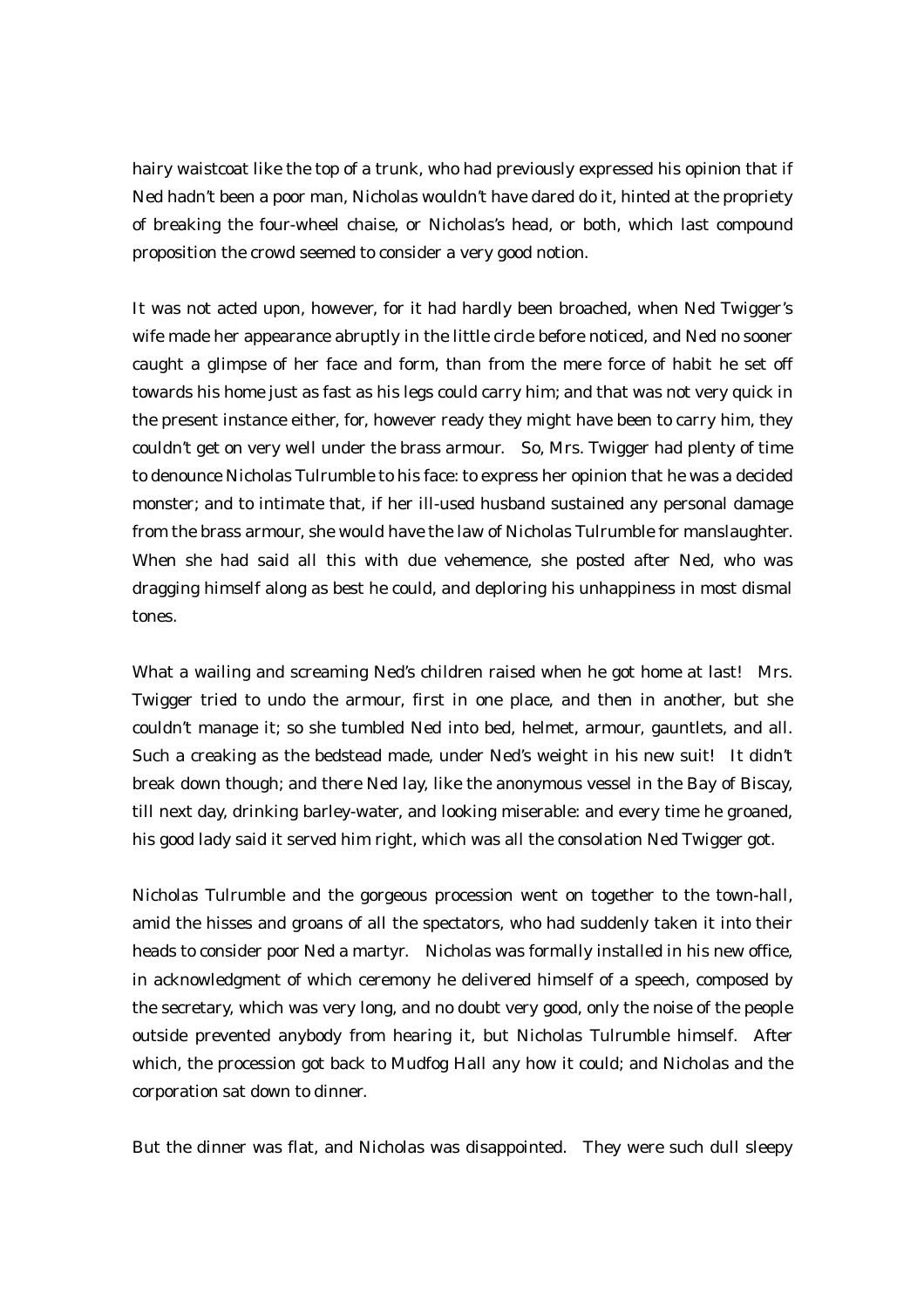hairy waistcoat like the top of a trunk, who had previously expressed his opinion that if Ned hadn't been a poor man, Nicholas wouldn't have dared do it, hinted at the propriety of breaking the four-wheel chaise, or Nicholas's head, or both, which last compound proposition the crowd seemed to consider a very good notion.

It was not acted upon, however, for it had hardly been broached, when Ned Twigger's wife made her appearance abruptly in the little circle before noticed, and Ned no sooner caught a glimpse of her face and form, than from the mere force of habit he set off towards his home just as fast as his legs could carry him; and that was not very quick in the present instance either, for, however ready they might have been to carry him, they couldn't get on very well under the brass armour. So, Mrs. Twigger had plenty of time to denounce Nicholas Tulrumble to his face: to express her opinion that he was a decided monster; and to intimate that, if her ill-used husband sustained any personal damage from the brass armour, she would have the law of Nicholas Tulrumble for manslaughter. When she had said all this with due vehemence, she posted after Ned, who was dragging himself along as best he could, and deploring his unhappiness in most dismal tones.

What a wailing and screaming Ned's children raised when he got home at last! Mrs. Twigger tried to undo the armour, first in one place, and then in another, but she couldn't manage it; so she tumbled Ned into bed, helmet, armour, gauntlets, and all. Such a creaking as the bedstead made, under Ned's weight in his new suit! It didn't break down though; and there Ned lay, like the anonymous vessel in the Bay of Biscay, till next day, drinking barley-water, and looking miserable: and every time he groaned, his good lady said it served him right, which was all the consolation Ned Twigger got.

Nicholas Tulrumble and the gorgeous procession went on together to the town-hall, amid the hisses and groans of all the spectators, who had suddenly taken it into their heads to consider poor Ned a martyr. Nicholas was formally installed in his new office, in acknowledgment of which ceremony he delivered himself of a speech, composed by the secretary, which was very long, and no doubt very good, only the noise of the people outside prevented anybody from hearing it, but Nicholas Tulrumble himself. After which, the procession got back to Mudfog Hall any how it could; and Nicholas and the corporation sat down to dinner.

But the dinner was flat, and Nicholas was disappointed. They were such dull sleepy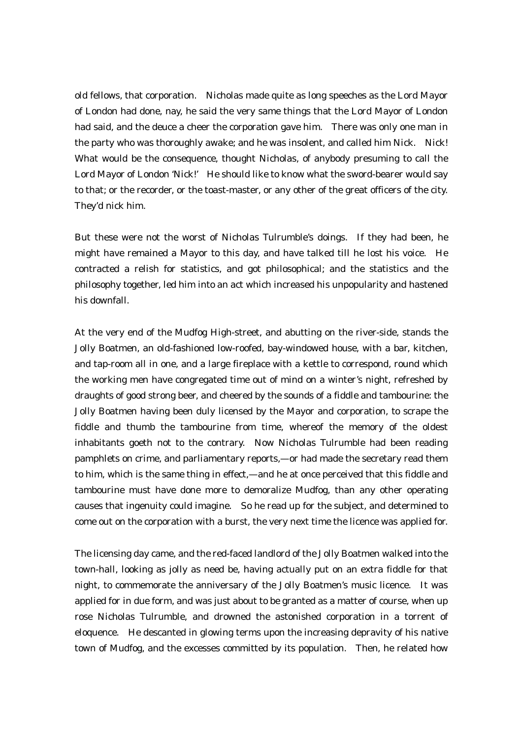old fellows, that corporation. Nicholas made quite as long speeches as the Lord Mayor of London had done, nay, he said the very same things that the Lord Mayor of London had said, and the deuce a cheer the corporation gave him. There was only one man in the party who was thoroughly awake; and he was insolent, and called him Nick. Nick! What would be the consequence, thought Nicholas, of anybody presuming to call the Lord Mayor of London 'Nick!' He should like to know what the sword-bearer would say to that; or the recorder, or the toast-master, or any other of the great officers of the city. They'd nick him.

But these were not the worst of Nicholas Tulrumble's doings. If they had been, he might have remained a Mayor to this day, and have talked till he lost his voice. He contracted a relish for statistics, and got philosophical; and the statistics and the philosophy together, led him into an act which increased his unpopularity and hastened his downfall.

At the very end of the Mudfog High-street, and abutting on the river-side, stands the Jolly Boatmen, an old-fashioned low-roofed, bay-windowed house, with a bar, kitchen, and tap-room all in one, and a large fireplace with a kettle to correspond, round which the working men have congregated time out of mind on a winter's night, refreshed by draughts of good strong beer, and cheered by the sounds of a fiddle and tambourine: the Jolly Boatmen having been duly licensed by the Mayor and corporation, to scrape the fiddle and thumb the tambourine from time, whereof the memory of the oldest inhabitants goeth not to the contrary. Now Nicholas Tulrumble had been reading pamphlets on crime, and parliamentary reports,—or had made the secretary read them to him, which is the same thing in effect,—and he at once perceived that this fiddle and tambourine must have done more to demoralize Mudfog, than any other operating causes that ingenuity could imagine. So he read up for the subject, and determined to come out on the corporation with a burst, the very next time the licence was applied for.

The licensing day came, and the red-faced landlord of the Jolly Boatmen walked into the town-hall, looking as jolly as need be, having actually put on an extra fiddle for that night, to commemorate the anniversary of the Jolly Boatmen's music licence. It was applied for in due form, and was just about to be granted as a matter of course, when up rose Nicholas Tulrumble, and drowned the astonished corporation in a torrent of eloquence. He descanted in glowing terms upon the increasing depravity of his native town of Mudfog, and the excesses committed by its population. Then, he related how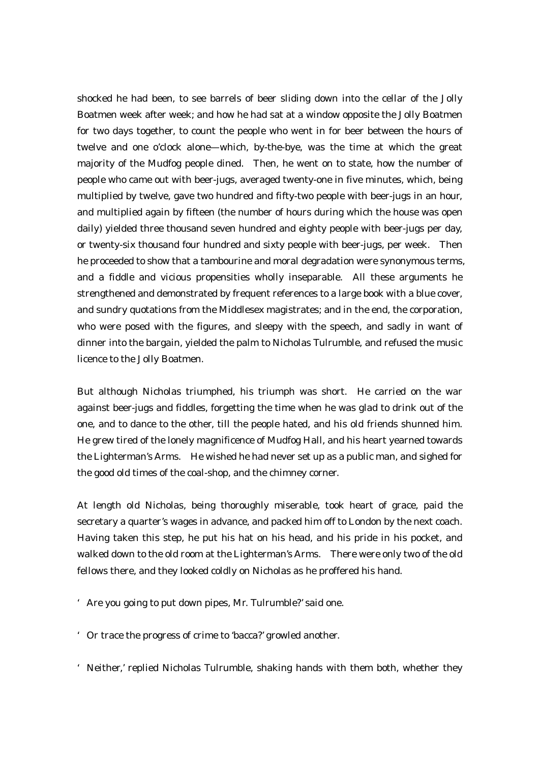shocked he had been, to see barrels of beer sliding down into the cellar of the Jolly Boatmen week after week; and how he had sat at a window opposite the Jolly Boatmen for two days together, to count the people who went in for beer between the hours of twelve and one o'clock alone—which, by-the-bye, was the time at which the great majority of the Mudfog people dined. Then, he went on to state, how the number of people who came out with beer-jugs, averaged twenty-one in five minutes, which, being multiplied by twelve, gave two hundred and fifty-two people with beer-jugs in an hour, and multiplied again by fifteen (the number of hours during which the house was open daily) yielded three thousand seven hundred and eighty people with beer-jugs per day, or twenty-six thousand four hundred and sixty people with beer-jugs, per week. Then he proceeded to show that a tambourine and moral degradation were synonymous terms, and a fiddle and vicious propensities wholly inseparable. All these arguments he strengthened and demonstrated by frequent references to a large book with a blue cover, and sundry quotations from the Middlesex magistrates; and in the end, the corporation, who were posed with the figures, and sleepy with the speech, and sadly in want of dinner into the bargain, yielded the palm to Nicholas Tulrumble, and refused the music licence to the Jolly Boatmen.

But although Nicholas triumphed, his triumph was short. He carried on the war against beer-jugs and fiddles, forgetting the time when he was glad to drink out of the one, and to dance to the other, till the people hated, and his old friends shunned him. He grew tired of the lonely magnificence of Mudfog Hall, and his heart yearned towards the Lighterman's Arms. He wished he had never set up as a public man, and sighed for the good old times of the coal-shop, and the chimney corner.

At length old Nicholas, being thoroughly miserable, took heart of grace, paid the secretary a quarter's wages in advance, and packed him off to London by the next coach. Having taken this step, he put his hat on his head, and his pride in his pocket, and walked down to the old room at the Lighterman's Arms. There were only two of the old fellows there, and they looked coldly on Nicholas as he proffered his hand.

'Are you going to put down pipes, Mr. Tulrumble?' said one.

'Or trace the progress of crime to 'bacca?' growled another.

'Neither,' replied Nicholas Tulrumble, shaking hands with them both, whether they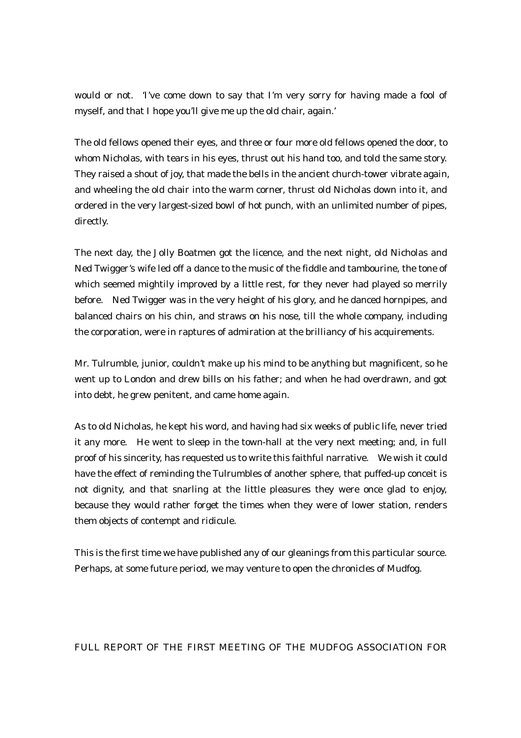would or not. 'I've come down to say that I'm very sorry for having made a fool of myself, and that I hope you'll give me up the old chair, again.'

The old fellows opened their eyes, and three or four more old fellows opened the door, to whom Nicholas, with tears in his eyes, thrust out his hand too, and told the same story. They raised a shout of joy, that made the bells in the ancient church-tower vibrate again, and wheeling the old chair into the warm corner, thrust old Nicholas down into it, and ordered in the very largest-sized bowl of hot punch, with an unlimited number of pipes, directly.

The next day, the Jolly Boatmen got the licence, and the next night, old Nicholas and Ned Twigger's wife led off a dance to the music of the fiddle and tambourine, the tone of which seemed mightily improved by a little rest, for they never had played so merrily before. Ned Twigger was in the very height of his glory, and he danced hornpipes, and balanced chairs on his chin, and straws on his nose, till the whole company, including the corporation, were in raptures of admiration at the brilliancy of his acquirements.

Mr. Tulrumble, junior, couldn't make up his mind to be anything but magnificent, so he went up to London and drew bills on his father; and when he had overdrawn, and got into debt, he grew penitent, and came home again.

As to old Nicholas, he kept his word, and having had six weeks of public life, never tried it any more. He went to sleep in the town-hall at the very next meeting; and, in full proof of his sincerity, has requested us to write this faithful narrative. We wish it could have the effect of reminding the Tulrumbles of another sphere, that puffed-up conceit is not dignity, and that snarling at the little pleasures they were once glad to enjoy, because they would rather forget the times when they were of lower station, renders them objects of contempt and ridicule.

This is the first time we have published any of our gleanings from this particular source. Perhaps, at some future period, we may venture to open the chronicles of Mudfog.

## FULL REPORT OF THE FIRST MEETING OF THE MUDFOG ASSOCIATION FOR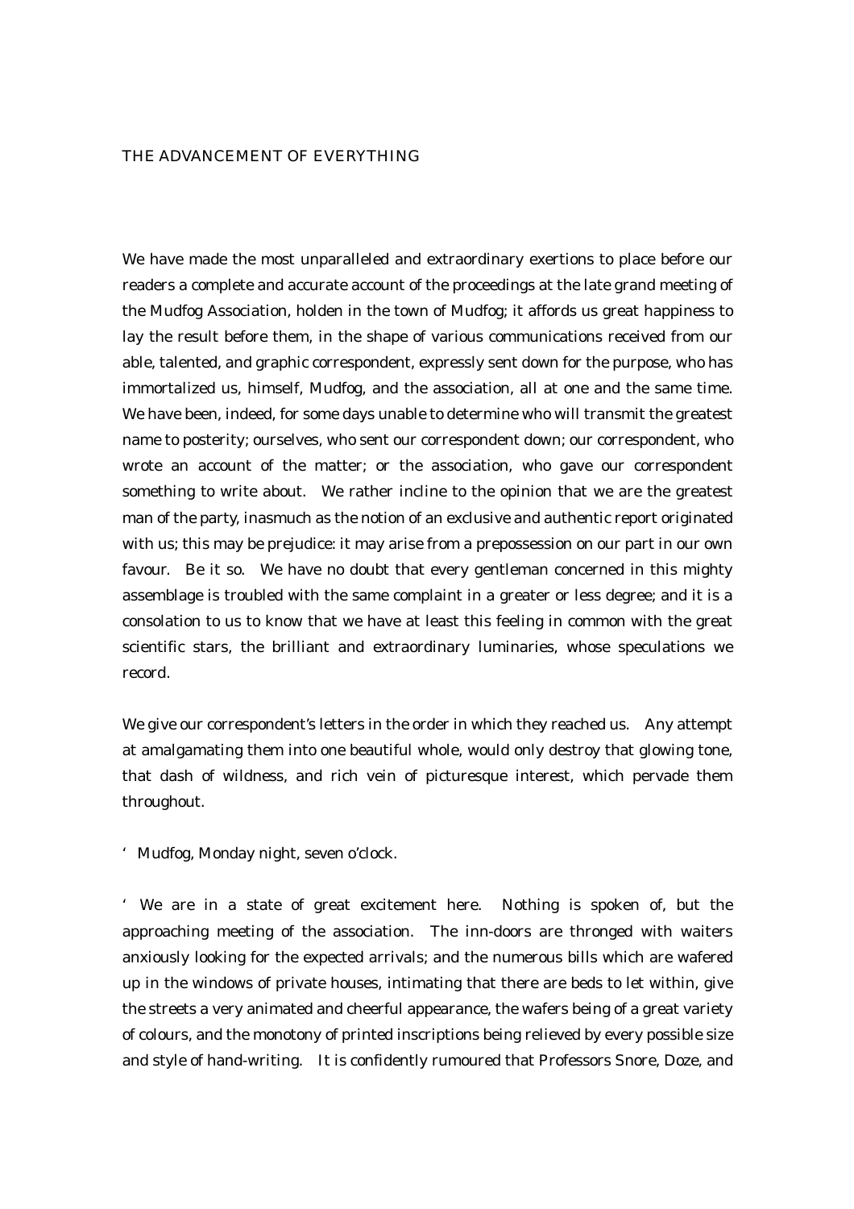## THE ADVANCEMENT OF EVERYTHING

We have made the most unparalleled and extraordinary exertions to place before our readers a complete and accurate account of the proceedings at the late grand meeting of the Mudfog Association, holden in the town of Mudfog; it affords us great happiness to lay the result before them, in the shape of various communications received from our able, talented, and graphic correspondent, expressly sent down for the purpose, who has immortalized us, himself, Mudfog, and the association, all at one and the same time. We have been, indeed, for some days unable to determine who will transmit the greatest name to posterity; ourselves, who sent our correspondent down; our correspondent, who wrote an account of the matter; or the association, who gave our correspondent something to write about. We rather incline to the opinion that we are the greatest man of the party, inasmuch as the notion of an exclusive and authentic report originated with us; this may be prejudice: it may arise from a prepossession on our part in our own favour. Be it so. We have no doubt that every gentleman concerned in this mighty assemblage is troubled with the same complaint in a greater or less degree; and it is a consolation to us to know that we have at least this feeling in common with the great scientific stars, the brilliant and extraordinary luminaries, whose speculations we record.

We give our correspondent's letters in the order in which they reached us. Any attempt at amalgamating them into one beautiful whole, would only destroy that glowing tone, that dash of wildness, and rich vein of picturesque interest, which pervade them throughout.

'Mudfog, Monday night, seven o'clock.

'We are in a state of great excitement here. Nothing is spoken of, but the approaching meeting of the association. The inn-doors are thronged with waiters anxiously looking for the expected arrivals; and the numerous bills which are wafered up in the windows of private houses, intimating that there are beds to let within, give the streets a very animated and cheerful appearance, the wafers being of a great variety of colours, and the monotony of printed inscriptions being relieved by every possible size and style of hand-writing. It is confidently rumoured that Professors Snore, Doze, and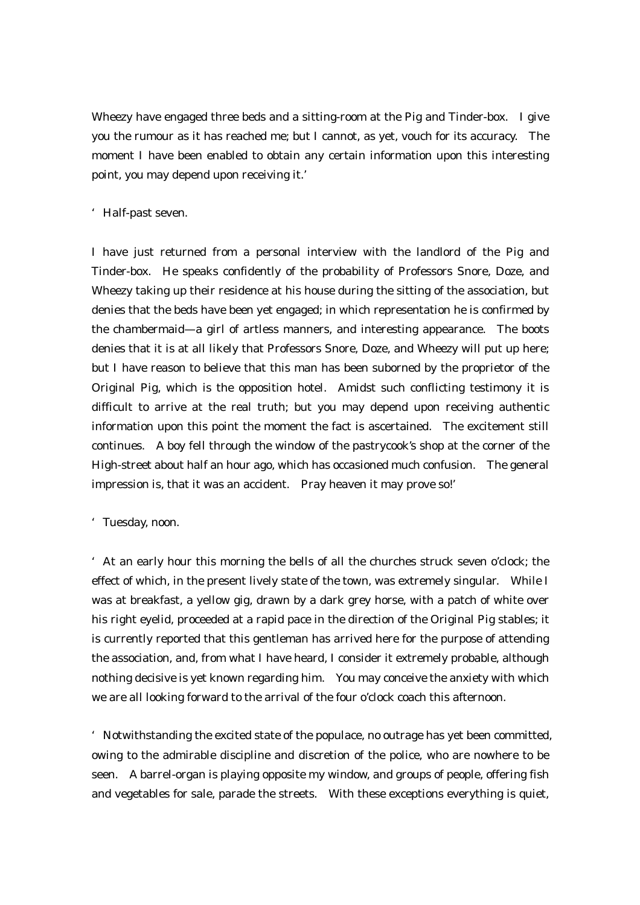Wheezy have engaged three beds and a sitting-room at the Pig and Tinder-box. I give you the rumour as it has reached me; but I cannot, as yet, vouch for its accuracy. The moment I have been enabled to obtain any certain information upon this interesting point, you may depend upon receiving it.'

'Half-past seven.

I have just returned from a personal interview with the landlord of the Pig and Tinder-box. He speaks confidently of the probability of Professors Snore, Doze, and Wheezy taking up their residence at his house during the sitting of the association, but denies that the beds have been yet engaged; in which representation he is confirmed by the chambermaid—a girl of artless manners, and interesting appearance. The boots denies that it is at all likely that Professors Snore, Doze, and Wheezy will put up here; but I have reason to believe that this man has been suborned by the proprietor of the Original Pig, which is the opposition hotel. Amidst such conflicting testimony it is difficult to arrive at the real truth; but you may depend upon receiving authentic information upon this point the moment the fact is ascertained. The excitement still continues. A boy fell through the window of the pastrycook's shop at the corner of the High-street about half an hour ago, which has occasioned much confusion. The general impression is, that it was an accident. Pray heaven it may prove so!'

'Tuesday, noon.

'At an early hour this morning the bells of all the churches struck seven o'clock; the effect of which, in the present lively state of the town, was extremely singular. While I was at breakfast, a yellow gig, drawn by a dark grey horse, with a patch of white over his right eyelid, proceeded at a rapid pace in the direction of the Original Pig stables; it is currently reported that this gentleman has arrived here for the purpose of attending the association, and, from what I have heard, I consider it extremely probable, although nothing decisive is yet known regarding him. You may conceive the anxiety with which we are all looking forward to the arrival of the four o'clock coach this afternoon.

'Notwithstanding the excited state of the populace, no outrage has yet been committed, owing to the admirable discipline and discretion of the police, who are nowhere to be seen. A barrel-organ is playing opposite my window, and groups of people, offering fish and vegetables for sale, parade the streets. With these exceptions everything is quiet,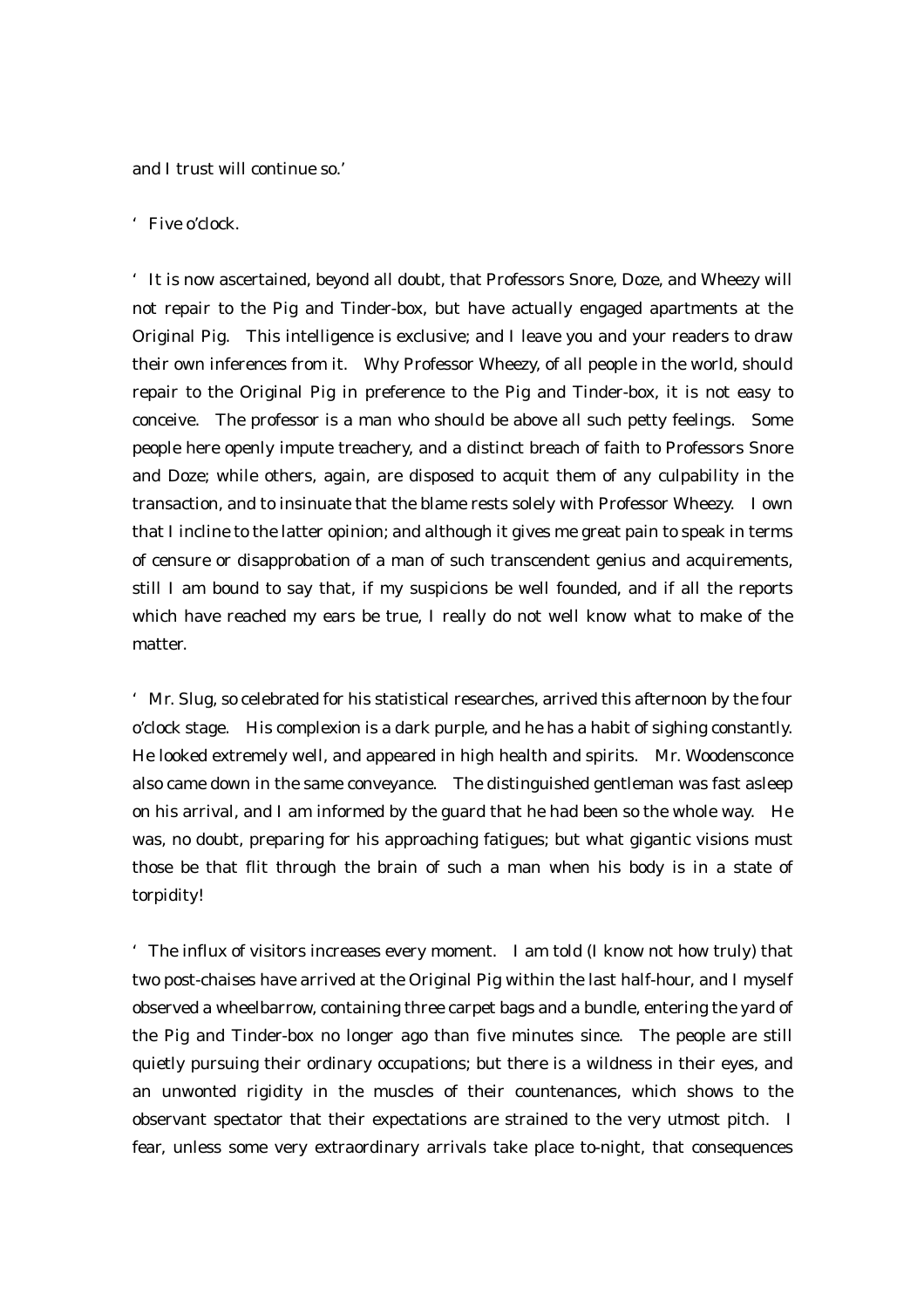and I trust will continue so.'

'Five o'clock.

'It is now ascertained, beyond all doubt, that Professors Snore, Doze, and Wheezy will not repair to the Pig and Tinder-box, but have actually engaged apartments at the Original Pig. This intelligence is exclusive; and I leave you and your readers to draw their own inferences from it. Why Professor Wheezy, of all people in the world, should repair to the Original Pig in preference to the Pig and Tinder-box, it is not easy to conceive. The professor is a man who should be above all such petty feelings. Some people here openly impute treachery, and a distinct breach of faith to Professors Snore and Doze; while others, again, are disposed to acquit them of any culpability in the transaction, and to insinuate that the blame rests solely with Professor Wheezy. I own that I incline to the latter opinion; and although it gives me great pain to speak in terms of censure or disapprobation of a man of such transcendent genius and acquirements, still I am bound to say that, if my suspicions be well founded, and if all the reports which have reached my ears be true, I really do not well know what to make of the matter.

'Mr. Slug, so celebrated for his statistical researches, arrived this afternoon by the four o'clock stage. His complexion is a dark purple, and he has a habit of sighing constantly. He looked extremely well, and appeared in high health and spirits. Mr. Woodensconce also came down in the same conveyance. The distinguished gentleman was fast asleep on his arrival, and I am informed by the guard that he had been so the whole way. He was, no doubt, preparing for his approaching fatigues; but what gigantic visions must those be that flit through the brain of such a man when his body is in a state of torpidity!

'The influx of visitors increases every moment. I am told (I know not how truly) that two post-chaises have arrived at the Original Pig within the last half-hour, and I myself observed a wheelbarrow, containing three carpet bags and a bundle, entering the yard of the Pig and Tinder-box no longer ago than five minutes since. The people are still quietly pursuing their ordinary occupations; but there is a wildness in their eyes, and an unwonted rigidity in the muscles of their countenances, which shows to the observant spectator that their expectations are strained to the very utmost pitch. I fear, unless some very extraordinary arrivals take place to-night, that consequences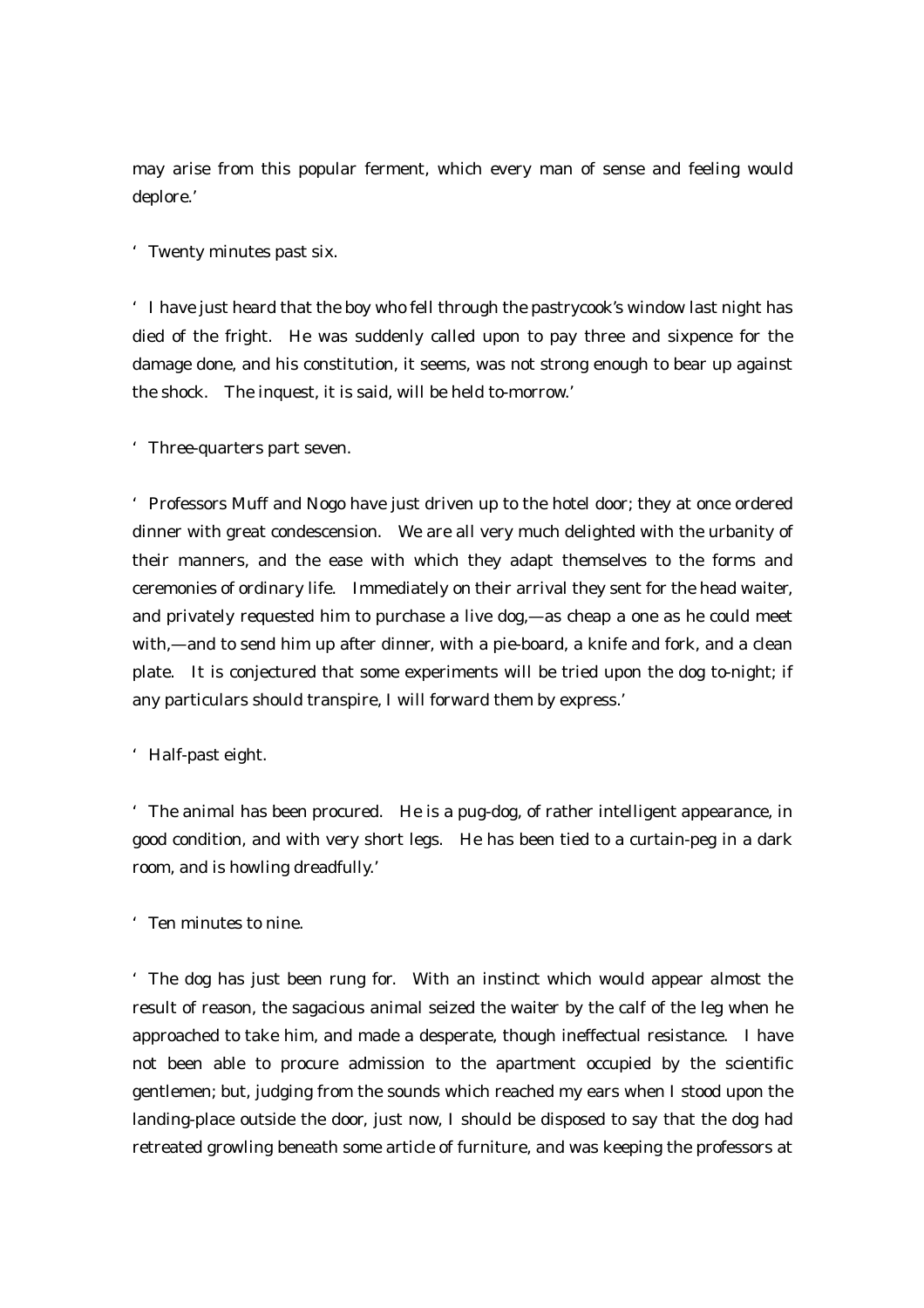may arise from this popular ferment, which every man of sense and feeling would deplore.'

'Twenty minutes past six.

'I have just heard that the boy who fell through the pastrycook's window last night has died of the fright. He was suddenly called upon to pay three and sixpence for the damage done, and his constitution, it seems, was not strong enough to bear up against the shock. The inquest, it is said, will be held to-morrow.'

'Three-quarters part seven.

'Professors Muff and Nogo have just driven up to the hotel door; they at once ordered dinner with great condescension. We are all very much delighted with the urbanity of their manners, and the ease with which they adapt themselves to the forms and ceremonies of ordinary life. Immediately on their arrival they sent for the head waiter, and privately requested him to purchase a live dog,—as cheap a one as he could meet with,—and to send him up after dinner, with a pie-board, a knife and fork, and a clean plate. It is conjectured that some experiments will be tried upon the dog to-night; if any particulars should transpire, I will forward them by express.'

'Half-past eight.

'The animal has been procured. He is a pug-dog, of rather intelligent appearance, in good condition, and with very short legs. He has been tied to a curtain-peg in a dark room, and is howling dreadfully.'

'Ten minutes to nine.

'The dog has just been rung for. With an instinct which would appear almost the result of reason, the sagacious animal seized the waiter by the calf of the leg when he approached to take him, and made a desperate, though ineffectual resistance. I have not been able to procure admission to the apartment occupied by the scientific gentlemen; but, judging from the sounds which reached my ears when I stood upon the landing-place outside the door, just now, I should be disposed to say that the dog had retreated growling beneath some article of furniture, and was keeping the professors at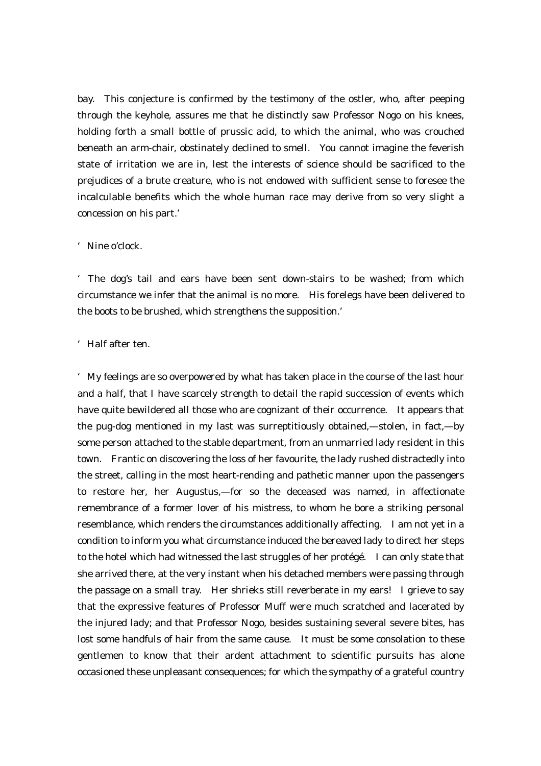bay. This conjecture is confirmed by the testimony of the ostler, who, after peeping through the keyhole, assures me that he distinctly saw Professor Nogo on his knees, holding forth a small bottle of prussic acid, to which the animal, who was crouched beneath an arm-chair, obstinately declined to smell. You cannot imagine the feverish state of irritation we are in, lest the interests of science should be sacrificed to the prejudices of a brute creature, who is not endowed with sufficient sense to foresee the incalculable benefits which the whole human race may derive from so very slight a concession on his part.'

'Nine o'clock.

'The dog's tail and ears have been sent down-stairs to be washed; from which circumstance we infer that the animal is no more. His forelegs have been delivered to the boots to be brushed, which strengthens the supposition.'

'Half after ten.

'My feelings are so overpowered by what has taken place in the course of the last hour and a half, that I have scarcely strength to detail the rapid succession of events which have quite bewildered all those who are cognizant of their occurrence. It appears that the pug-dog mentioned in my last was surreptitiously obtained,—stolen, in fact,—by some person attached to the stable department, from an unmarried lady resident in this town. Frantic on discovering the loss of her favourite, the lady rushed distractedly into the street, calling in the most heart-rending and pathetic manner upon the passengers to restore her, her Augustus,—for so the deceased was named, in affectionate remembrance of a former lover of his mistress, to whom he bore a striking personal resemblance, which renders the circumstances additionally affecting. I am not yet in a condition to inform you what circumstance induced the bereaved lady to direct her steps to the hotel which had witnessed the last struggles of her protégé. I can only state that she arrived there, at the very instant when his detached members were passing through the passage on a small tray. Her shrieks still reverberate in my ears! I grieve to say that the expressive features of Professor Muff were much scratched and lacerated by the injured lady; and that Professor Nogo, besides sustaining several severe bites, has lost some handfuls of hair from the same cause. It must be some consolation to these gentlemen to know that their ardent attachment to scientific pursuits has alone occasioned these unpleasant consequences; for which the sympathy of a grateful country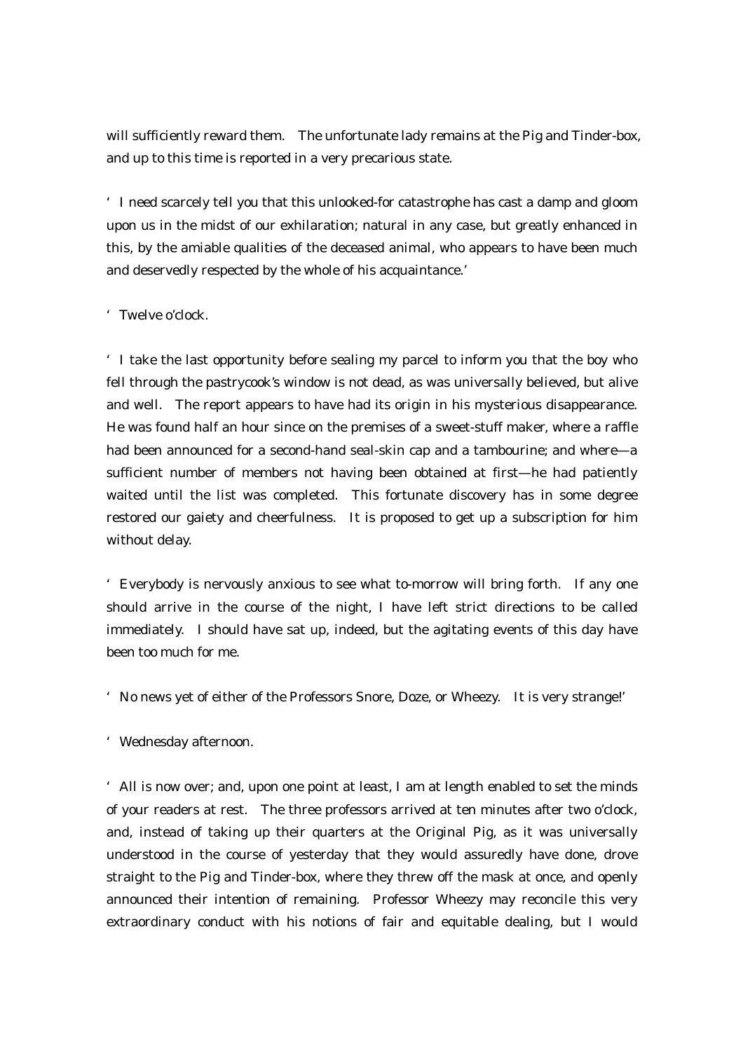will sufficiently reward them. The unfortunate lady remains at the Pig and Tinder-box, and up to this time is reported in a very precarious state.

'I need scarcely tell you that this unlooked-for catastrophe has cast a damp and gloom upon us in the midst of our exhilaration; natural in any case, but greatly enhanced in this, by the amiable qualities of the deceased animal, who appears to have been much and deservedly respected by the whole of his acquaintance.'

'Twelve o'clock.

'I take the last opportunity before sealing my parcel to inform you that the boy who fell through the pastrycook's window is not dead, as was universally believed, but alive and well. The report appears to have had its origin in his mysterious disappearance. He was found half an hour since on the premises of a sweet-stuff maker, where a raffle had been announced for a second-hand seal-skin cap and a tambourine; and where—a sufficient number of members not having been obtained at first—he had patiently waited until the list was completed. This fortunate discovery has in some degree restored our gaiety and cheerfulness. It is proposed to get up a subscription for him without delay.

'Everybody is nervously anxious to see what to-morrow will bring forth. If any one should arrive in the course of the night, I have left strict directions to be called immediately. I should have sat up, indeed, but the agitating events of this day have been too much for me.

'No news yet of either of the Professors Snore, Doze, or Wheezy. It is very strange!'

'Wednesday afternoon.

'All is now over; and, upon one point at least, I am at length enabled to set the minds of your readers at rest. The three professors arrived at ten minutes after two o'clock, and, instead of taking up their quarters at the Original Pig, as it was universally understood in the course of yesterday that they would assuredly have done, drove straight to the Pig and Tinder-box, where they threw off the mask at once, and openly announced their intention of remaining. Professor Wheezy may reconcile this very extraordinary conduct with his notions of fair and equitable dealing, but I would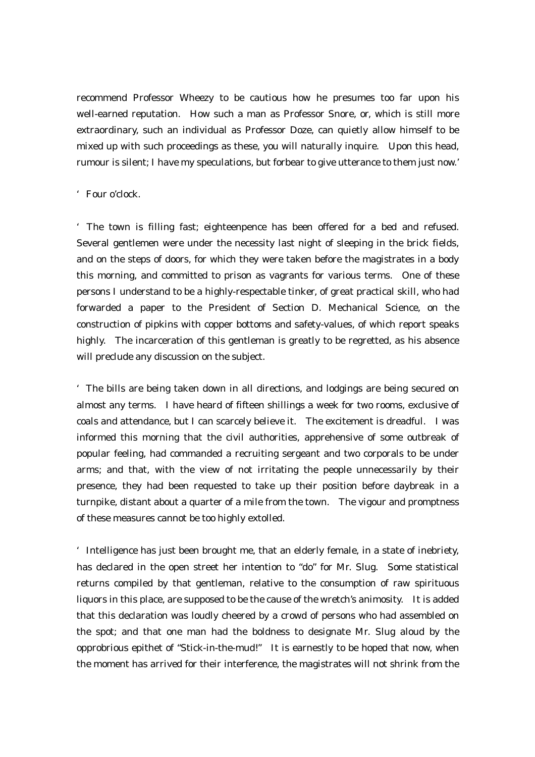recommend Professor Wheezy to be cautious how he presumes too far upon his well-earned reputation. How such a man as Professor Snore, or, which is still more extraordinary, such an individual as Professor Doze, can quietly allow himself to be mixed up with such proceedings as these, you will naturally inquire. Upon this head, rumour is silent; I have my speculations, but forbear to give utterance to them just now.'

'Four o'clock.

'The town is filling fast; eighteenpence has been offered for a bed and refused. Several gentlemen were under the necessity last night of sleeping in the brick fields, and on the steps of doors, for which they were taken before the magistrates in a body this morning, and committed to prison as vagrants for various terms. One of these persons I understand to be a highly-respectable tinker, of great practical skill, who had forwarded a paper to the President of Section D. Mechanical Science, on the construction of pipkins with copper bottoms and safety-values, of which report speaks highly. The incarceration of this gentleman is greatly to be regretted, as his absence will preclude any discussion on the subject.

'The bills are being taken down in all directions, and lodgings are being secured on almost any terms. I have heard of fifteen shillings a week for two rooms, exclusive of coals and attendance, but I can scarcely believe it. The excitement is dreadful. I was informed this morning that the civil authorities, apprehensive of some outbreak of popular feeling, had commanded a recruiting sergeant and two corporals to be under arms; and that, with the view of not irritating the people unnecessarily by their presence, they had been requested to take up their position before daybreak in a turnpike, distant about a quarter of a mile from the town. The vigour and promptness of these measures cannot be too highly extolled.

'Intelligence has just been brought me, that an elderly female, in a state of inebriety, has declared in the open street her intention to "do" for Mr. Slug. Some statistical returns compiled by that gentleman, relative to the consumption of raw spirituous liquors in this place, are supposed to be the cause of the wretch's animosity. It is added that this declaration was loudly cheered by a crowd of persons who had assembled on the spot; and that one man had the boldness to designate Mr. Slug aloud by the opprobrious epithet of "Stick-in-the-mud!" It is earnestly to be hoped that now, when the moment has arrived for their interference, the magistrates will not shrink from the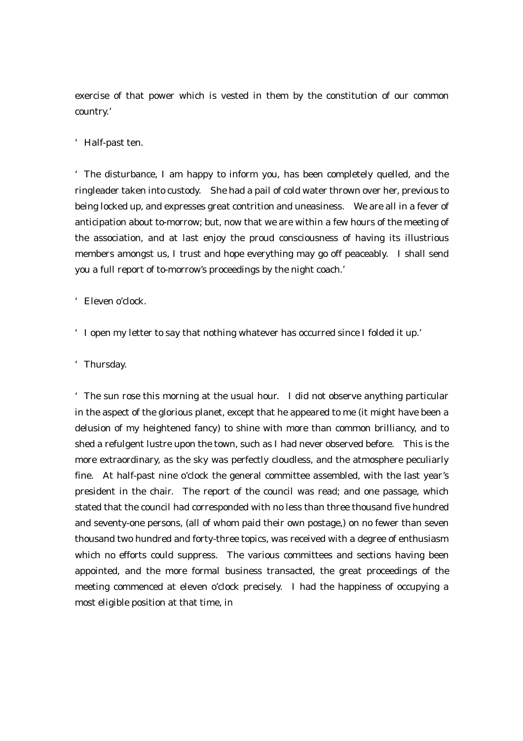exercise of that power which is vested in them by the constitution of our common country.'

'Half-past ten.

'The disturbance, I am happy to inform you, has been completely quelled, and the ringleader taken into custody. She had a pail of cold water thrown over her, previous to being locked up, and expresses great contrition and uneasiness. We are all in a fever of anticipation about to-morrow; but, now that we are within a few hours of the meeting of the association, and at last enjoy the proud consciousness of having its illustrious members amongst us, I trust and hope everything may go off peaceably. I shall send you a full report of to-morrow's proceedings by the night coach.'

'Eleven o'clock.

'I open my letter to say that nothing whatever has occurred since I folded it up.'

'Thursday.

'The sun rose this morning at the usual hour. I did not observe anything particular in the aspect of the glorious planet, except that he appeared to me (it might have been a delusion of my heightened fancy) to shine with more than common brilliancy, and to shed a refulgent lustre upon the town, such as I had never observed before. This is the more extraordinary, as the sky was perfectly cloudless, and the atmosphere peculiarly fine. At half-past nine o'clock the general committee assembled, with the last year's president in the chair. The report of the council was read; and one passage, which stated that the council had corresponded with no less than three thousand five hundred and seventy-one persons, (all of whom paid their own postage,) on no fewer than seven thousand two hundred and forty-three topics, was received with a degree of enthusiasm which no efforts could suppress. The various committees and sections having been appointed, and the more formal business transacted, the great proceedings of the meeting commenced at eleven o'clock precisely. I had the happiness of occupying a most eligible position at that time, in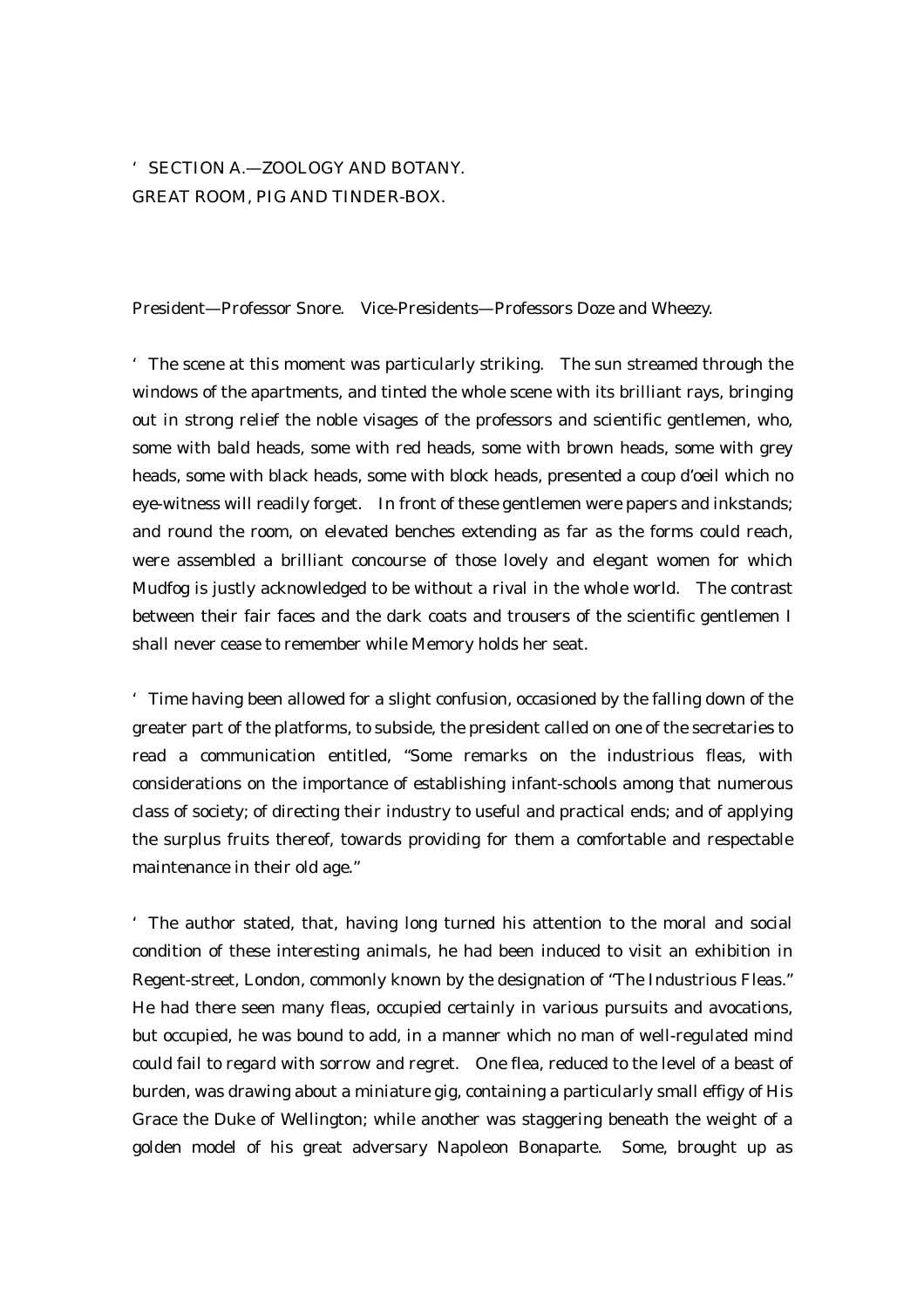'SECTION A.—ZOOLOGY AND BOTANY.
GREAT ROOM, PIG AND TINDER-BOX.

President—Professor Snore. Vice-Presidents—Professors Doze and Wheezy.

'The scene at this moment was particularly striking. The sun streamed through the windows of the apartments, and tinted the whole scene with its brilliant rays, bringing out in strong relief the noble visages of the professors and scientific gentlemen, who, some with bald heads, some with red heads, some with brown heads, some with grey heads, some with black heads, some with block heads, presented a coup d'oeil which no eye-witness will readily forget. In front of these gentlemen were papers and inkstands; and round the room, on elevated benches extending as far as the forms could reach, were assembled a brilliant concourse of those lovely and elegant women for which Mudfog is justly acknowledged to be without a rival in the whole world. The contrast between their fair faces and the dark coats and trousers of the scientific gentlemen I shall never cease to remember while Memory holds her seat.

'Time having been allowed for a slight confusion, occasioned by the falling down of the greater part of the platforms, to subside, the president called on one of the secretaries to read a communication entitled, "Some remarks on the industrious fleas, with considerations on the importance of establishing infant-schools among that numerous class of society; of directing their industry to useful and practical ends; and of applying the surplus fruits thereof, towards providing for them a comfortable and respectable maintenance in their old age."

'The author stated, that, having long turned his attention to the moral and social condition of these interesting animals, he had been induced to visit an exhibition in Regent-street, London, commonly known by the designation of "The Industrious Fleas." He had there seen many fleas, occupied certainly in various pursuits and avocations, but occupied, he was bound to add, in a manner which no man of well-regulated mind could fail to regard with sorrow and regret. One flea, reduced to the level of a beast of burden, was drawing about a miniature gig, containing a particularly small effigy of His Grace the Duke of Wellington; while another was staggering beneath the weight of a golden model of his great adversary Napoleon Bonaparte. Some, brought up as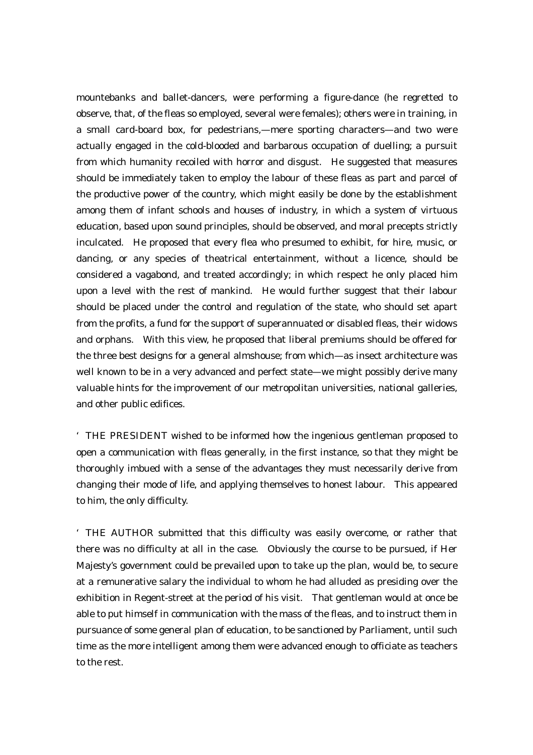mountebanks and ballet-dancers, were performing a figure-dance (he regretted to observe, that, of the fleas so employed, several were females); others were in training, in a small card-board box, for pedestrians,—mere sporting characters—and two were actually engaged in the cold-blooded and barbarous occupation of duelling; a pursuit from which humanity recoiled with horror and disgust. He suggested that measures should be immediately taken to employ the labour of these fleas as part and parcel of the productive power of the country, which might easily be done by the establishment among them of infant schools and houses of industry, in which a system of virtuous education, based upon sound principles, should be observed, and moral precepts strictly inculcated. He proposed that every flea who presumed to exhibit, for hire, music, or dancing, or any species of theatrical entertainment, without a licence, should be considered a vagabond, and treated accordingly; in which respect he only placed him upon a level with the rest of mankind. He would further suggest that their labour should be placed under the control and regulation of the state, who should set apart from the profits, a fund for the support of superannuated or disabled fleas, their widows and orphans. With this view, he proposed that liberal premiums should be offered for the three best designs for a general almshouse; from which—as insect architecture was well known to be in a very advanced and perfect state—we might possibly derive many valuable hints for the improvement of our metropolitan universities, national galleries, and other public edifices.

'THE PRESIDENT wished to be informed how the ingenious gentleman proposed to open a communication with fleas generally, in the first instance, so that they might be thoroughly imbued with a sense of the advantages they must necessarily derive from changing their mode of life, and applying themselves to honest labour. This appeared to him, the only difficulty.

'THE AUTHOR submitted that this difficulty was easily overcome, or rather that there was no difficulty at all in the case. Obviously the course to be pursued, if Her Majesty's government could be prevailed upon to take up the plan, would be, to secure at a remunerative salary the individual to whom he had alluded as presiding over the exhibition in Regent-street at the period of his visit. That gentleman would at once be able to put himself in communication with the mass of the fleas, and to instruct them in pursuance of some general plan of education, to be sanctioned by Parliament, until such time as the more intelligent among them were advanced enough to officiate as teachers to the rest.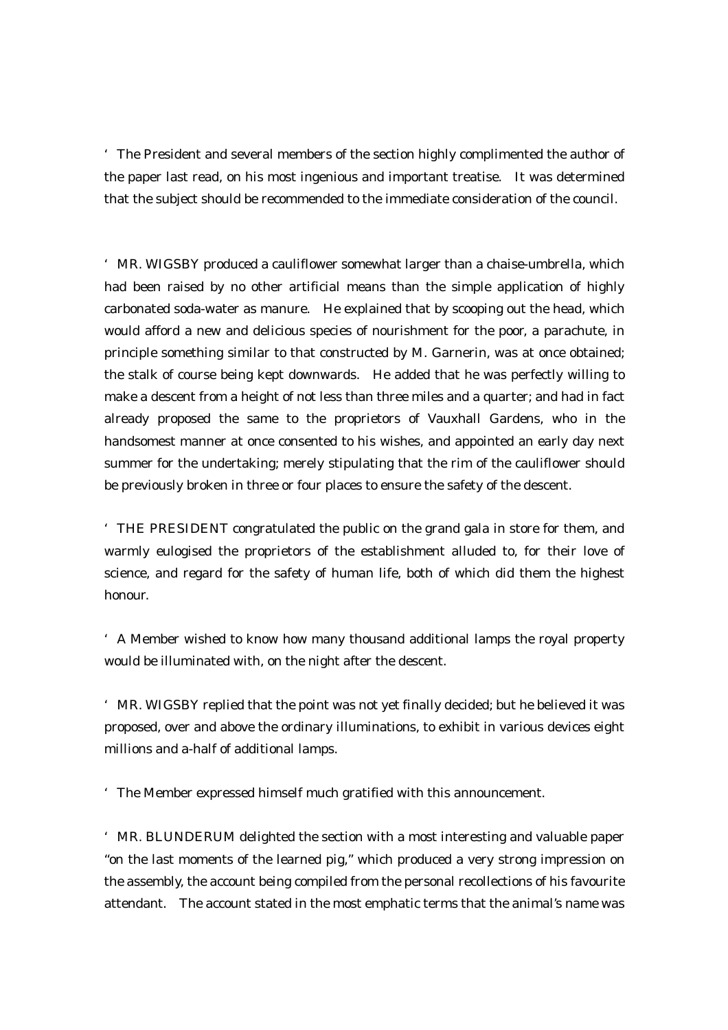'The President and several members of the section highly complimented the author of the paper last read, on his most ingenious and important treatise. It was determined that the subject should be recommended to the immediate consideration of the council.

'MR. WIGSBY produced a cauliflower somewhat larger than a chaise-umbrella, which had been raised by no other artificial means than the simple application of highly carbonated soda-water as manure. He explained that by scooping out the head, which would afford a new and delicious species of nourishment for the poor, a parachute, in principle something similar to that constructed by M. Garnerin, was at once obtained; the stalk of course being kept downwards. He added that he was perfectly willing to make a descent from a height of not less than three miles and a quarter; and had in fact already proposed the same to the proprietors of Vauxhall Gardens, who in the handsomest manner at once consented to his wishes, and appointed an early day next summer for the undertaking; merely stipulating that the rim of the cauliflower should be previously broken in three or four places to ensure the safety of the descent.

'THE PRESIDENT congratulated the public on the grand gala in store for them, and warmly eulogised the proprietors of the establishment alluded to, for their love of science, and regard for the safety of human life, both of which did them the highest honour.

'A Member wished to know how many thousand additional lamps the royal property would be illuminated with, on the night after the descent.

'MR. WIGSBY replied that the point was not yet finally decided; but he believed it was proposed, over and above the ordinary illuminations, to exhibit in various devices eight millions and a-half of additional lamps.

'The Member expressed himself much gratified with this announcement.

'MR. BLUNDERUM delighted the section with a most interesting and valuable paper "on the last moments of the learned pig," which produced a very strong impression on the assembly, the account being compiled from the personal recollections of his favourite attendant. The account stated in the most emphatic terms that the animal's name was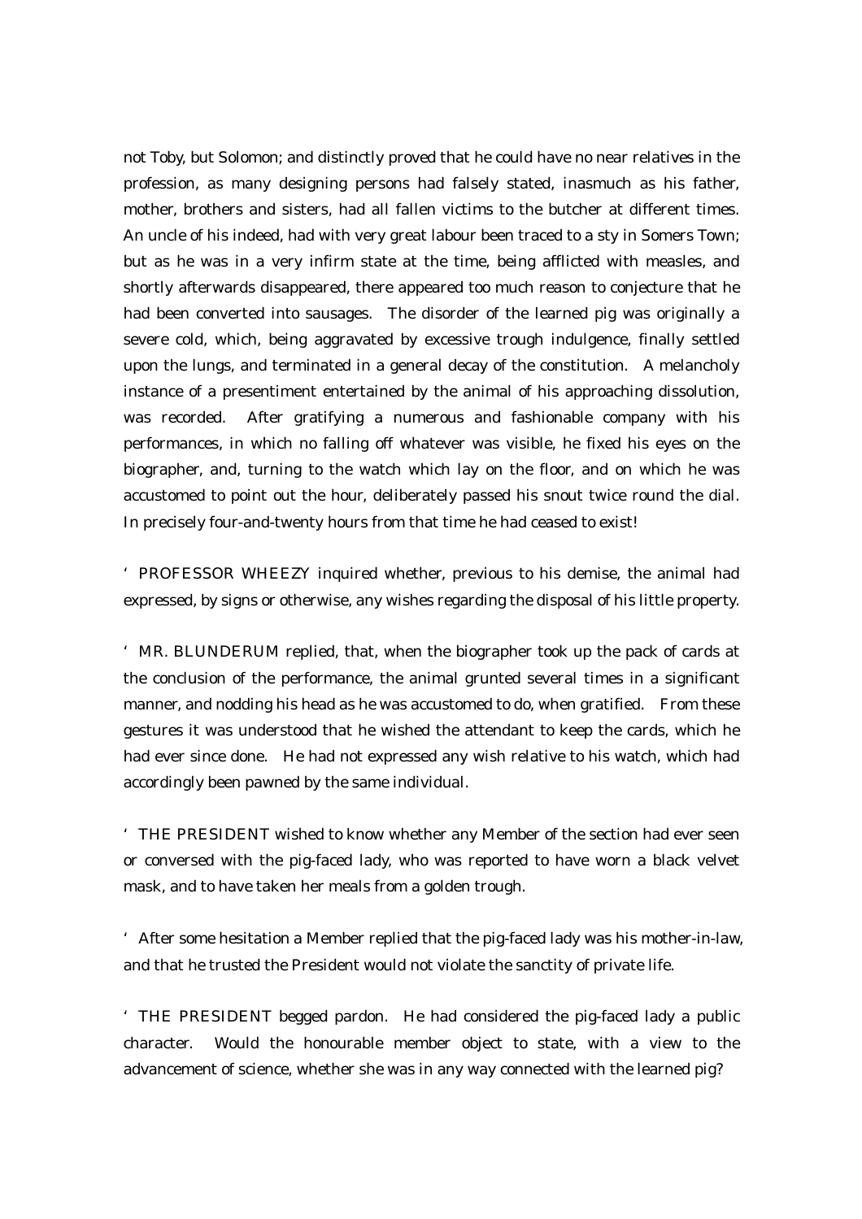not Toby, but Solomon; and distinctly proved that he could have no near relatives in the profession, as many designing persons had falsely stated, inasmuch as his father, mother, brothers and sisters, had all fallen victims to the butcher at different times. An uncle of his indeed, had with very great labour been traced to a sty in Somers Town; but as he was in a very infirm state at the time, being afflicted with measles, and shortly afterwards disappeared, there appeared too much reason to conjecture that he had been converted into sausages. The disorder of the learned pig was originally a severe cold, which, being aggravated by excessive trough indulgence, finally settled upon the lungs, and terminated in a general decay of the constitution. A melancholy instance of a presentiment entertained by the animal of his approaching dissolution, was recorded. After gratifying a numerous and fashionable company with his performances, in which no falling off whatever was visible, he fixed his eyes on the biographer, and, turning to the watch which lay on the floor, and on which he was accustomed to point out the hour, deliberately passed his snout twice round the dial. In precisely four-and-twenty hours from that time he had ceased to exist!

'PROFESSOR WHEEZY inquired whether, previous to his demise, the animal had expressed, by signs or otherwise, any wishes regarding the disposal of his little property.

'MR. BLUNDERUM replied, that, when the biographer took up the pack of cards at the conclusion of the performance, the animal grunted several times in a significant manner, and nodding his head as he was accustomed to do, when gratified. From these gestures it was understood that he wished the attendant to keep the cards, which he had ever since done. He had not expressed any wish relative to his watch, which had accordingly been pawned by the same individual.

'THE PRESIDENT wished to know whether any Member of the section had ever seen or conversed with the pig-faced lady, who was reported to have worn a black velvet mask, and to have taken her meals from a golden trough.

'After some hesitation a Member replied that the pig-faced lady was his mother-in-law, and that he trusted the President would not violate the sanctity of private life.

'THE PRESIDENT begged pardon. He had considered the pig-faced lady a public character. Would the honourable member object to state, with a view to the advancement of science, whether she was in any way connected with the learned pig?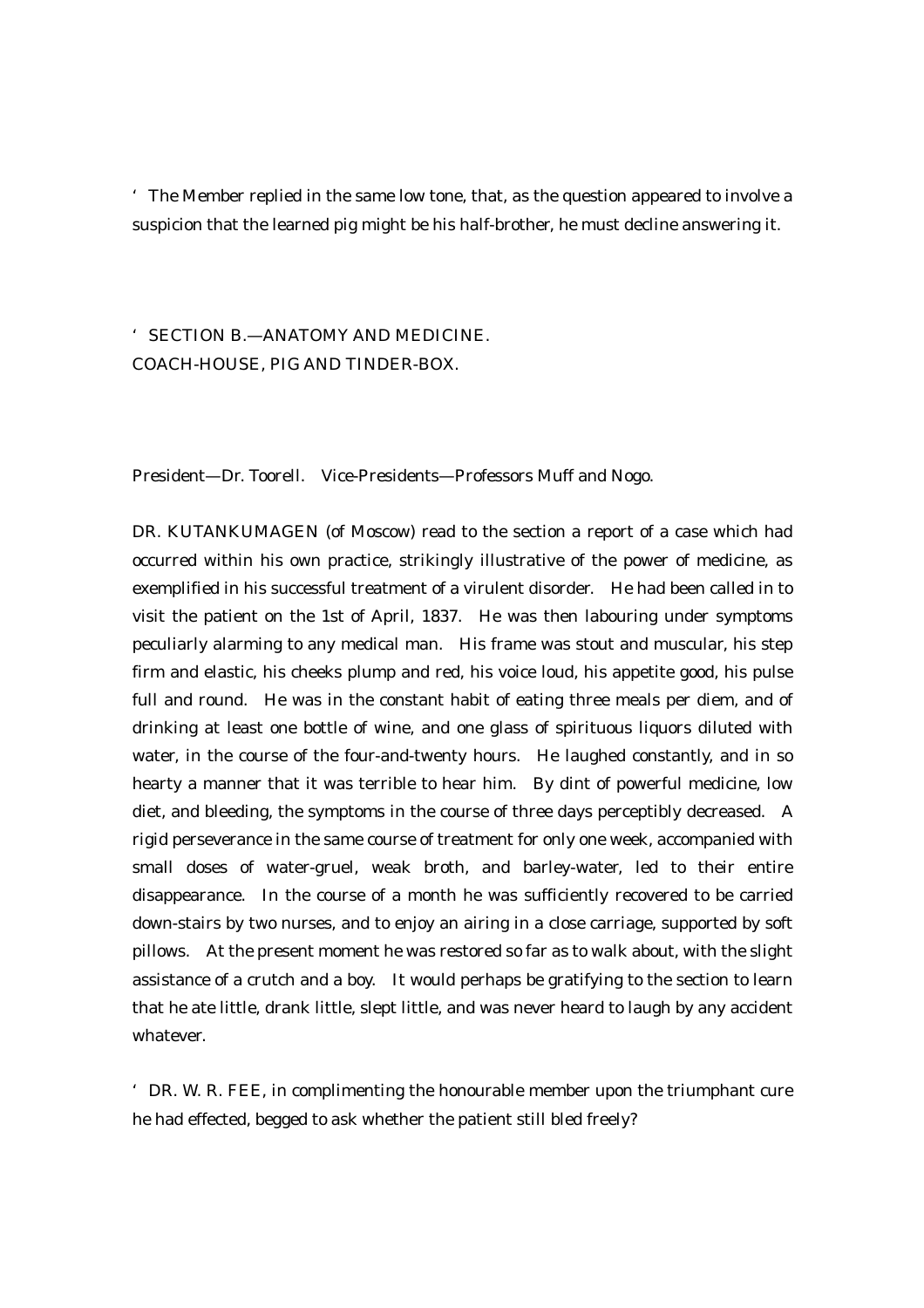'The Member replied in the same low tone, that, as the question appeared to involve a suspicion that the learned pig might be his half-brother, he must decline answering it.

'SECTION B.—ANATOMY AND MEDICINE.
COACH-HOUSE, PIG AND TINDER-BOX.

President—Dr. Toorell. Vice-Presidents—Professors Muff and Nogo.

DR. KUTANKUMAGEN (of Moscow) read to the section a report of a case which had occurred within his own practice, strikingly illustrative of the power of medicine, as exemplified in his successful treatment of a virulent disorder. He had been called in to visit the patient on the 1st of April, 1837. He was then labouring under symptoms peculiarly alarming to any medical man. His frame was stout and muscular, his step firm and elastic, his cheeks plump and red, his voice loud, his appetite good, his pulse full and round. He was in the constant habit of eating three meals per diem, and of drinking at least one bottle of wine, and one glass of spirituous liquors diluted with water, in the course of the four-and-twenty hours. He laughed constantly, and in so hearty a manner that it was terrible to hear him. By dint of powerful medicine, low diet, and bleeding, the symptoms in the course of three days perceptibly decreased. A rigid perseverance in the same course of treatment for only one week, accompanied with small doses of water-gruel, weak broth, and barley-water, led to their entire disappearance. In the course of a month he was sufficiently recovered to be carried down-stairs by two nurses, and to enjoy an airing in a close carriage, supported by soft pillows. At the present moment he was restored so far as to walk about, with the slight assistance of a crutch and a boy. It would perhaps be gratifying to the section to learn that he ate little, drank little, slept little, and was never heard to laugh by any accident whatever.

'DR. W. R. FEE, in complimenting the honourable member upon the triumphant cure he had effected, begged to ask whether the patient still bled freely?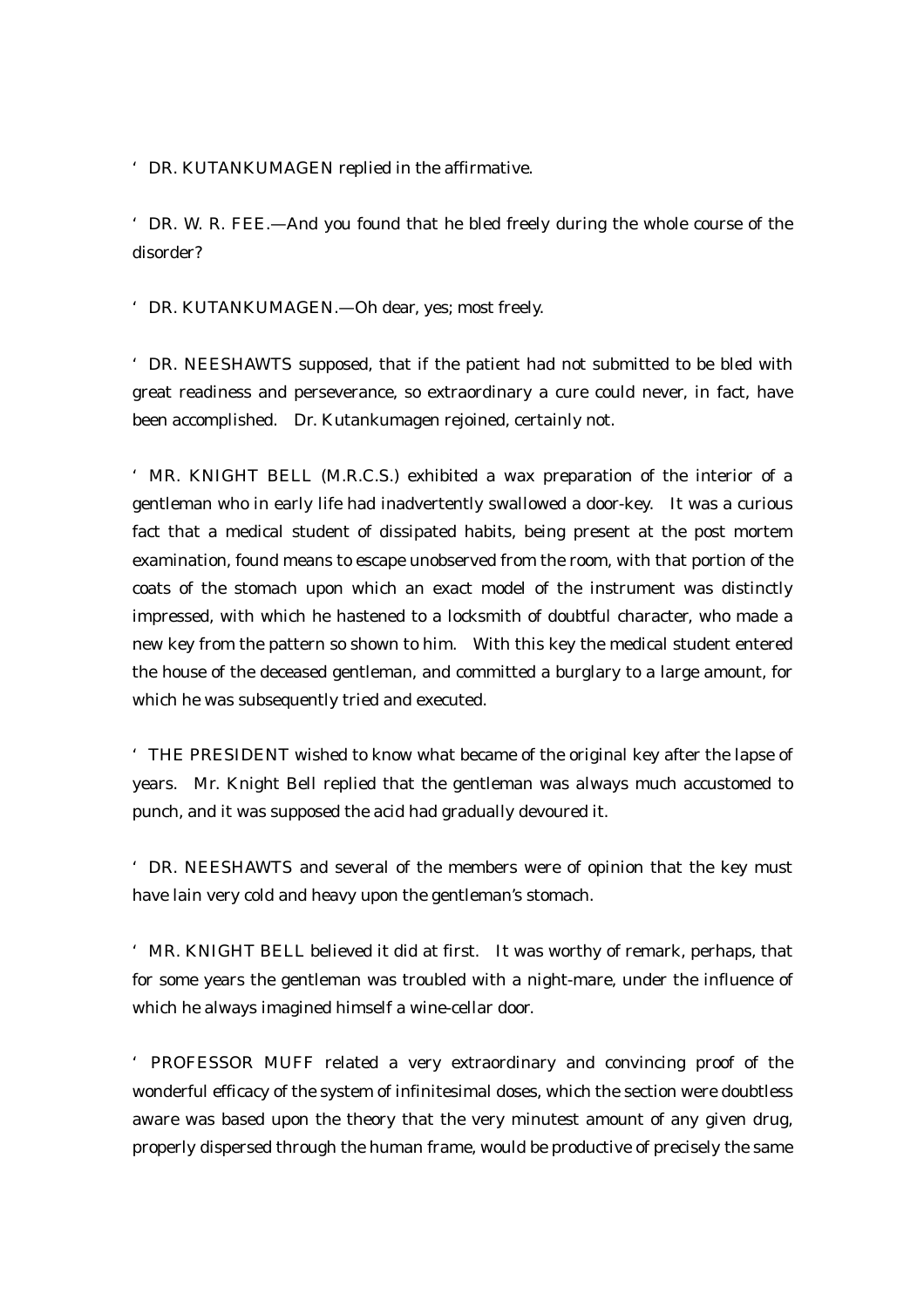'DR. KUTANKUMAGEN replied in the affirmative.

'DR. W. R. FEE.—And you found that he bled freely during the whole course of the disorder?

'DR. KUTANKUMAGEN.—Oh dear, yes; most freely.

'DR. NEESHAWTS supposed, that if the patient had not submitted to be bled with great readiness and perseverance, so extraordinary a cure could never, in fact, have been accomplished. Dr. Kutankumagen rejoined, certainly not.

'MR. KNIGHT BELL (M.R.C.S.) exhibited a wax preparation of the interior of a gentleman who in early life had inadvertently swallowed a door-key. It was a curious fact that a medical student of dissipated habits, being present at the post mortem examination, found means to escape unobserved from the room, with that portion of the coats of the stomach upon which an exact model of the instrument was distinctly impressed, with which he hastened to a locksmith of doubtful character, who made a new key from the pattern so shown to him. With this key the medical student entered the house of the deceased gentleman, and committed a burglary to a large amount, for which he was subsequently tried and executed.

'THE PRESIDENT wished to know what became of the original key after the lapse of years. Mr. Knight Bell replied that the gentleman was always much accustomed to punch, and it was supposed the acid had gradually devoured it.

'DR. NEESHAWTS and several of the members were of opinion that the key must have lain very cold and heavy upon the gentleman's stomach.

'MR. KNIGHT BELL believed it did at first. It was worthy of remark, perhaps, that for some years the gentleman was troubled with a night-mare, under the influence of which he always imagined himself a wine-cellar door.

'PROFESSOR MUFF related a very extraordinary and convincing proof of the wonderful efficacy of the system of infinitesimal doses, which the section were doubtless aware was based upon the theory that the very minutest amount of any given drug, properly dispersed through the human frame, would be productive of precisely the same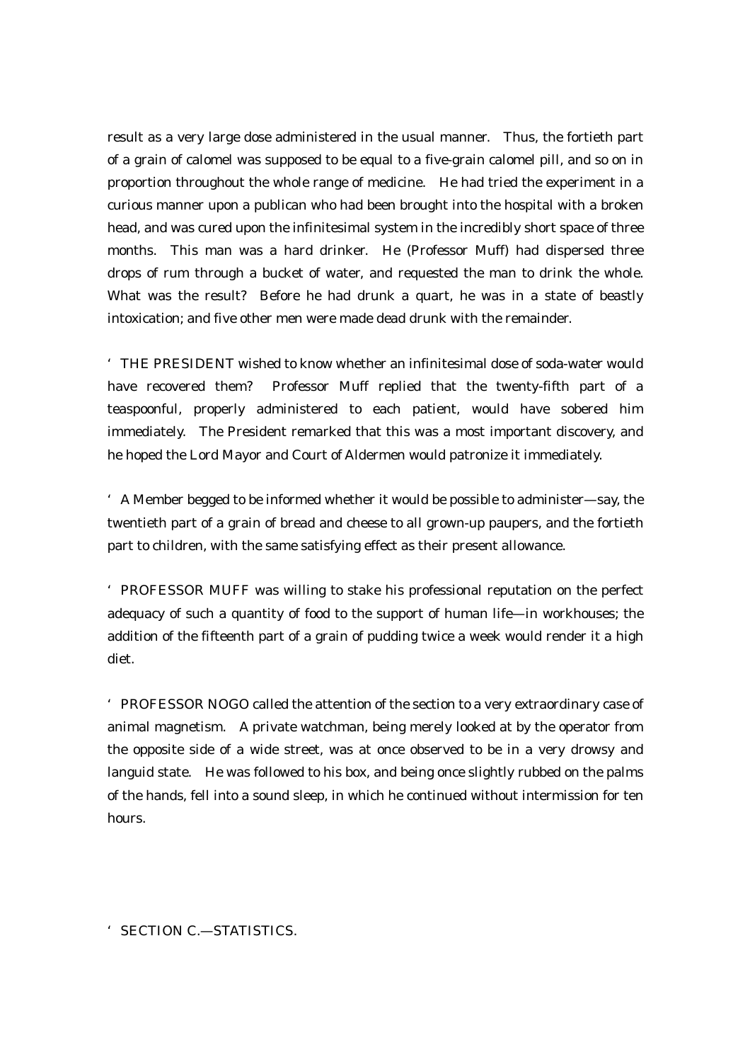result as a very large dose administered in the usual manner. Thus, the fortieth part of a grain of calomel was supposed to be equal to a five-grain calomel pill, and so on in proportion throughout the whole range of medicine. He had tried the experiment in a curious manner upon a publican who had been brought into the hospital with a broken head, and was cured upon the infinitesimal system in the incredibly short space of three months. This man was a hard drinker. He (Professor Muff) had dispersed three drops of rum through a bucket of water, and requested the man to drink the whole. What was the result? Before he had drunk a quart, he was in a state of beastly intoxication; and five other men were made dead drunk with the remainder.

'THE PRESIDENT wished to know whether an infinitesimal dose of soda-water would have recovered them? Professor Muff replied that the twenty-fifth part of a teaspoonful, properly administered to each patient, would have sobered him immediately. The President remarked that this was a most important discovery, and he hoped the Lord Mayor and Court of Aldermen would patronize it immediately.

'A Member begged to be informed whether it would be possible to administer—say, the twentieth part of a grain of bread and cheese to all grown-up paupers, and the fortieth part to children, with the same satisfying effect as their present allowance.

'PROFESSOR MUFF was willing to stake his professional reputation on the perfect adequacy of such a quantity of food to the support of human life—in workhouses; the addition of the fifteenth part of a grain of pudding twice a week would render it a high diet.

'PROFESSOR NOGO called the attention of the section to a very extraordinary case of animal magnetism. A private watchman, being merely looked at by the operator from the opposite side of a wide street, was at once observed to be in a very drowsy and languid state. He was followed to his box, and being once slightly rubbed on the palms of the hands, fell into a sound sleep, in which he continued without intermission for ten hours.

'SECTION C.—STATISTICS.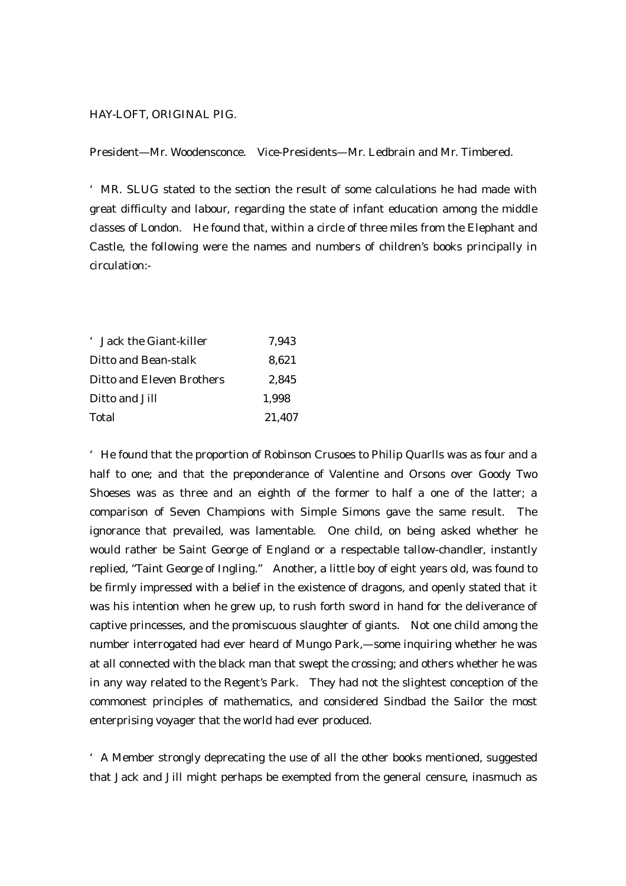HAY-LOFT, ORIGINAL PIG.

President—Mr. Woodensconce. Vice-Presidents—Mr. Ledbrain and Mr. Timbered.

'MR. SLUG stated to the section the result of some calculations he had made with great difficulty and labour, regarding the state of infant education among the middle classes of London. He found that, within a circle of three miles from the Elephant and Castle, the following were the names and numbers of children's books principally in circulation:-

| | |
|---|---|
| 'Jack the Giant-killer | 7,943 |
| Ditto and Bean-stalk | 8,621 |
| Ditto and Eleven Brothers | 2,845 |
| Ditto and Jill | 1,998 |
| Total | 21,407 |

'He found that the proportion of Robinson Crusoes to Philip Quarlls was as four and a half to one; and that the preponderance of Valentine and Orsons over Goody Two Shoeses was as three and an eighth of the former to half a one of the latter; a comparison of Seven Champions with Simple Simons gave the same result. The ignorance that prevailed, was lamentable. One child, on being asked whether he would rather be Saint George of England or a respectable tallow-chandler, instantly replied, "Taint George of Ingling." Another, a little boy of eight years old, was found to be firmly impressed with a belief in the existence of dragons, and openly stated that it was his intention when he grew up, to rush forth sword in hand for the deliverance of captive princesses, and the promiscuous slaughter of giants. Not one child among the number interrogated had ever heard of Mungo Park,—some inquiring whether he was at all connected with the black man that swept the crossing; and others whether he was in any way related to the Regent's Park. They had not the slightest conception of the commonest principles of mathematics, and considered Sindbad the Sailor the most enterprising voyager that the world had ever produced.

'A Member strongly deprecating the use of all the other books mentioned, suggested that Jack and Jill might perhaps be exempted from the general censure, inasmuch as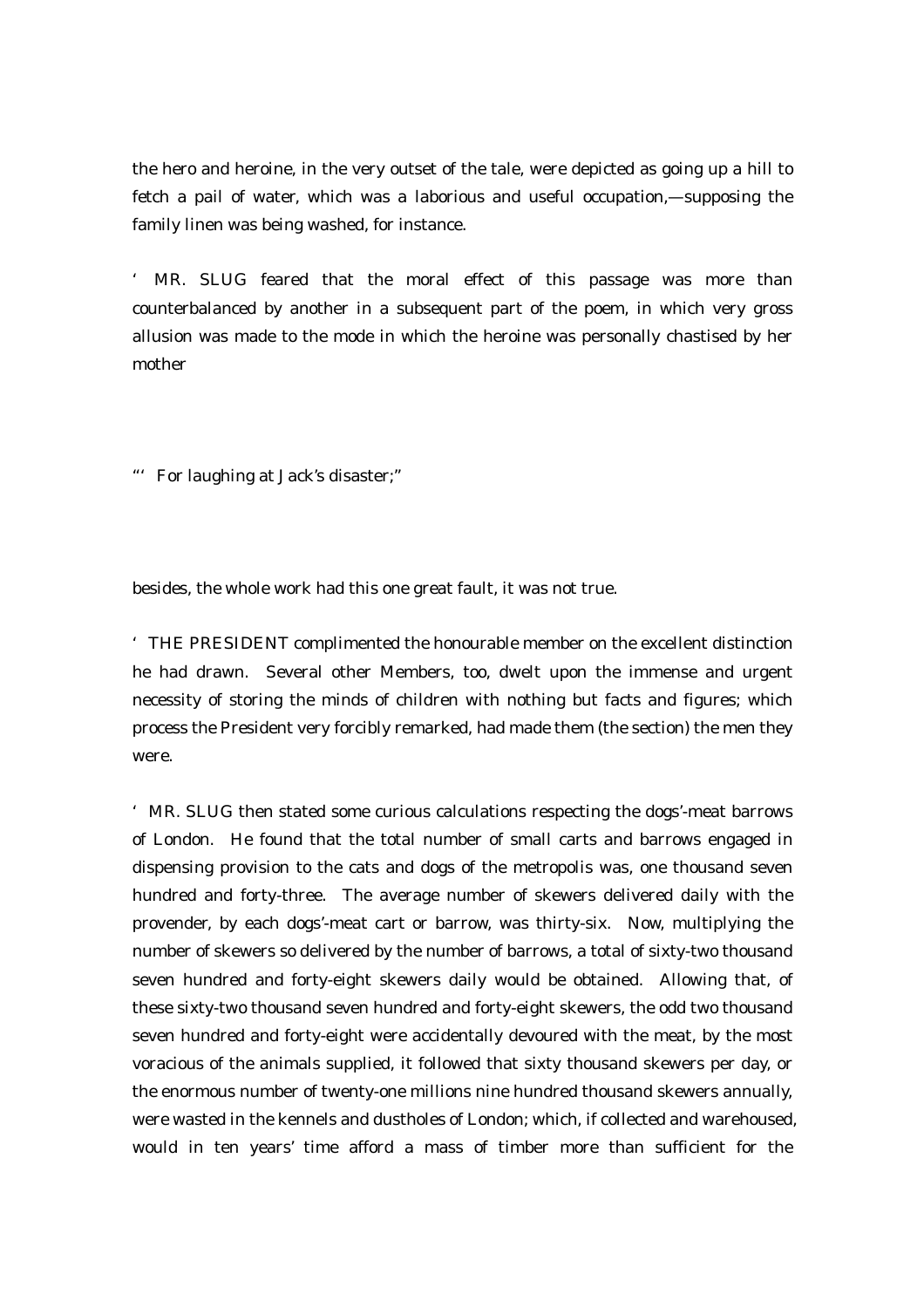the hero and heroine, in the very outset of the tale, were depicted as going up a hill to fetch a pail of water, which was a laborious and useful occupation,—supposing the family linen was being washed, for instance.

' MR. SLUG feared that the moral effect of this passage was more than counterbalanced by another in a subsequent part of the poem, in which very gross allusion was made to the mode in which the heroine was personally chastised by her mother

"' For laughing at Jack's disaster;"

besides, the whole work had this one great fault, it was not true.

' THE PRESIDENT complimented the honourable member on the excellent distinction he had drawn. Several other Members, too, dwelt upon the immense and urgent necessity of storing the minds of children with nothing but facts and figures; which process the President very forcibly remarked, had made them (the section) the men they were.

' MR. SLUG then stated some curious calculations respecting the dogs'-meat barrows of London. He found that the total number of small carts and barrows engaged in dispensing provision to the cats and dogs of the metropolis was, one thousand seven hundred and forty-three. The average number of skewers delivered daily with the provender, by each dogs'-meat cart or barrow, was thirty-six. Now, multiplying the number of skewers so delivered by the number of barrows, a total of sixty-two thousand seven hundred and forty-eight skewers daily would be obtained. Allowing that, of these sixty-two thousand seven hundred and forty-eight skewers, the odd two thousand seven hundred and forty-eight were accidentally devoured with the meat, by the most voracious of the animals supplied, it followed that sixty thousand skewers per day, or the enormous number of twenty-one millions nine hundred thousand skewers annually, were wasted in the kennels and dustholes of London; which, if collected and warehoused, would in ten years' time afford a mass of timber more than sufficient for the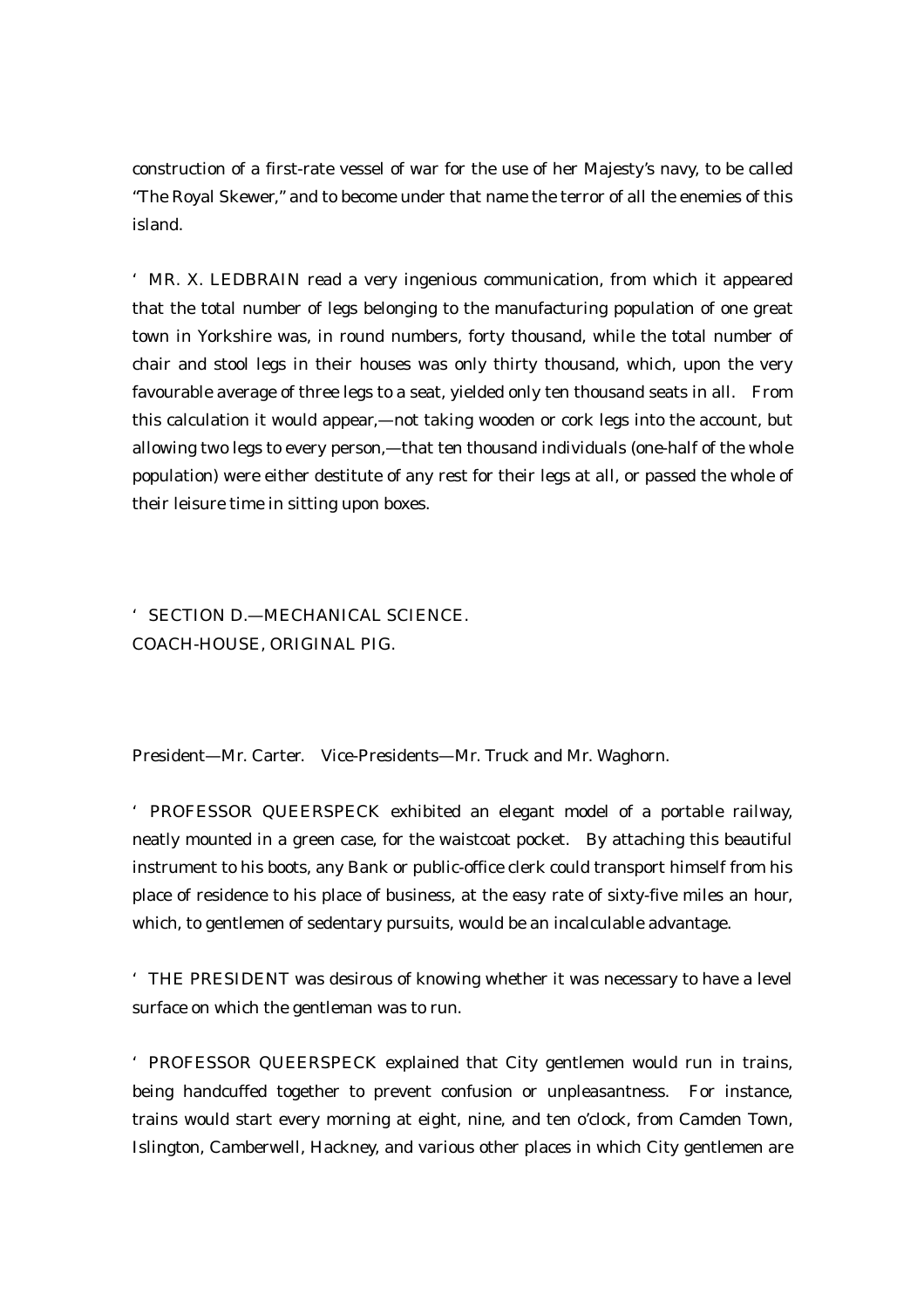construction of a first-rate vessel of war for the use of her Majesty's navy, to be called "The Royal Skewer," and to become under that name the terror of all the enemies of this island.

'MR. X. LEDBRAIN read a very ingenious communication, from which it appeared that the total number of legs belonging to the manufacturing population of one great town in Yorkshire was, in round numbers, forty thousand, while the total number of chair and stool legs in their houses was only thirty thousand, which, upon the very favourable average of three legs to a seat, yielded only ten thousand seats in all. From this calculation it would appear,—not taking wooden or cork legs into the account, but allowing two legs to every person,—that ten thousand individuals (one-half of the whole population) were either destitute of any rest for their legs at all, or passed the whole of their leisure time in sitting upon boxes.

'SECTION D.—MECHANICAL SCIENCE.
COACH-HOUSE, ORIGINAL PIG.

President—Mr. Carter. Vice-Presidents—Mr. Truck and Mr. Waghorn.

'PROFESSOR QUEERSPECK exhibited an elegant model of a portable railway, neatly mounted in a green case, for the waistcoat pocket. By attaching this beautiful instrument to his boots, any Bank or public-office clerk could transport himself from his place of residence to his place of business, at the easy rate of sixty-five miles an hour, which, to gentlemen of sedentary pursuits, would be an incalculable advantage.

'THE PRESIDENT was desirous of knowing whether it was necessary to have a level surface on which the gentleman was to run.

'PROFESSOR QUEERSPECK explained that City gentlemen would run in trains, being handcuffed together to prevent confusion or unpleasantness. For instance, trains would start every morning at eight, nine, and ten o'clock, from Camden Town, Islington, Camberwell, Hackney, and various other places in which City gentlemen are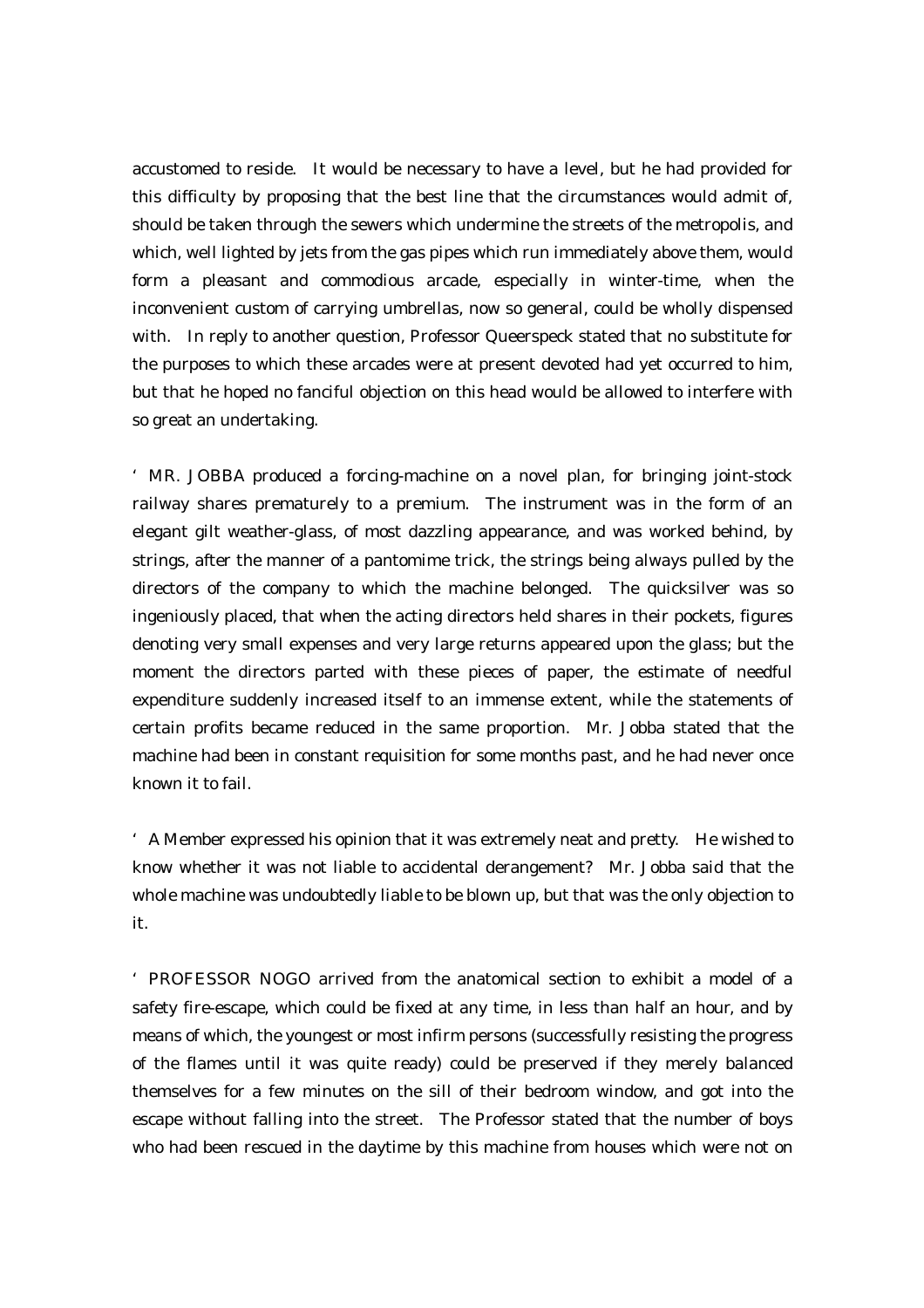accustomed to reside. It would be necessary to have a level, but he had provided for this difficulty by proposing that the best line that the circumstances would admit of, should be taken through the sewers which undermine the streets of the metropolis, and which, well lighted by jets from the gas pipes which run immediately above them, would form a pleasant and commodious arcade, especially in winter-time, when the inconvenient custom of carrying umbrellas, now so general, could be wholly dispensed with. In reply to another question, Professor Queerspeck stated that no substitute for the purposes to which these arcades were at present devoted had yet occurred to him, but that he hoped no fanciful objection on this head would be allowed to interfere with so great an undertaking.

'MR. JOBBA produced a forcing-machine on a novel plan, for bringing joint-stock railway shares prematurely to a premium. The instrument was in the form of an elegant gilt weather-glass, of most dazzling appearance, and was worked behind, by strings, after the manner of a pantomime trick, the strings being always pulled by the directors of the company to which the machine belonged. The quicksilver was so ingeniously placed, that when the acting directors held shares in their pockets, figures denoting very small expenses and very large returns appeared upon the glass; but the moment the directors parted with these pieces of paper, the estimate of needful expenditure suddenly increased itself to an immense extent, while the statements of certain profits became reduced in the same proportion. Mr. Jobba stated that the machine had been in constant requisition for some months past, and he had never once known it to fail.

'A Member expressed his opinion that it was extremely neat and pretty. He wished to know whether it was not liable to accidental derangement? Mr. Jobba said that the whole machine was undoubtedly liable to be blown up, but that was the only objection to it.

'PROFESSOR NOGO arrived from the anatomical section to exhibit a model of a safety fire-escape, which could be fixed at any time, in less than half an hour, and by means of which, the youngest or most infirm persons (successfully resisting the progress of the flames until it was quite ready) could be preserved if they merely balanced themselves for a few minutes on the sill of their bedroom window, and got into the escape without falling into the street. The Professor stated that the number of boys who had been rescued in the daytime by this machine from houses which were not on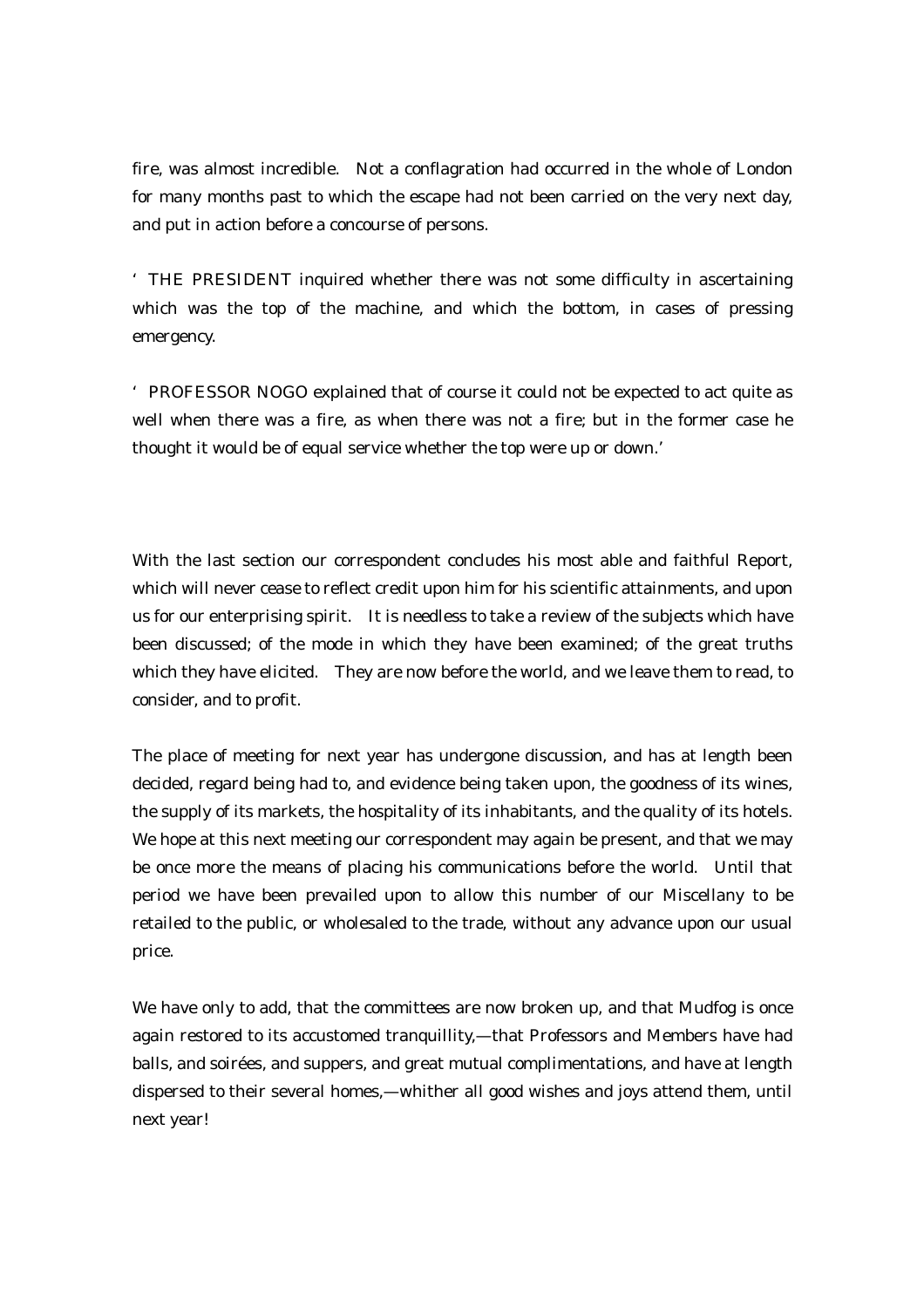fire, was almost incredible. Not a conflagration had occurred in the whole of London for many months past to which the escape had not been carried on the very next day, and put in action before a concourse of persons.

' THE PRESIDENT inquired whether there was not some difficulty in ascertaining which was the top of the machine, and which the bottom, in cases of pressing emergency.

' PROFESSOR NOGO explained that of course it could not be expected to act quite as well when there was a fire, as when there was not a fire; but in the former case he thought it would be of equal service whether the top were up or down.'

With the last section our correspondent concludes his most able and faithful Report, which will never cease to reflect credit upon him for his scientific attainments, and upon us for our enterprising spirit. It is needless to take a review of the subjects which have been discussed; of the mode in which they have been examined; of the great truths which they have elicited. They are now before the world, and we leave them to read, to consider, and to profit.

The place of meeting for next year has undergone discussion, and has at length been decided, regard being had to, and evidence being taken upon, the goodness of its wines, the supply of its markets, the hospitality of its inhabitants, and the quality of its hotels. We hope at this next meeting our correspondent may again be present, and that we may be once more the means of placing his communications before the world. Until that period we have been prevailed upon to allow this number of our Miscellany to be retailed to the public, or wholesaled to the trade, without any advance upon our usual price.

We have only to add, that the committees are now broken up, and that Mudfog is once again restored to its accustomed tranquillity,—that Professors and Members have had balls, and soirées, and suppers, and great mutual complimentations, and have at length dispersed to their several homes,—whither all good wishes and joys attend them, until next year!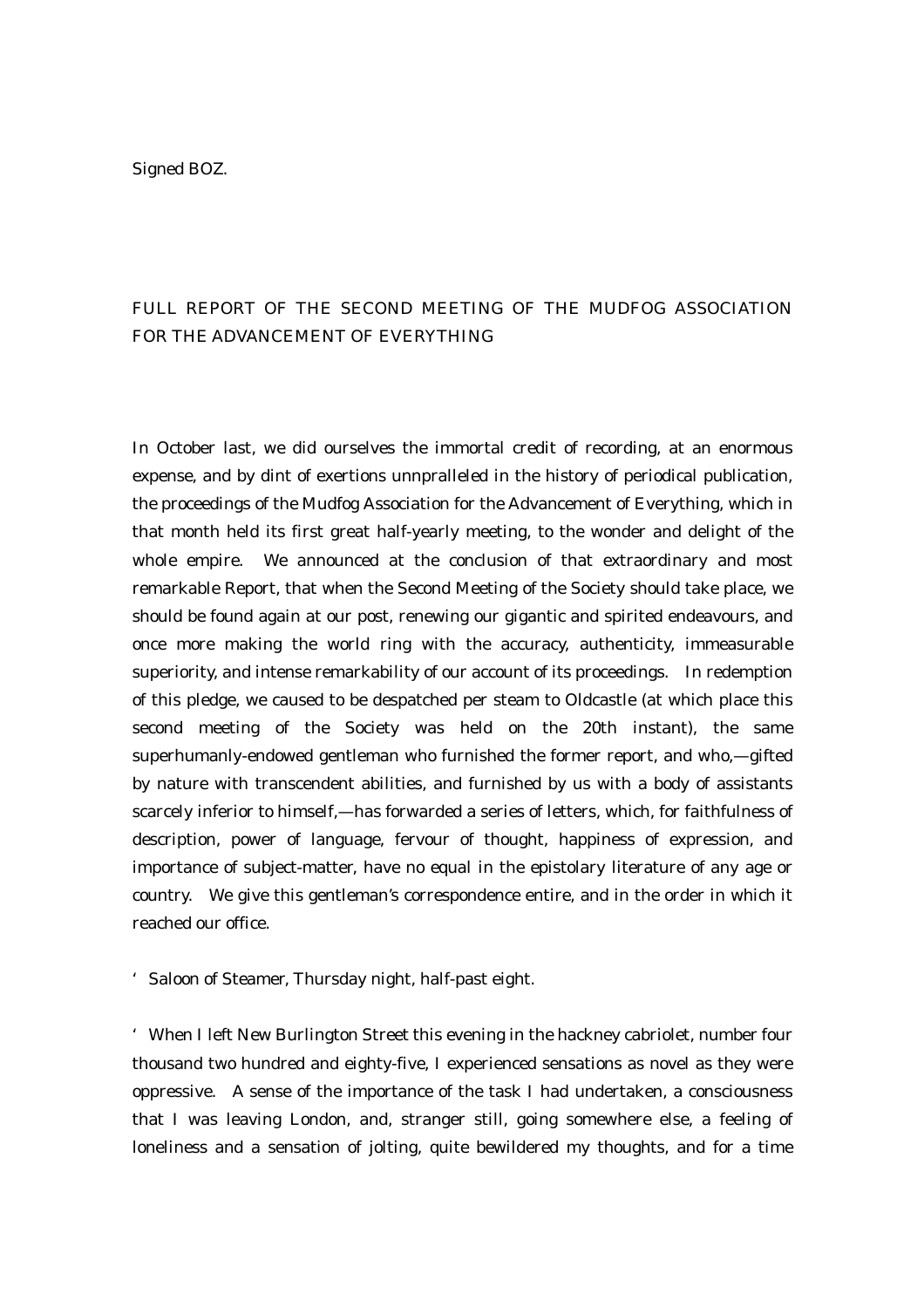Signed BOZ.

## FULL REPORT OF THE SECOND MEETING OF THE MUDFOG ASSOCIATION FOR THE ADVANCEMENT OF EVERYTHING

In October last, we did ourselves the immortal credit of recording, at an enormous expense, and by dint of exertions unnpralleled in the history of periodical publication, the proceedings of the Mudfog Association for the Advancement of Everything, which in that month held its first great half-yearly meeting, to the wonder and delight of the whole empire. We announced at the conclusion of that extraordinary and most remarkable Report, that when the Second Meeting of the Society should take place, we should be found again at our post, renewing our gigantic and spirited endeavours, and once more making the world ring with the accuracy, authenticity, immeasurable superiority, and intense remarkability of our account of its proceedings. In redemption of this pledge, we caused to be despatched per steam to Oldcastle (at which place this second meeting of the Society was held on the 20th instant), the same superhumanly-endowed gentleman who furnished the former report, and who,—gifted by nature with transcendent abilities, and furnished by us with a body of assistants scarcely inferior to himself,—has forwarded a series of letters, which, for faithfulness of description, power of language, fervour of thought, happiness of expression, and importance of subject-matter, have no equal in the epistolary literature of any age or country. We give this gentleman's correspondence entire, and in the order in which it reached our office.

'Saloon of Steamer, Thursday night, half-past eight.

'When I left New Burlington Street this evening in the hackney cabriolet, number four thousand two hundred and eighty-five, I experienced sensations as novel as they were oppressive. A sense of the importance of the task I had undertaken, a consciousness that I was leaving London, and, stranger still, going somewhere else, a feeling of loneliness and a sensation of jolting, quite bewildered my thoughts, and for a time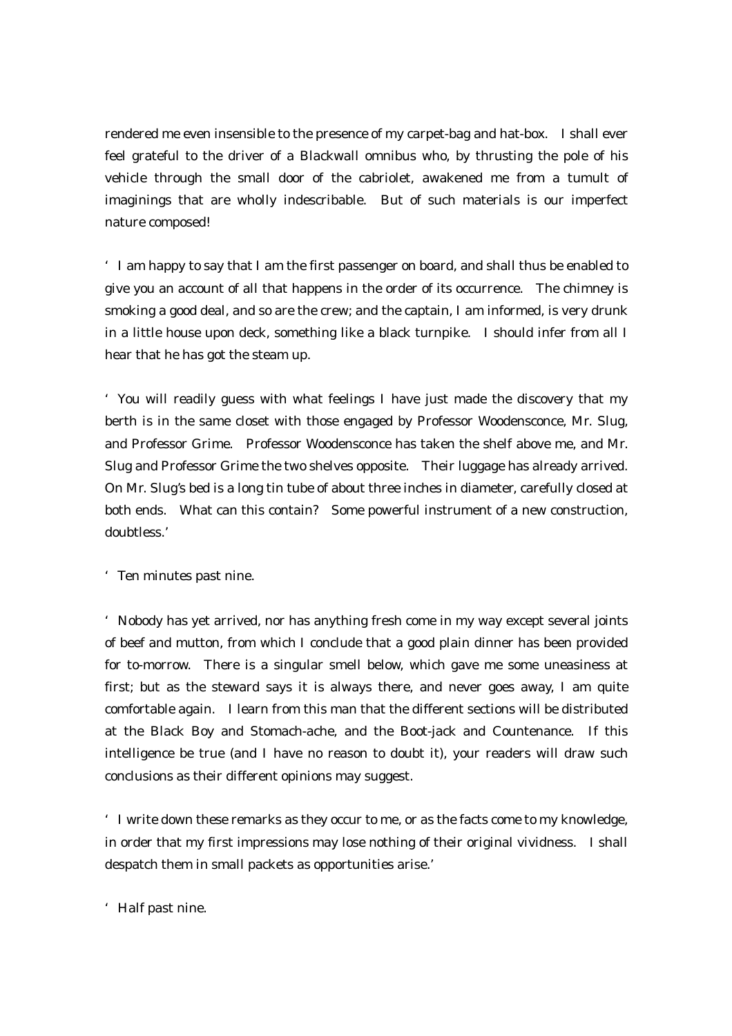rendered me even insensible to the presence of my carpet-bag and hat-box. I shall ever feel grateful to the driver of a Blackwall omnibus who, by thrusting the pole of his vehicle through the small door of the cabriolet, awakened me from a tumult of imaginings that are wholly indescribable. But of such materials is our imperfect nature composed!

'I am happy to say that I am the first passenger on board, and shall thus be enabled to give you an account of all that happens in the order of its occurrence. The chimney is smoking a good deal, and so are the crew; and the captain, I am informed, is very drunk in a little house upon deck, something like a black turnpike. I should infer from all I hear that he has got the steam up.

'You will readily guess with what feelings I have just made the discovery that my berth is in the same closet with those engaged by Professor Woodensconce, Mr. Slug, and Professor Grime. Professor Woodensconce has taken the shelf above me, and Mr. Slug and Professor Grime the two shelves opposite. Their luggage has already arrived. On Mr. Slug's bed is a long tin tube of about three inches in diameter, carefully closed at both ends. What can this contain? Some powerful instrument of a new construction, doubtless.'

'Ten minutes past nine.

'Nobody has yet arrived, nor has anything fresh come in my way except several joints of beef and mutton, from which I conclude that a good plain dinner has been provided for to-morrow. There is a singular smell below, which gave me some uneasiness at first; but as the steward says it is always there, and never goes away, I am quite comfortable again. I learn from this man that the different sections will be distributed at the Black Boy and Stomach-ache, and the Boot-jack and Countenance. If this intelligence be true (and I have no reason to doubt it), your readers will draw such conclusions as their different opinions may suggest.

'I write down these remarks as they occur to me, or as the facts come to my knowledge, in order that my first impressions may lose nothing of their original vividness. I shall despatch them in small packets as opportunities arise.'

'Half past nine.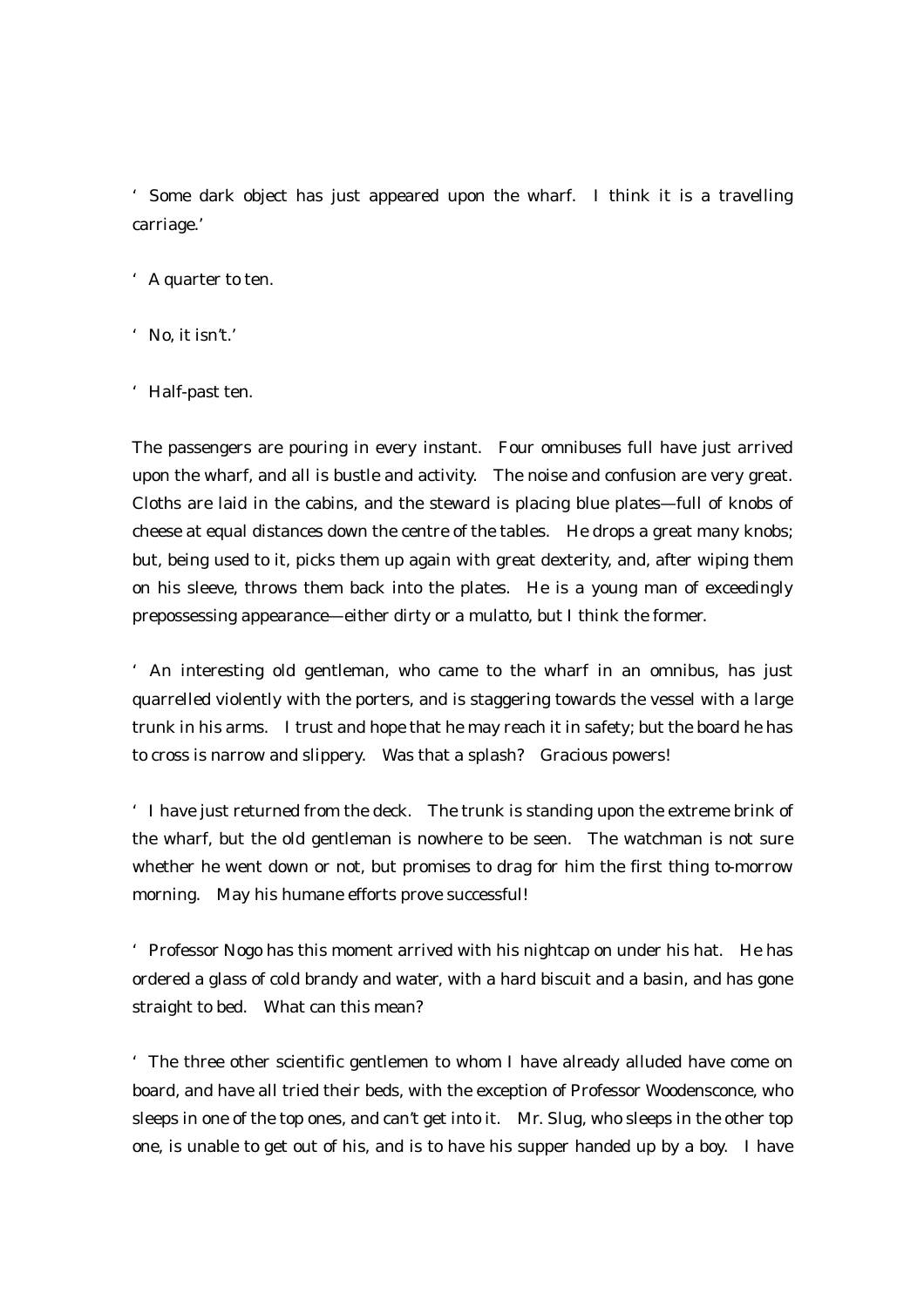'Some dark object has just appeared upon the wharf. I think it is a travelling carriage.'

'A quarter to ten.

'No, it isn't.'

'Half-past ten.

The passengers are pouring in every instant. Four omnibuses full have just arrived upon the wharf, and all is bustle and activity. The noise and confusion are very great. Cloths are laid in the cabins, and the steward is placing blue plates—full of knobs of cheese at equal distances down the centre of the tables. He drops a great many knobs; but, being used to it, picks them up again with great dexterity, and, after wiping them on his sleeve, throws them back into the plates. He is a young man of exceedingly prepossessing appearance—either dirty or a mulatto, but I think the former.

'An interesting old gentleman, who came to the wharf in an omnibus, has just quarrelled violently with the porters, and is staggering towards the vessel with a large trunk in his arms. I trust and hope that he may reach it in safety; but the board he has to cross is narrow and slippery. Was that a splash? Gracious powers!

'I have just returned from the deck. The trunk is standing upon the extreme brink of the wharf, but the old gentleman is nowhere to be seen. The watchman is not sure whether he went down or not, but promises to drag for him the first thing to-morrow morning. May his humane efforts prove successful!

'Professor Nogo has this moment arrived with his nightcap on under his hat. He has ordered a glass of cold brandy and water, with a hard biscuit and a basin, and has gone straight to bed. What can this mean?

'The three other scientific gentlemen to whom I have already alluded have come on board, and have all tried their beds, with the exception of Professor Woodensconce, who sleeps in one of the top ones, and can't get into it. Mr. Slug, who sleeps in the other top one, is unable to get out of his, and is to have his supper handed up by a boy. I have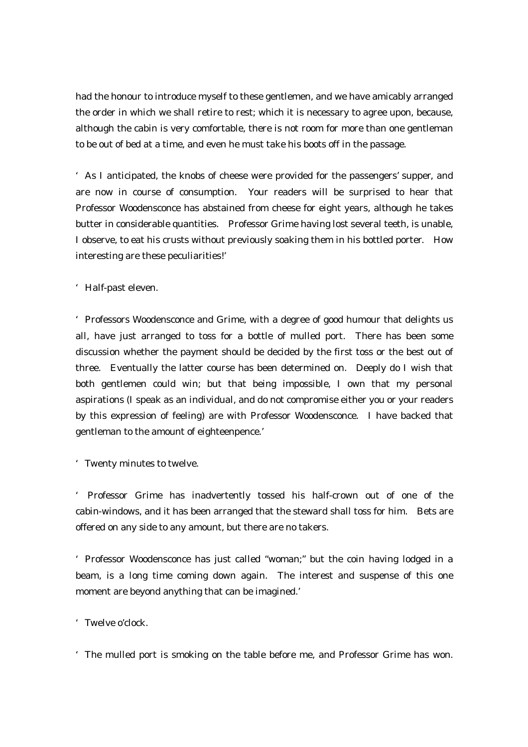had the honour to introduce myself to these gentlemen, and we have amicably arranged the order in which we shall retire to rest; which it is necessary to agree upon, because, although the cabin is very comfortable, there is not room for more than one gentleman to be out of bed at a time, and even he must take his boots off in the passage.

'As I anticipated, the knobs of cheese were provided for the passengers' supper, and are now in course of consumption. Your readers will be surprised to hear that Professor Woodensconce has abstained from cheese for eight years, although he takes butter in considerable quantities. Professor Grime having lost several teeth, is unable, I observe, to eat his crusts without previously soaking them in his bottled porter. How interesting are these peculiarities!'

'Half-past eleven.

'Professors Woodensconce and Grime, with a degree of good humour that delights us all, have just arranged to toss for a bottle of mulled port. There has been some discussion whether the payment should be decided by the first toss or the best out of three. Eventually the latter course has been determined on. Deeply do I wish that both gentlemen could win; but that being impossible, I own that my personal aspirations (I speak as an individual, and do not compromise either you or your readers by this expression of feeling) are with Professor Woodensconce. I have backed that gentleman to the amount of eighteenpence.'

'Twenty minutes to twelve.

'Professor Grime has inadvertently tossed his half-crown out of one of the cabin-windows, and it has been arranged that the steward shall toss for him. Bets are offered on any side to any amount, but there are no takers.

'Professor Woodensconce has just called "woman;" but the coin having lodged in a beam, is a long time coming down again. The interest and suspense of this one moment are beyond anything that can be imagined.'

'Twelve o'clock.

'The mulled port is smoking on the table before me, and Professor Grime has won.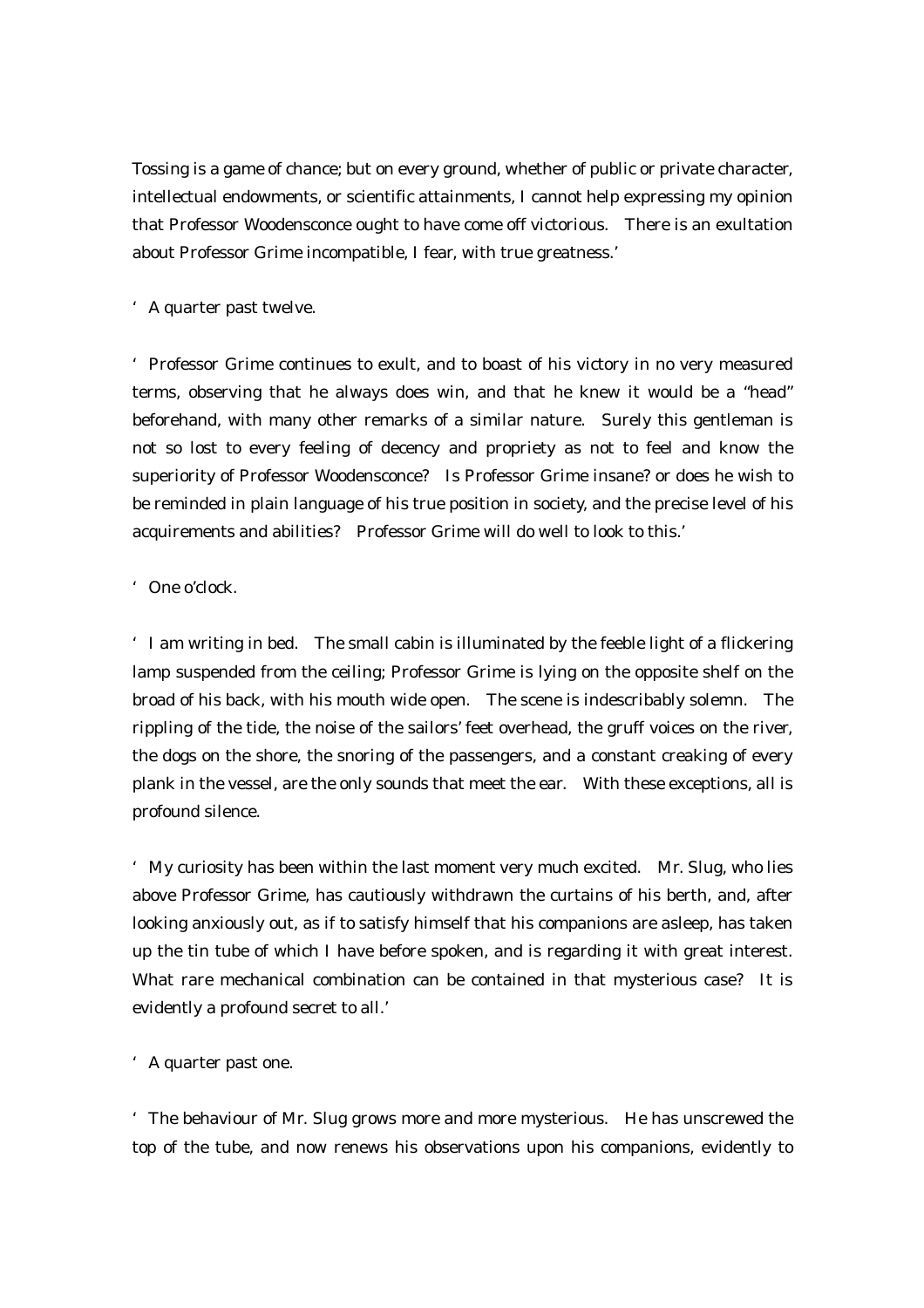Tossing is a game of chance; but on every ground, whether of public or private character, intellectual endowments, or scientific attainments, I cannot help expressing my opinion that Professor Woodensconce ought to have come off victorious. There is an exultation about Professor Grime incompatible, I fear, with true greatness.'

'A quarter past twelve.

'Professor Grime continues to exult, and to boast of his victory in no very measured terms, observing that he always does win, and that he knew it would be a "head" beforehand, with many other remarks of a similar nature. Surely this gentleman is not so lost to every feeling of decency and propriety as not to feel and know the superiority of Professor Woodensconce? Is Professor Grime insane? or does he wish to be reminded in plain language of his true position in society, and the precise level of his acquirements and abilities? Professor Grime will do well to look to this.'

'One o'clock.

'I am writing in bed. The small cabin is illuminated by the feeble light of a flickering lamp suspended from the ceiling; Professor Grime is lying on the opposite shelf on the broad of his back, with his mouth wide open. The scene is indescribably solemn. The rippling of the tide, the noise of the sailors' feet overhead, the gruff voices on the river, the dogs on the shore, the snoring of the passengers, and a constant creaking of every plank in the vessel, are the only sounds that meet the ear. With these exceptions, all is profound silence.

'My curiosity has been within the last moment very much excited. Mr. Slug, who lies above Professor Grime, has cautiously withdrawn the curtains of his berth, and, after looking anxiously out, as if to satisfy himself that his companions are asleep, has taken up the tin tube of which I have before spoken, and is regarding it with great interest. What rare mechanical combination can be contained in that mysterious case? It is evidently a profound secret to all.'

'A quarter past one.

'The behaviour of Mr. Slug grows more and more mysterious. He has unscrewed the top of the tube, and now renews his observations upon his companions, evidently to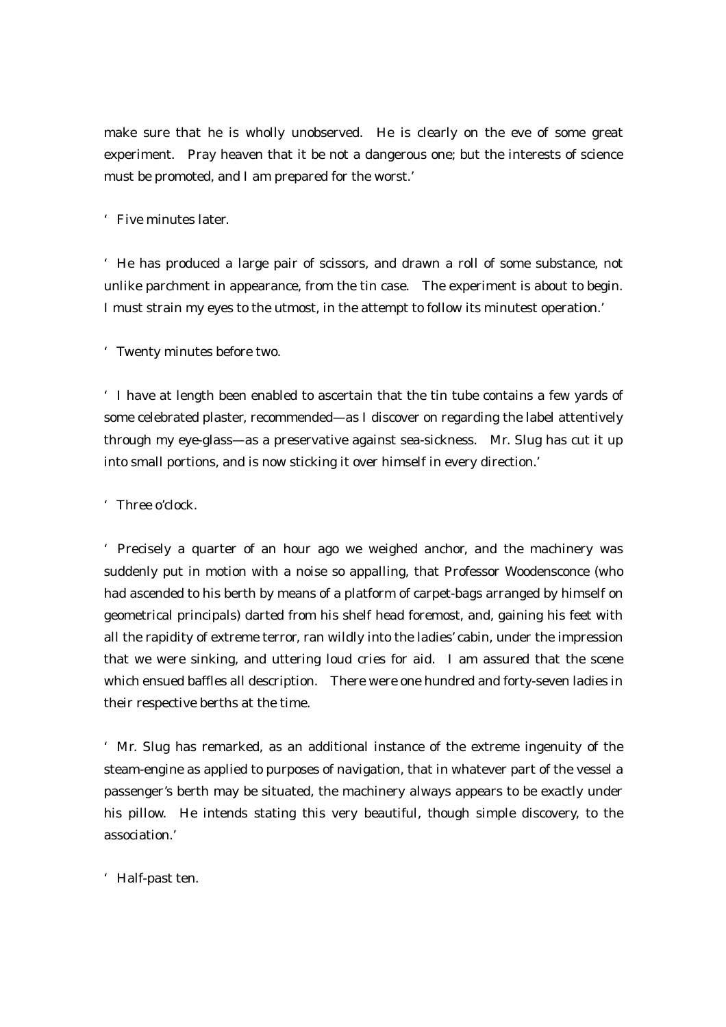make sure that he is wholly unobserved. He is clearly on the eve of some great experiment. Pray heaven that it be not a dangerous one; but the interests of science must be promoted, and I am prepared for the worst.'

'Five minutes later.

'He has produced a large pair of scissors, and drawn a roll of some substance, not unlike parchment in appearance, from the tin case. The experiment is about to begin. I must strain my eyes to the utmost, in the attempt to follow its minutest operation.'

'Twenty minutes before two.

'I have at length been enabled to ascertain that the tin tube contains a few yards of some celebrated plaster, recommended—as I discover on regarding the label attentively through my eye-glass—as a preservative against sea-sickness. Mr. Slug has cut it up into small portions, and is now sticking it over himself in every direction.'

'Three o'clock.

'Precisely a quarter of an hour ago we weighed anchor, and the machinery was suddenly put in motion with a noise so appalling, that Professor Woodensconce (who had ascended to his berth by means of a platform of carpet-bags arranged by himself on geometrical principals) darted from his shelf head foremost, and, gaining his feet with all the rapidity of extreme terror, ran wildly into the ladies' cabin, under the impression that we were sinking, and uttering loud cries for aid. I am assured that the scene which ensued baffles all description. There were one hundred and forty-seven ladies in their respective berths at the time.

'Mr. Slug has remarked, as an additional instance of the extreme ingenuity of the steam-engine as applied to purposes of navigation, that in whatever part of the vessel a passenger's berth may be situated, the machinery always appears to be exactly under his pillow. He intends stating this very beautiful, though simple discovery, to the association.'

'Half-past ten.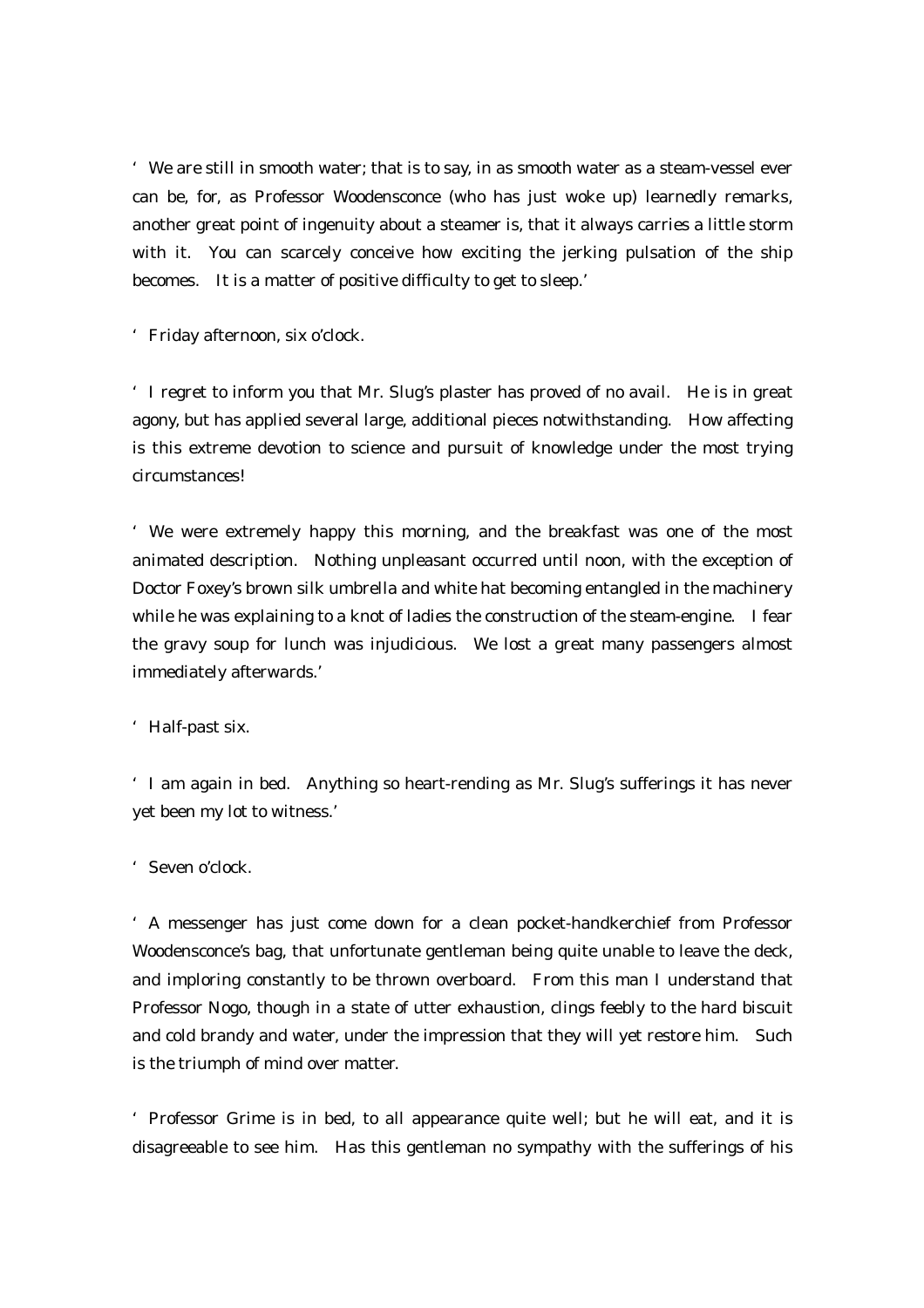'We are still in smooth water; that is to say, in as smooth water as a steam-vessel ever can be, for, as Professor Woodensconce (who has just woke up) learnedly remarks, another great point of ingenuity about a steamer is, that it always carries a little storm with it. You can scarcely conceive how exciting the jerking pulsation of the ship becomes. It is a matter of positive difficulty to get to sleep.'

'Friday afternoon, six o'clock.

'I regret to inform you that Mr. Slug's plaster has proved of no avail. He is in great agony, but has applied several large, additional pieces notwithstanding. How affecting is this extreme devotion to science and pursuit of knowledge under the most trying circumstances!

'We were extremely happy this morning, and the breakfast was one of the most animated description. Nothing unpleasant occurred until noon, with the exception of Doctor Foxey's brown silk umbrella and white hat becoming entangled in the machinery while he was explaining to a knot of ladies the construction of the steam-engine. I fear the gravy soup for lunch was injudicious. We lost a great many passengers almost immediately afterwards.'

'Half-past six.

'I am again in bed. Anything so heart-rending as Mr. Slug's sufferings it has never yet been my lot to witness.'

'Seven o'clock.

'A messenger has just come down for a clean pocket-handkerchief from Professor Woodensconce's bag, that unfortunate gentleman being quite unable to leave the deck, and imploring constantly to be thrown overboard. From this man I understand that Professor Nogo, though in a state of utter exhaustion, clings feebly to the hard biscuit and cold brandy and water, under the impression that they will yet restore him. Such is the triumph of mind over matter.

'Professor Grime is in bed, to all appearance quite well; but he will eat, and it is disagreeable to see him. Has this gentleman no sympathy with the sufferings of his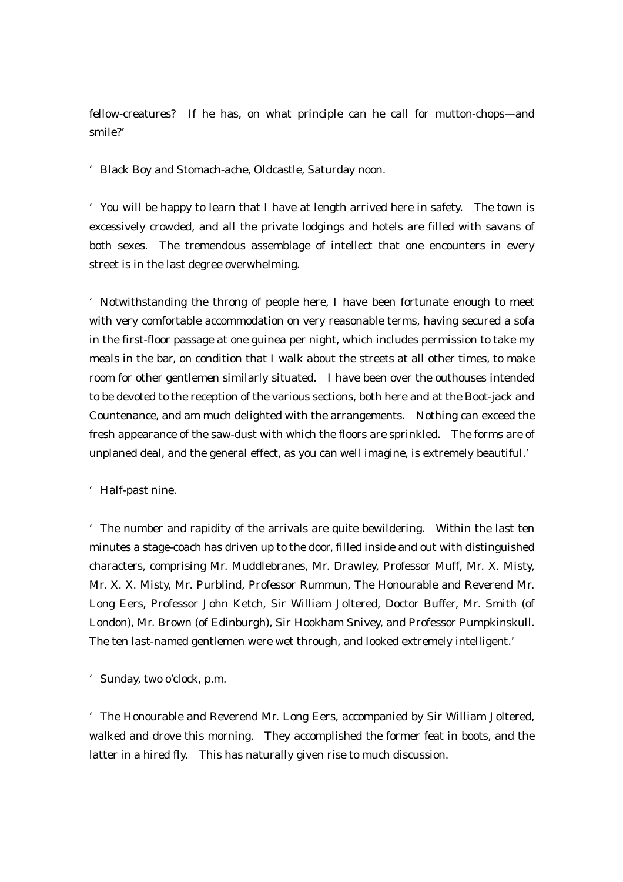fellow-creatures? If he has, on what principle can he call for mutton-chops—and smile?'

'Black Boy and Stomach-ache, Oldcastle, Saturday noon.

'You will be happy to learn that I have at length arrived here in safety. The town is excessively crowded, and all the private lodgings and hotels are filled with savans of both sexes. The tremendous assemblage of intellect that one encounters in every street is in the last degree overwhelming.

'Notwithstanding the throng of people here, I have been fortunate enough to meet with very comfortable accommodation on very reasonable terms, having secured a sofa in the first-floor passage at one guinea per night, which includes permission to take my meals in the bar, on condition that I walk about the streets at all other times, to make room for other gentlemen similarly situated. I have been over the outhouses intended to be devoted to the reception of the various sections, both here and at the Boot-jack and Countenance, and am much delighted with the arrangements. Nothing can exceed the fresh appearance of the saw-dust with which the floors are sprinkled. The forms are of unplaned deal, and the general effect, as you can well imagine, is extremely beautiful.'

'Half-past nine.

'The number and rapidity of the arrivals are quite bewildering. Within the last ten minutes a stage-coach has driven up to the door, filled inside and out with distinguished characters, comprising Mr. Muddlebranes, Mr. Drawley, Professor Muff, Mr. X. Misty, Mr. X. X. Misty, Mr. Purblind, Professor Rummun, The Honourable and Reverend Mr. Long Eers, Professor John Ketch, Sir William Joltered, Doctor Buffer, Mr. Smith (of London), Mr. Brown (of Edinburgh), Sir Hookham Snivey, and Professor Pumpkinskull. The ten last-named gentlemen were wet through, and looked extremely intelligent.'

'Sunday, two o'clock, p.m.

'The Honourable and Reverend Mr. Long Eers, accompanied by Sir William Joltered, walked and drove this morning. They accomplished the former feat in boots, and the latter in a hired fly. This has naturally given rise to much discussion.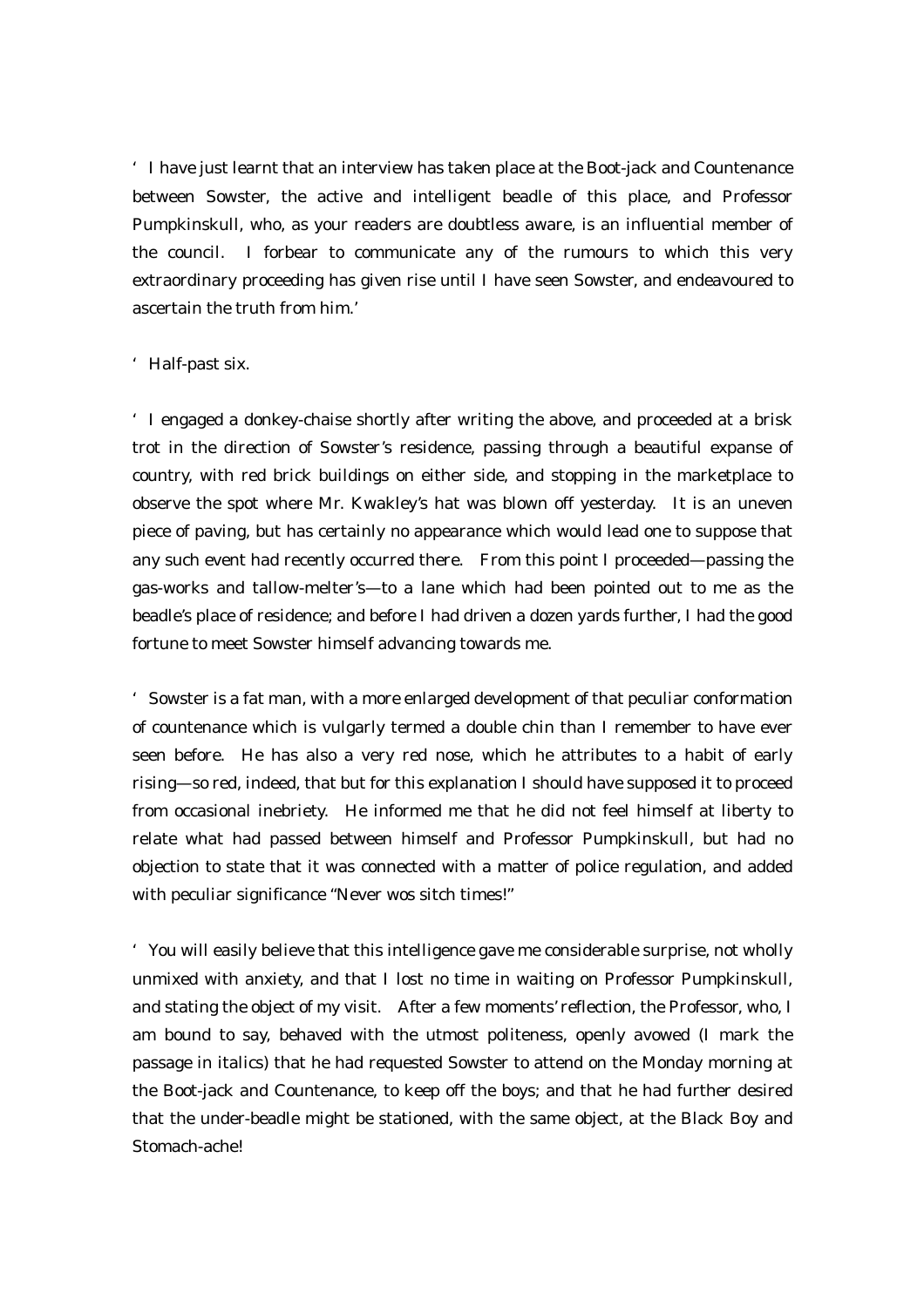'I have just learnt that an interview has taken place at the Boot-jack and Countenance between Sowster, the active and intelligent beadle of this place, and Professor Pumpkinskull, who, as your readers are doubtless aware, is an influential member of the council. I forbear to communicate any of the rumours to which this very extraordinary proceeding has given rise until I have seen Sowster, and endeavoured to ascertain the truth from him.'

'Half-past six.

'I engaged a donkey-chaise shortly after writing the above, and proceeded at a brisk trot in the direction of Sowster's residence, passing through a beautiful expanse of country, with red brick buildings on either side, and stopping in the marketplace to observe the spot where Mr. Kwakley's hat was blown off yesterday. It is an uneven piece of paving, but has certainly no appearance which would lead one to suppose that any such event had recently occurred there. From this point I proceeded—passing the gas-works and tallow-melter's—to a lane which had been pointed out to me as the beadle's place of residence; and before I had driven a dozen yards further, I had the good fortune to meet Sowster himself advancing towards me.

'Sowster is a fat man, with a more enlarged development of that peculiar conformation of countenance which is vulgarly termed a double chin than I remember to have ever seen before. He has also a very red nose, which he attributes to a habit of early rising—so red, indeed, that but for this explanation I should have supposed it to proceed from occasional inebriety. He informed me that he did not feel himself at liberty to relate what had passed between himself and Professor Pumpkinskull, but had no objection to state that it was connected with a matter of police regulation, and added with peculiar significance "Never wos sitch times!"

'You will easily believe that this intelligence gave me considerable surprise, not wholly unmixed with anxiety, and that I lost no time in waiting on Professor Pumpkinskull, and stating the object of my visit. After a few moments' reflection, the Professor, who, I am bound to say, behaved with the utmost politeness, openly avowed (I mark the passage in italics) that he had requested Sowster to attend on the Monday morning at the Boot-jack and Countenance, to keep off the boys; and that he had further desired that the under-beadle might be stationed, with the same object, at the Black Boy and Stomach-ache!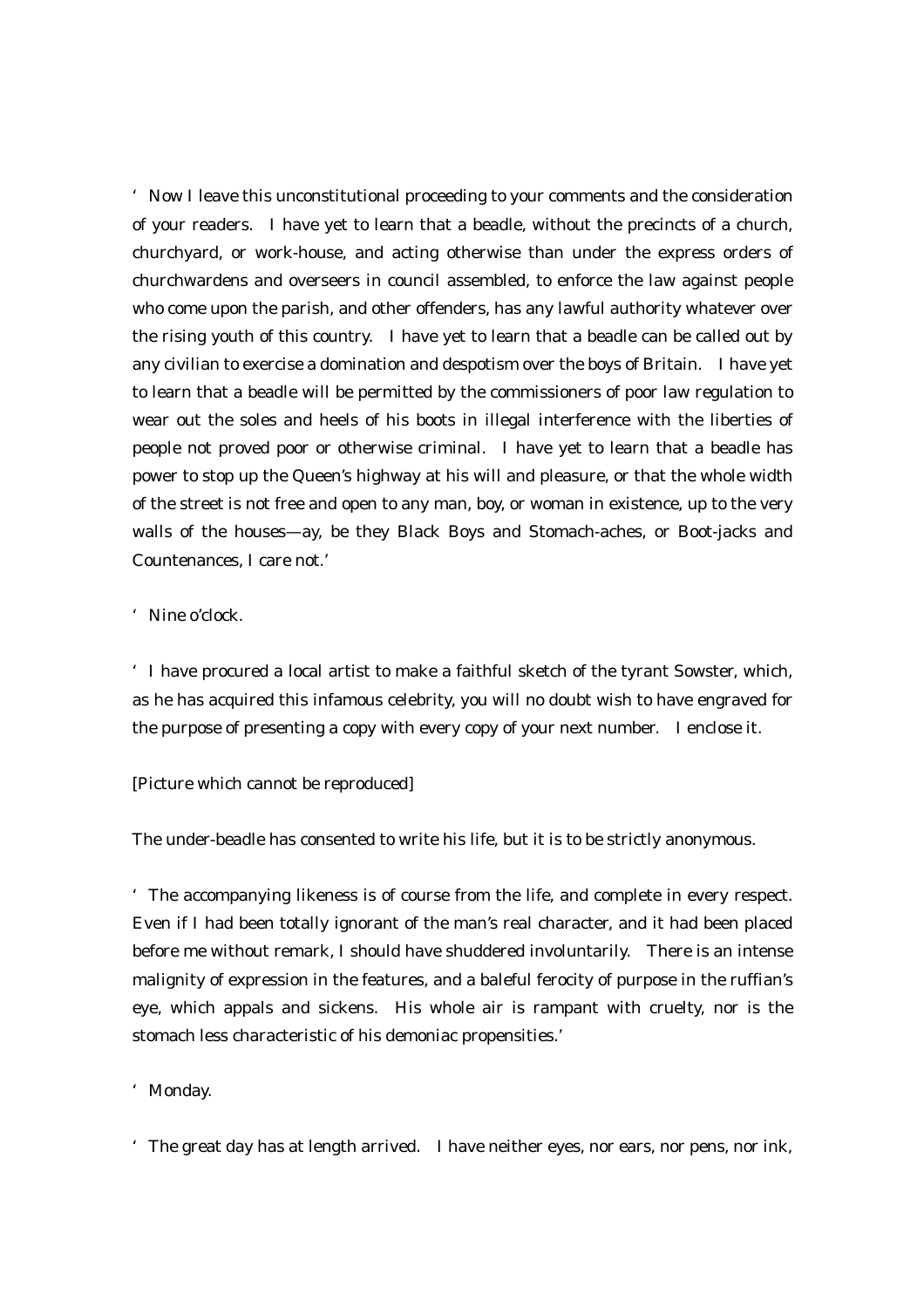'Now I leave this unconstitutional proceeding to your comments and the consideration of your readers. I have yet to learn that a beadle, without the precincts of a church, churchyard, or work-house, and acting otherwise than under the express orders of churchwardens and overseers in council assembled, to enforce the law against people who come upon the parish, and other offenders, has any lawful authority whatever over the rising youth of this country. I have yet to learn that a beadle can be called out by any civilian to exercise a domination and despotism over the boys of Britain. I have yet to learn that a beadle will be permitted by the commissioners of poor law regulation to wear out the soles and heels of his boots in illegal interference with the liberties of people not proved poor or otherwise criminal. I have yet to learn that a beadle has power to stop up the Queen's highway at his will and pleasure, or that the whole width of the street is not free and open to any man, boy, or woman in existence, up to the very walls of the houses—ay, be they Black Boys and Stomach-aches, or Boot-jacks and Countenances, I care not.'

'Nine o'clock.

'I have procured a local artist to make a faithful sketch of the tyrant Sowster, which, as he has acquired this infamous celebrity, you will no doubt wish to have engraved for the purpose of presenting a copy with every copy of your next number. I enclose it.

[Picture which cannot be reproduced]

The under-beadle has consented to write his life, but it is to be strictly anonymous.

'The accompanying likeness is of course from the life, and complete in every respect. Even if I had been totally ignorant of the man's real character, and it had been placed before me without remark, I should have shuddered involuntarily. There is an intense malignity of expression in the features, and a baleful ferocity of purpose in the ruffian's eye, which appals and sickens. His whole air is rampant with cruelty, nor is the stomach less characteristic of his demoniac propensities.'

'Monday.

'The great day has at length arrived. I have neither eyes, nor ears, nor pens, nor ink,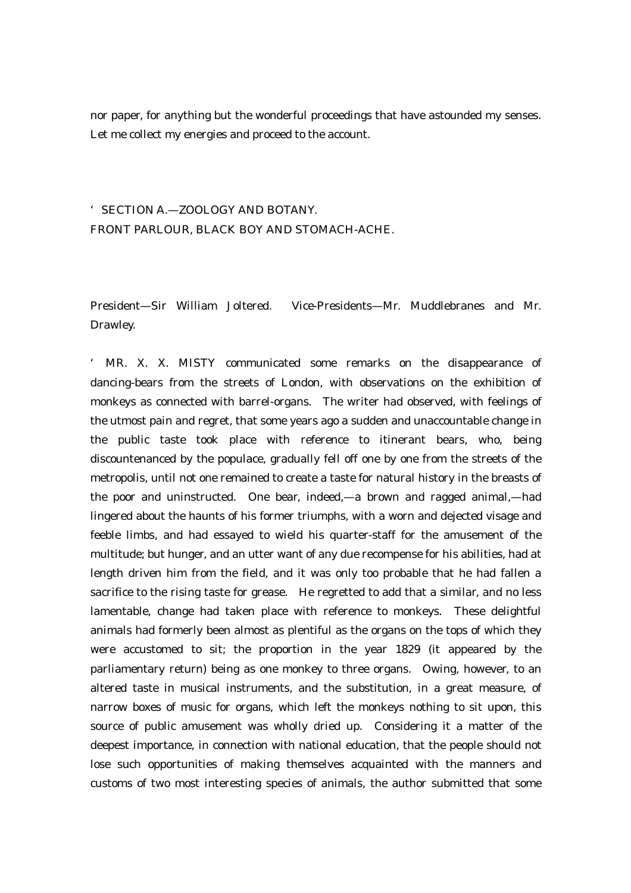nor paper, for anything but the wonderful proceedings that have astounded my senses. Let me collect my energies and proceed to the account.

'SECTION A.—ZOOLOGY AND BOTANY.
FRONT PARLOUR, BLACK BOY AND STOMACH-ACHE.

President—Sir William Joltered. Vice-Presidents—Mr. Muddlebranes and Mr. Drawley.

'MR. X. X. MISTY communicated some remarks on the disappearance of dancing-bears from the streets of London, with observations on the exhibition of monkeys as connected with barrel-organs. The writer had observed, with feelings of the utmost pain and regret, that some years ago a sudden and unaccountable change in the public taste took place with reference to itinerant bears, who, being discountenanced by the populace, gradually fell off one by one from the streets of the metropolis, until not one remained to create a taste for natural history in the breasts of the poor and uninstructed. One bear, indeed,—a brown and ragged animal,—had lingered about the haunts of his former triumphs, with a worn and dejected visage and feeble limbs, and had essayed to wield his quarter-staff for the amusement of the multitude; but hunger, and an utter want of any due recompense for his abilities, had at length driven him from the field, and it was only too probable that he had fallen a sacrifice to the rising taste for grease. He regretted to add that a similar, and no less lamentable, change had taken place with reference to monkeys. These delightful animals had formerly been almost as plentiful as the organs on the tops of which they were accustomed to sit; the proportion in the year 1829 (it appeared by the parliamentary return) being as one monkey to three organs. Owing, however, to an altered taste in musical instruments, and the substitution, in a great measure, of narrow boxes of music for organs, which left the monkeys nothing to sit upon, this source of public amusement was wholly dried up. Considering it a matter of the deepest importance, in connection with national education, that the people should not lose such opportunities of making themselves acquainted with the manners and customs of two most interesting species of animals, the author submitted that some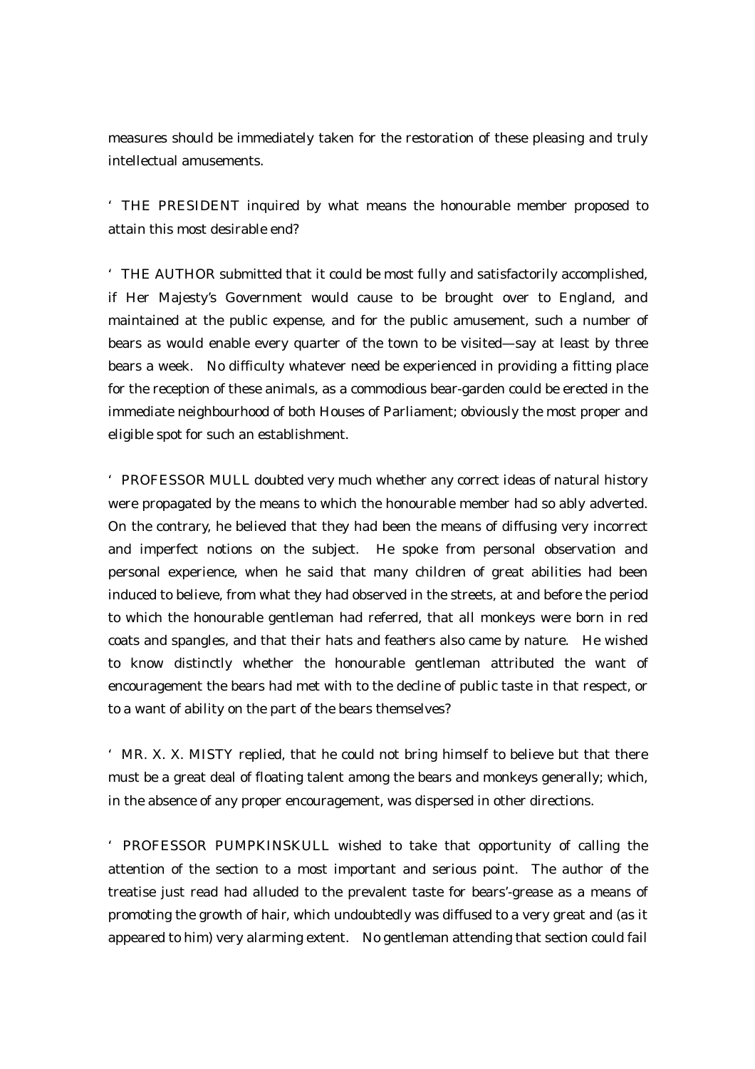measures should be immediately taken for the restoration of these pleasing and truly intellectual amusements.

'THE PRESIDENT inquired by what means the honourable member proposed to attain this most desirable end?

'THE AUTHOR submitted that it could be most fully and satisfactorily accomplished, if Her Majesty's Government would cause to be brought over to England, and maintained at the public expense, and for the public amusement, such a number of bears as would enable every quarter of the town to be visited—say at least by three bears a week. No difficulty whatever need be experienced in providing a fitting place for the reception of these animals, as a commodious bear-garden could be erected in the immediate neighbourhood of both Houses of Parliament; obviously the most proper and eligible spot for such an establishment.

'PROFESSOR MULL doubted very much whether any correct ideas of natural history were propagated by the means to which the honourable member had so ably adverted. On the contrary, he believed that they had been the means of diffusing very incorrect and imperfect notions on the subject. He spoke from personal observation and personal experience, when he said that many children of great abilities had been induced to believe, from what they had observed in the streets, at and before the period to which the honourable gentleman had referred, that all monkeys were born in red coats and spangles, and that their hats and feathers also came by nature. He wished to know distinctly whether the honourable gentleman attributed the want of encouragement the bears had met with to the decline of public taste in that respect, or to a want of ability on the part of the bears themselves?

'MR. X. X. MISTY replied, that he could not bring himself to believe but that there must be a great deal of floating talent among the bears and monkeys generally; which, in the absence of any proper encouragement, was dispersed in other directions.

'PROFESSOR PUMPKINSKULL wished to take that opportunity of calling the attention of the section to a most important and serious point. The author of the treatise just read had alluded to the prevalent taste for bears'-grease as a means of promoting the growth of hair, which undoubtedly was diffused to a very great and (as it appeared to him) very alarming extent. No gentleman attending that section could fail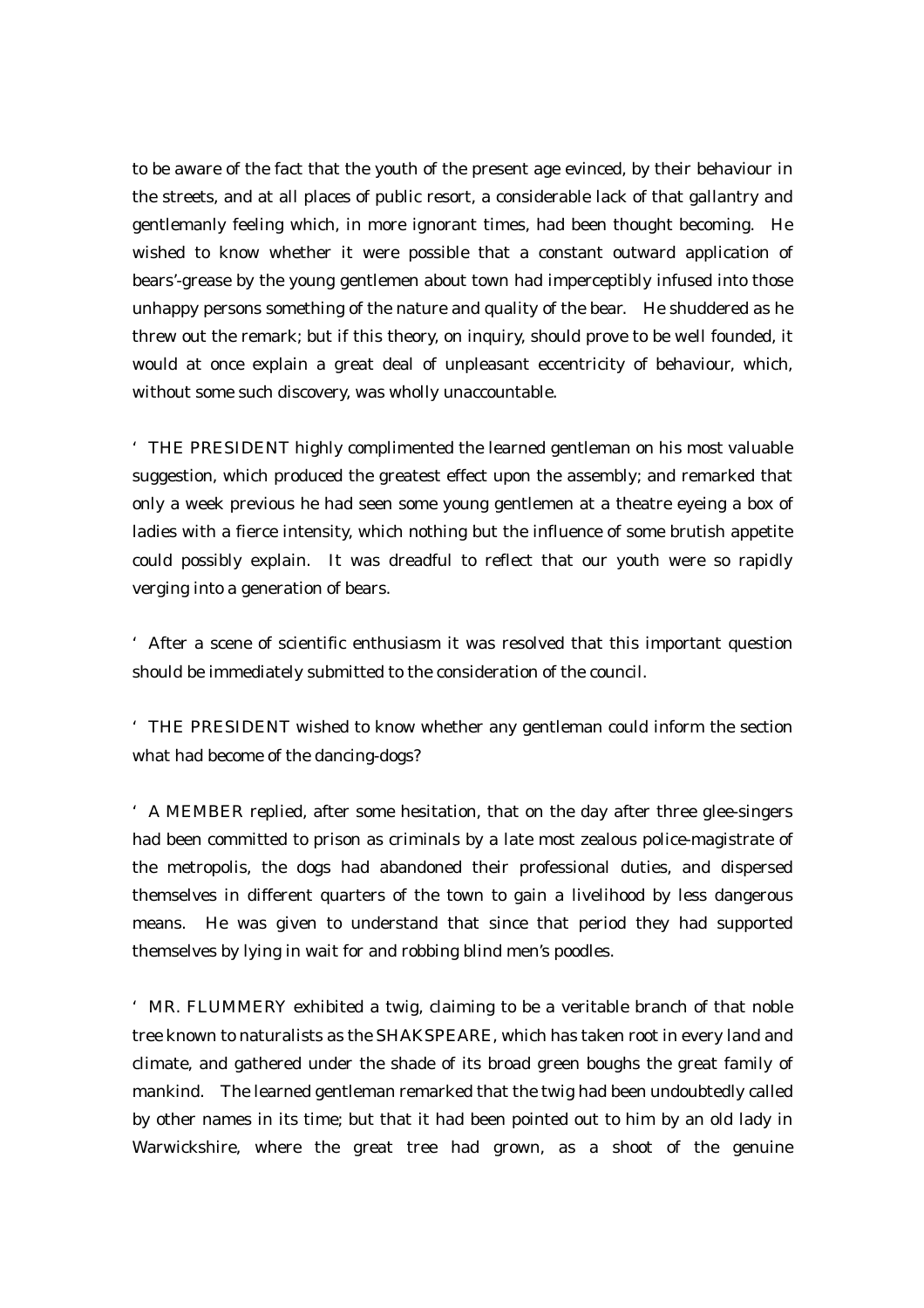to be aware of the fact that the youth of the present age evinced, by their behaviour in the streets, and at all places of public resort, a considerable lack of that gallantry and gentlemanly feeling which, in more ignorant times, had been thought becoming. He wished to know whether it were possible that a constant outward application of bears'-grease by the young gentlemen about town had imperceptibly infused into those unhappy persons something of the nature and quality of the bear. He shuddered as he threw out the remark; but if this theory, on inquiry, should prove to be well founded, it would at once explain a great deal of unpleasant eccentricity of behaviour, which, without some such discovery, was wholly unaccountable.

'THE PRESIDENT highly complimented the learned gentleman on his most valuable suggestion, which produced the greatest effect upon the assembly; and remarked that only a week previous he had seen some young gentlemen at a theatre eyeing a box of ladies with a fierce intensity, which nothing but the influence of some brutish appetite could possibly explain. It was dreadful to reflect that our youth were so rapidly verging into a generation of bears.

'After a scene of scientific enthusiasm it was resolved that this important question should be immediately submitted to the consideration of the council.

'THE PRESIDENT wished to know whether any gentleman could inform the section what had become of the dancing-dogs?

'A MEMBER replied, after some hesitation, that on the day after three glee-singers had been committed to prison as criminals by a late most zealous police-magistrate of the metropolis, the dogs had abandoned their professional duties, and dispersed themselves in different quarters of the town to gain a livelihood by less dangerous means. He was given to understand that since that period they had supported themselves by lying in wait for and robbing blind men's poodles.

'MR. FLUMMERY exhibited a twig, claiming to be a veritable branch of that noble tree known to naturalists as the SHAKSPEARE, which has taken root in every land and climate, and gathered under the shade of its broad green boughs the great family of mankind. The learned gentleman remarked that the twig had been undoubtedly called by other names in its time; but that it had been pointed out to him by an old lady in Warwickshire, where the great tree had grown, as a shoot of the genuine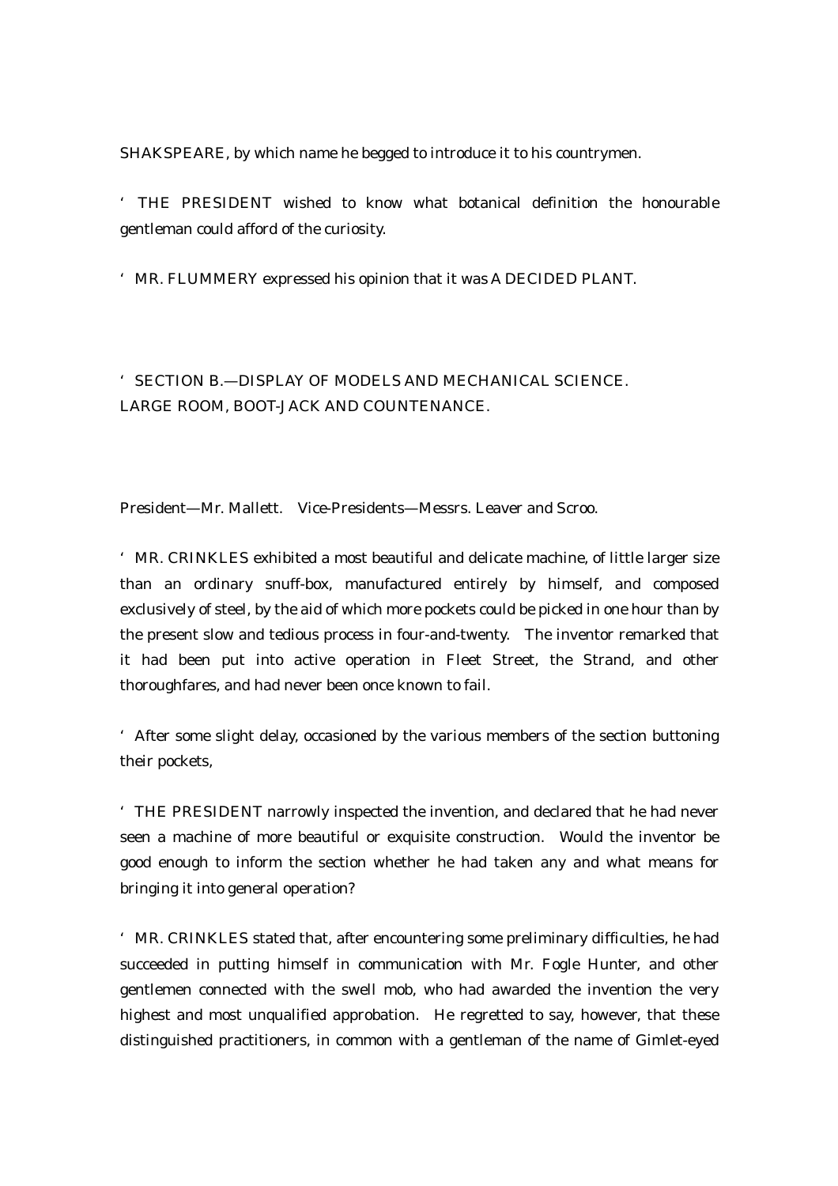SHAKSPEARE, by which name he begged to introduce it to his countrymen.

'THE PRESIDENT wished to know what botanical definition the honourable gentleman could afford of the curiosity.

'MR. FLUMMERY expressed his opinion that it was A DECIDED PLANT.

'SECTION B.—DISPLAY OF MODELS AND MECHANICAL SCIENCE.
LARGE ROOM, BOOT-JACK AND COUNTENANCE.

President—Mr. Mallett. Vice-Presidents—Messrs. Leaver and Scroo.

'MR. CRINKLES exhibited a most beautiful and delicate machine, of little larger size than an ordinary snuff-box, manufactured entirely by himself, and composed exclusively of steel, by the aid of which more pockets could be picked in one hour than by the present slow and tedious process in four-and-twenty. The inventor remarked that it had been put into active operation in Fleet Street, the Strand, and other thoroughfares, and had never been once known to fail.

'After some slight delay, occasioned by the various members of the section buttoning their pockets,

'THE PRESIDENT narrowly inspected the invention, and declared that he had never seen a machine of more beautiful or exquisite construction. Would the inventor be good enough to inform the section whether he had taken any and what means for bringing it into general operation?

'MR. CRINKLES stated that, after encountering some preliminary difficulties, he had succeeded in putting himself in communication with Mr. Fogle Hunter, and other gentlemen connected with the swell mob, who had awarded the invention the very highest and most unqualified approbation. He regretted to say, however, that these distinguished practitioners, in common with a gentleman of the name of Gimlet-eyed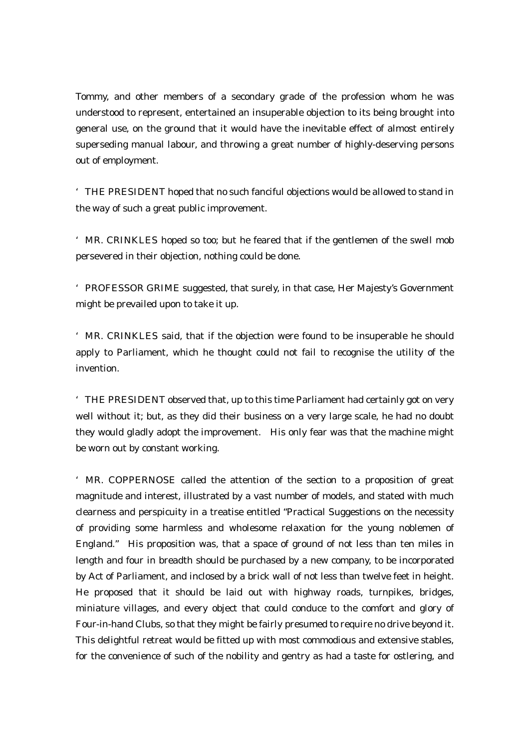Tommy, and other members of a secondary grade of the profession whom he was understood to represent, entertained an insuperable objection to its being brought into general use, on the ground that it would have the inevitable effect of almost entirely superseding manual labour, and throwing a great number of highly-deserving persons out of employment.

'THE PRESIDENT hoped that no such fanciful objections would be allowed to stand in the way of such a great public improvement.

'MR. CRINKLES hoped so too; but he feared that if the gentlemen of the swell mob persevered in their objection, nothing could be done.

'PROFESSOR GRIME suggested, that surely, in that case, Her Majesty's Government might be prevailed upon to take it up.

'MR. CRINKLES said, that if the objection were found to be insuperable he should apply to Parliament, which he thought could not fail to recognise the utility of the invention.

'THE PRESIDENT observed that, up to this time Parliament had certainly got on very well without it; but, as they did their business on a very large scale, he had no doubt they would gladly adopt the improvement. His only fear was that the machine might be worn out by constant working.

'MR. COPPERNOSE called the attention of the section to a proposition of great magnitude and interest, illustrated by a vast number of models, and stated with much clearness and perspicuity in a treatise entitled "Practical Suggestions on the necessity of providing some harmless and wholesome relaxation for the young noblemen of England." His proposition was, that a space of ground of not less than ten miles in length and four in breadth should be purchased by a new company, to be incorporated by Act of Parliament, and inclosed by a brick wall of not less than twelve feet in height. He proposed that it should be laid out with highway roads, turnpikes, bridges, miniature villages, and every object that could conduce to the comfort and glory of Four-in-hand Clubs, so that they might be fairly presumed to require no drive beyond it. This delightful retreat would be fitted up with most commodious and extensive stables, for the convenience of such of the nobility and gentry as had a taste for ostlering, and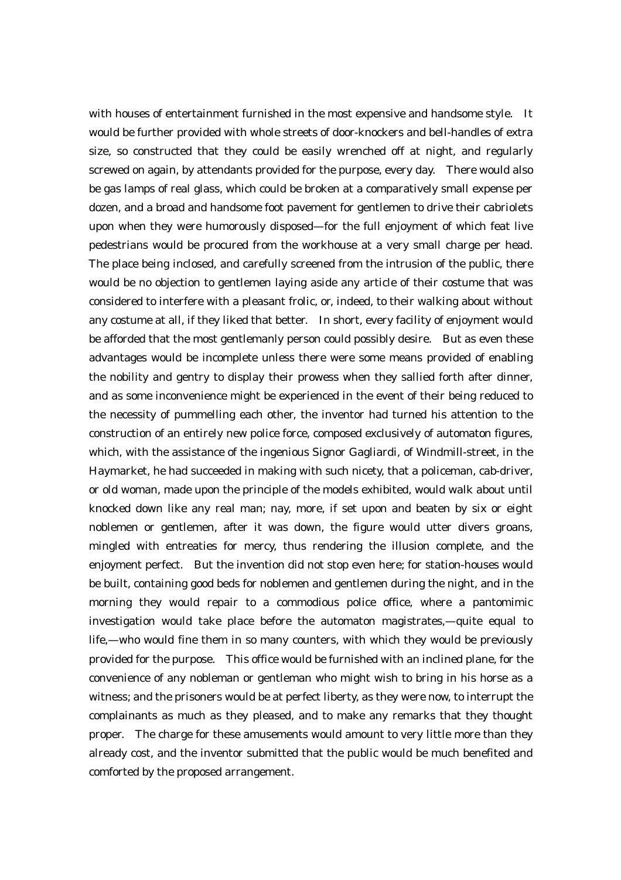with houses of entertainment furnished in the most expensive and handsome style. It would be further provided with whole streets of door-knockers and bell-handles of extra size, so constructed that they could be easily wrenched off at night, and regularly screwed on again, by attendants provided for the purpose, every day. There would also be gas lamps of real glass, which could be broken at a comparatively small expense per dozen, and a broad and handsome foot pavement for gentlemen to drive their cabriolets upon when they were humorously disposed—for the full enjoyment of which feat live pedestrians would be procured from the workhouse at a very small charge per head. The place being inclosed, and carefully screened from the intrusion of the public, there would be no objection to gentlemen laying aside any article of their costume that was considered to interfere with a pleasant frolic, or, indeed, to their walking about without any costume at all, if they liked that better. In short, every facility of enjoyment would be afforded that the most gentlemanly person could possibly desire. But as even these advantages would be incomplete unless there were some means provided of enabling the nobility and gentry to display their prowess when they sallied forth after dinner, and as some inconvenience might be experienced in the event of their being reduced to the necessity of pummelling each other, the inventor had turned his attention to the construction of an entirely new police force, composed exclusively of automaton figures, which, with the assistance of the ingenious Signor Gagliardi, of Windmill-street, in the Haymarket, he had succeeded in making with such nicety, that a policeman, cab-driver, or old woman, made upon the principle of the models exhibited, would walk about until knocked down like any real man; nay, more, if set upon and beaten by six or eight noblemen or gentlemen, after it was down, the figure would utter divers groans, mingled with entreaties for mercy, thus rendering the illusion complete, and the enjoyment perfect. But the invention did not stop even here; for station-houses would be built, containing good beds for noblemen and gentlemen during the night, and in the morning they would repair to a commodious police office, where a pantomimic investigation would take place before the automaton magistrates,—quite equal to life,—who would fine them in so many counters, with which they would be previously provided for the purpose. This office would be furnished with an inclined plane, for the convenience of any nobleman or gentleman who might wish to bring in his horse as a witness; and the prisoners would be at perfect liberty, as they were now, to interrupt the complainants as much as they pleased, and to make any remarks that they thought proper. The charge for these amusements would amount to very little more than they already cost, and the inventor submitted that the public would be much benefited and comforted by the proposed arrangement.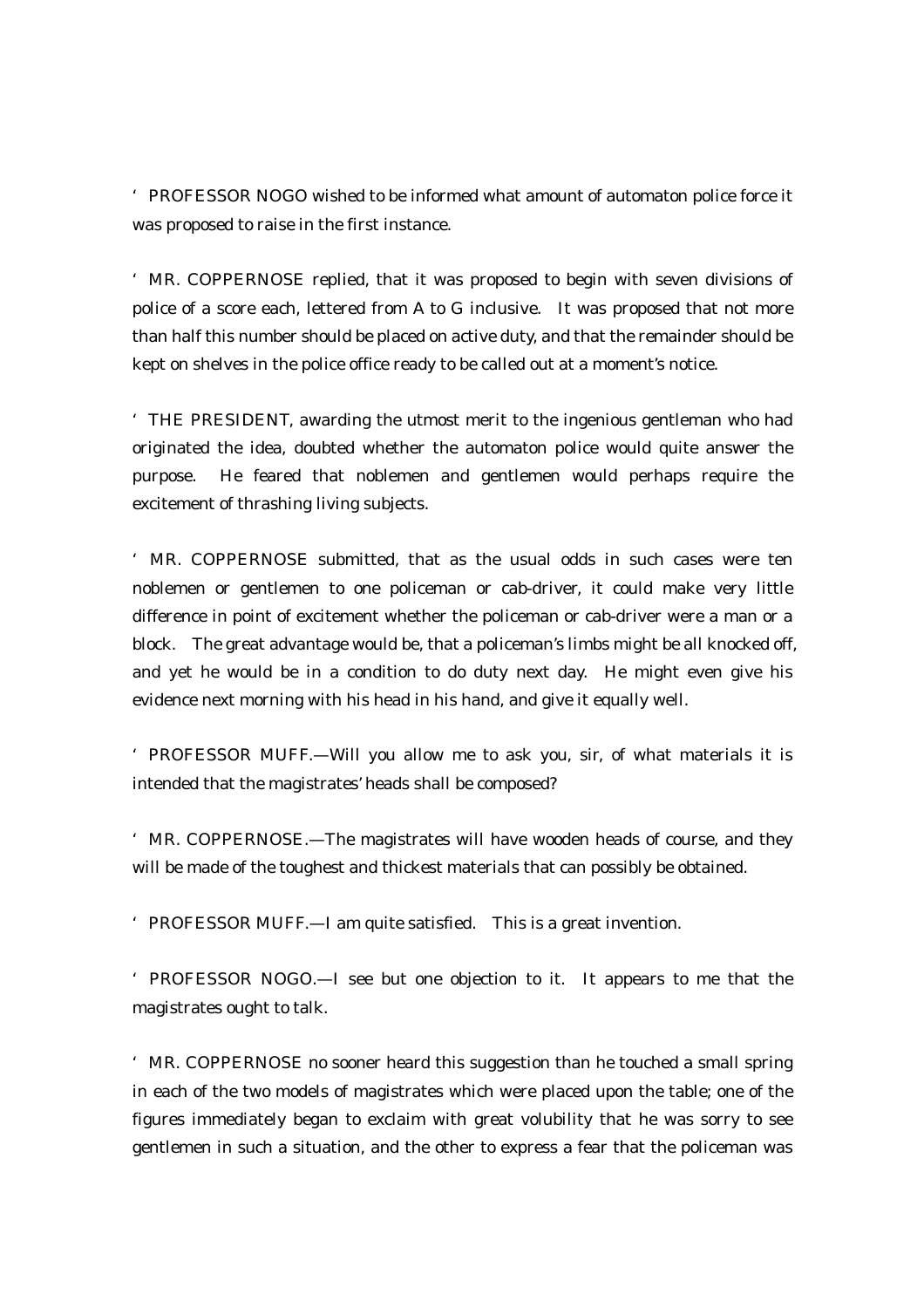'PROFESSOR NOGO wished to be informed what amount of automaton police force it was proposed to raise in the first instance.

'MR. COPPERNOSE replied, that it was proposed to begin with seven divisions of police of a score each, lettered from A to G inclusive. It was proposed that not more than half this number should be placed on active duty, and that the remainder should be kept on shelves in the police office ready to be called out at a moment's notice.

'THE PRESIDENT, awarding the utmost merit to the ingenious gentleman who had originated the idea, doubted whether the automaton police would quite answer the purpose. He feared that noblemen and gentlemen would perhaps require the excitement of thrashing living subjects.

'MR. COPPERNOSE submitted, that as the usual odds in such cases were ten noblemen or gentlemen to one policeman or cab-driver, it could make very little difference in point of excitement whether the policeman or cab-driver were a man or a block. The great advantage would be, that a policeman's limbs might be all knocked off, and yet he would be in a condition to do duty next day. He might even give his evidence next morning with his head in his hand, and give it equally well.

'PROFESSOR MUFF.—Will you allow me to ask you, sir, of what materials it is intended that the magistrates' heads shall be composed?

'MR. COPPERNOSE.—The magistrates will have wooden heads of course, and they will be made of the toughest and thickest materials that can possibly be obtained.

'PROFESSOR MUFF.—I am quite satisfied. This is a great invention.

'PROFESSOR NOGO.—I see but one objection to it. It appears to me that the magistrates ought to talk.

'MR. COPPERNOSE no sooner heard this suggestion than he touched a small spring in each of the two models of magistrates which were placed upon the table; one of the figures immediately began to exclaim with great volubility that he was sorry to see gentlemen in such a situation, and the other to express a fear that the policeman was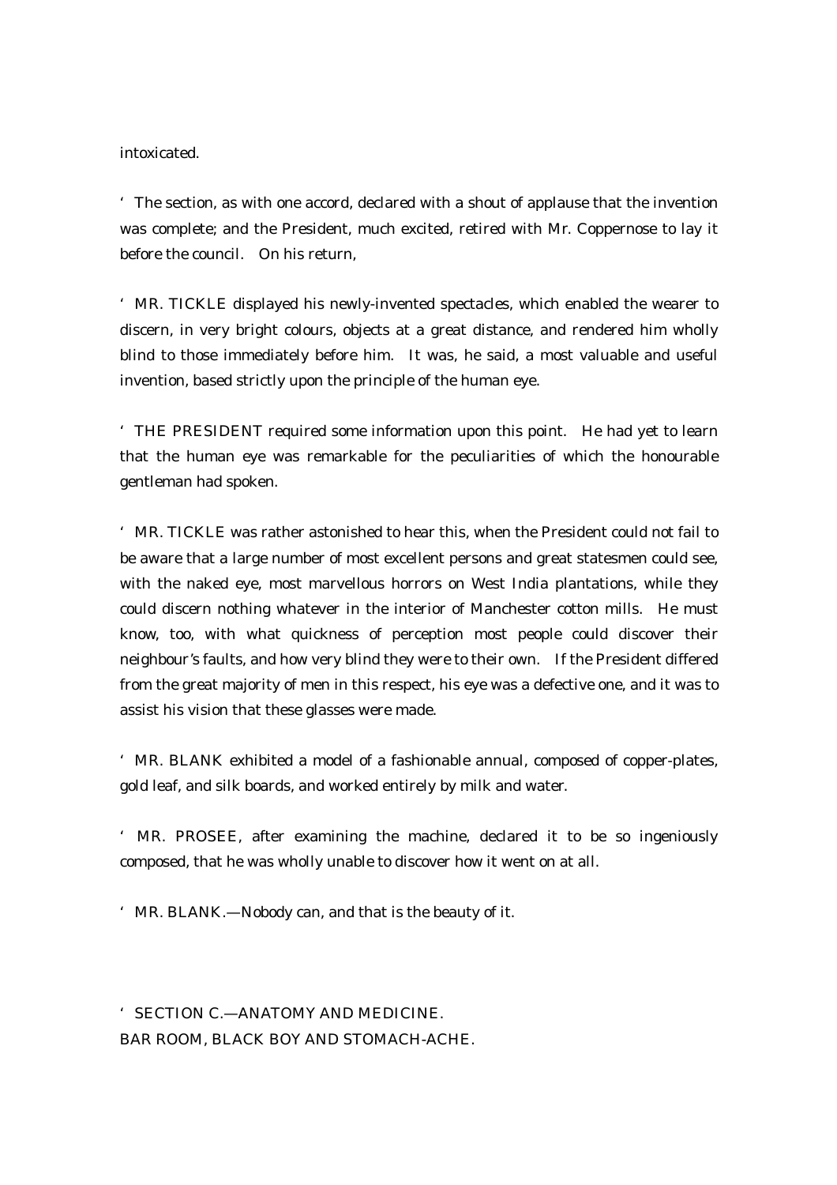intoxicated.

'The section, as with one accord, declared with a shout of applause that the invention was complete; and the President, much excited, retired with Mr. Coppernose to lay it before the council. On his return,

'MR. TICKLE displayed his newly-invented spectacles, which enabled the wearer to discern, in very bright colours, objects at a great distance, and rendered him wholly blind to those immediately before him. It was, he said, a most valuable and useful invention, based strictly upon the principle of the human eye.

'THE PRESIDENT required some information upon this point. He had yet to learn that the human eye was remarkable for the peculiarities of which the honourable gentleman had spoken.

'MR. TICKLE was rather astonished to hear this, when the President could not fail to be aware that a large number of most excellent persons and great statesmen could see, with the naked eye, most marvellous horrors on West India plantations, while they could discern nothing whatever in the interior of Manchester cotton mills. He must know, too, with what quickness of perception most people could discover their neighbour's faults, and how very blind they were to their own. If the President differed from the great majority of men in this respect, his eye was a defective one, and it was to assist his vision that these glasses were made.

'MR. BLANK exhibited a model of a fashionable annual, composed of copper-plates, gold leaf, and silk boards, and worked entirely by milk and water.

'MR. PROSEE, after examining the machine, declared it to be so ingeniously composed, that he was wholly unable to discover how it went on at all.

'MR. BLANK.—Nobody can, and that is the beauty of it.

'SECTION C.—ANATOMY AND MEDICINE.
BAR ROOM, BLACK BOY AND STOMACH-ACHE.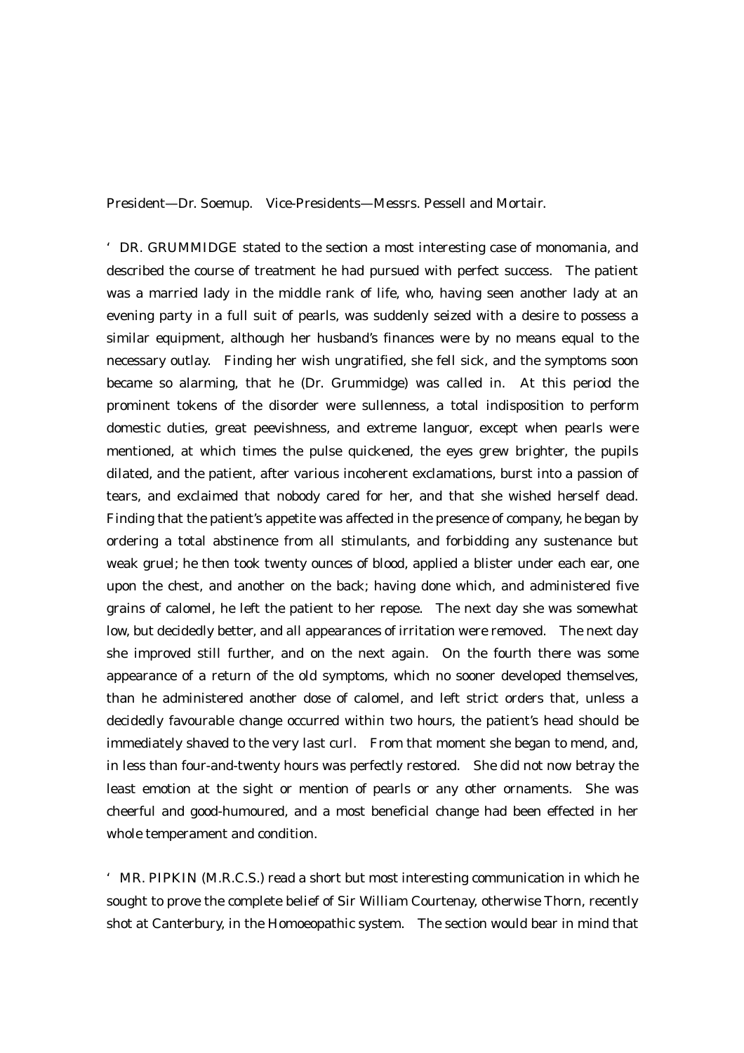President—Dr. Soemup. Vice-Presidents—Messrs. Pessell and Mortair.

'DR. GRUMMIDGE stated to the section a most interesting case of monomania, and described the course of treatment he had pursued with perfect success. The patient was a married lady in the middle rank of life, who, having seen another lady at an evening party in a full suit of pearls, was suddenly seized with a desire to possess a similar equipment, although her husband's finances were by no means equal to the necessary outlay. Finding her wish ungratified, she fell sick, and the symptoms soon became so alarming, that he (Dr. Grummidge) was called in. At this period the prominent tokens of the disorder were sullenness, a total indisposition to perform domestic duties, great peevishness, and extreme languor, except when pearls were mentioned, at which times the pulse quickened, the eyes grew brighter, the pupils dilated, and the patient, after various incoherent exclamations, burst into a passion of tears, and exclaimed that nobody cared for her, and that she wished herself dead. Finding that the patient's appetite was affected in the presence of company, he began by ordering a total abstinence from all stimulants, and forbidding any sustenance but weak gruel; he then took twenty ounces of blood, applied a blister under each ear, one upon the chest, and another on the back; having done which, and administered five grains of calomel, he left the patient to her repose. The next day she was somewhat low, but decidedly better, and all appearances of irritation were removed. The next day she improved still further, and on the next again. On the fourth there was some appearance of a return of the old symptoms, which no sooner developed themselves, than he administered another dose of calomel, and left strict orders that, unless a decidedly favourable change occurred within two hours, the patient's head should be immediately shaved to the very last curl. From that moment she began to mend, and, in less than four-and-twenty hours was perfectly restored. She did not now betray the least emotion at the sight or mention of pearls or any other ornaments. She was cheerful and good-humoured, and a most beneficial change had been effected in her whole temperament and condition.

'MR. PIPKIN (M.R.C.S.) read a short but most interesting communication in which he sought to prove the complete belief of Sir William Courtenay, otherwise Thorn, recently shot at Canterbury, in the Homoeopathic system. The section would bear in mind that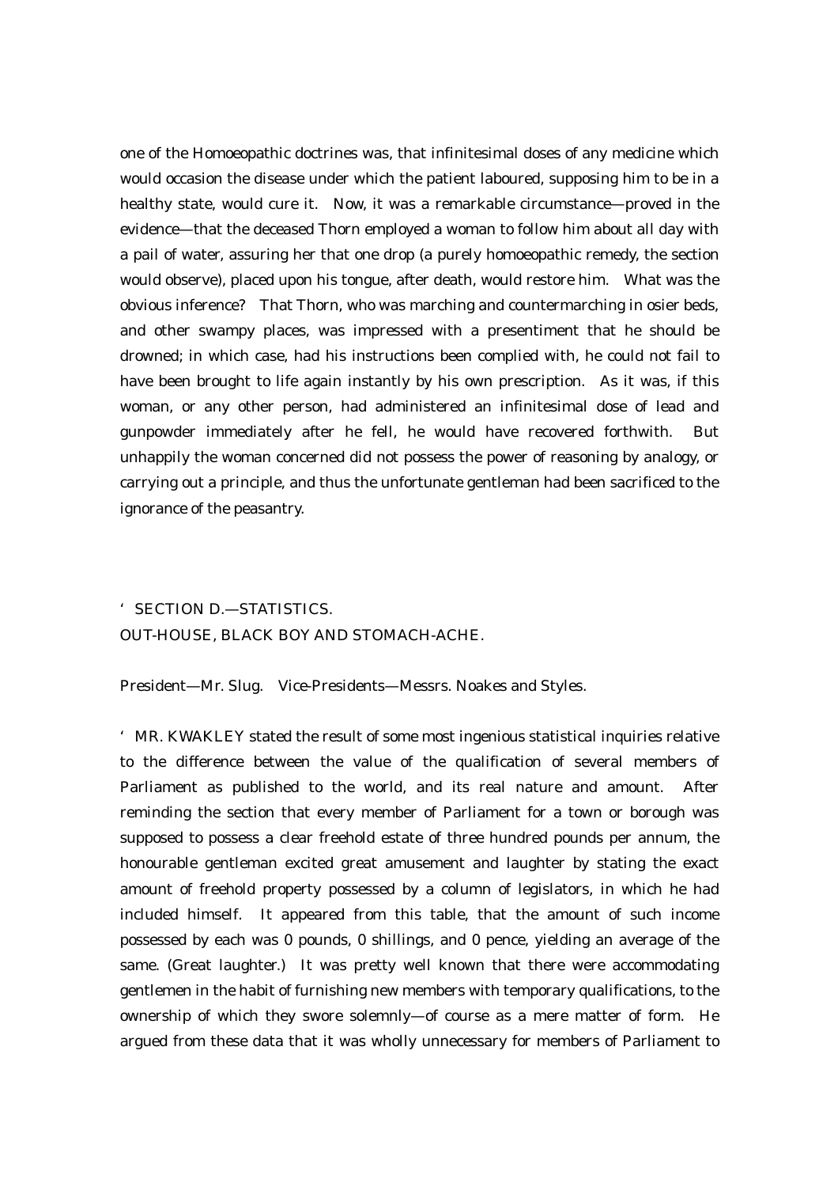one of the Homoeopathic doctrines was, that infinitesimal doses of any medicine which would occasion the disease under which the patient laboured, supposing him to be in a healthy state, would cure it. Now, it was a remarkable circumstance—proved in the evidence—that the deceased Thorn employed a woman to follow him about all day with a pail of water, assuring her that one drop (a purely homoeopathic remedy, the section would observe), placed upon his tongue, after death, would restore him. What was the obvious inference? That Thorn, who was marching and countermarching in osier beds, and other swampy places, was impressed with a presentiment that he should be drowned; in which case, had his instructions been complied with, he could not fail to have been brought to life again instantly by his own prescription. As it was, if this woman, or any other person, had administered an infinitesimal dose of lead and gunpowder immediately after he fell, he would have recovered forthwith. But unhappily the woman concerned did not possess the power of reasoning by analogy, or carrying out a principle, and thus the unfortunate gentleman had been sacrificed to the ignorance of the peasantry.

'SECTION D.—STATISTICS.
OUT-HOUSE, BLACK BOY AND STOMACH-ACHE.

President—Mr. Slug. Vice-Presidents—Messrs. Noakes and Styles.

'MR. KWAKLEY stated the result of some most ingenious statistical inquiries relative to the difference between the value of the qualification of several members of Parliament as published to the world, and its real nature and amount. After reminding the section that every member of Parliament for a town or borough was supposed to possess a clear freehold estate of three hundred pounds per annum, the honourable gentleman excited great amusement and laughter by stating the exact amount of freehold property possessed by a column of legislators, in which he had included himself. It appeared from this table, that the amount of such income possessed by each was 0 pounds, 0 shillings, and 0 pence, yielding an average of the same. (Great laughter.) It was pretty well known that there were accommodating gentlemen in the habit of furnishing new members with temporary qualifications, to the ownership of which they swore solemnly—of course as a mere matter of form. He argued from these data that it was wholly unnecessary for members of Parliament to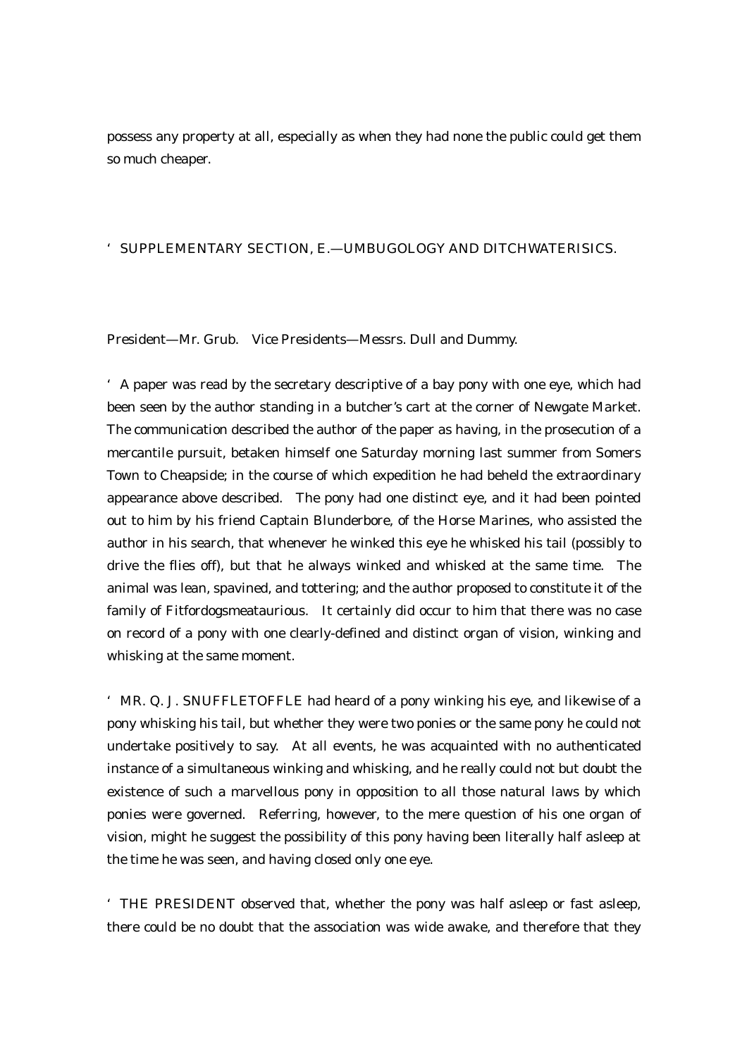possess any property at all, especially as when they had none the public could get them so much cheaper.

'SUPPLEMENTARY SECTION, E.—UMBUGOLOGY AND DITCHWATERISICS.

President—Mr. Grub. Vice Presidents—Messrs. Dull and Dummy.

'A paper was read by the secretary descriptive of a bay pony with one eye, which had been seen by the author standing in a butcher's cart at the corner of Newgate Market. The communication described the author of the paper as having, in the prosecution of a mercantile pursuit, betaken himself one Saturday morning last summer from Somers Town to Cheapside; in the course of which expedition he had beheld the extraordinary appearance above described. The pony had one distinct eye, and it had been pointed out to him by his friend Captain Blunderbore, of the Horse Marines, who assisted the author in his search, that whenever he winked this eye he whisked his tail (possibly to drive the flies off), but that he always winked and whisked at the same time. The animal was lean, spavined, and tottering; and the author proposed to constitute it of the family of Fitfordogsmeataurious. It certainly did occur to him that there was no case on record of a pony with one clearly-defined and distinct organ of vision, winking and whisking at the same moment.

'MR. Q. J. SNUFFLETOFFLE had heard of a pony winking his eye, and likewise of a pony whisking his tail, but whether they were two ponies or the same pony he could not undertake positively to say. At all events, he was acquainted with no authenticated instance of a simultaneous winking and whisking, and he really could not but doubt the existence of such a marvellous pony in opposition to all those natural laws by which ponies were governed. Referring, however, to the mere question of his one organ of vision, might he suggest the possibility of this pony having been literally half asleep at the time he was seen, and having closed only one eye.

'THE PRESIDENT observed that, whether the pony was half asleep or fast asleep, there could be no doubt that the association was wide awake, and therefore that they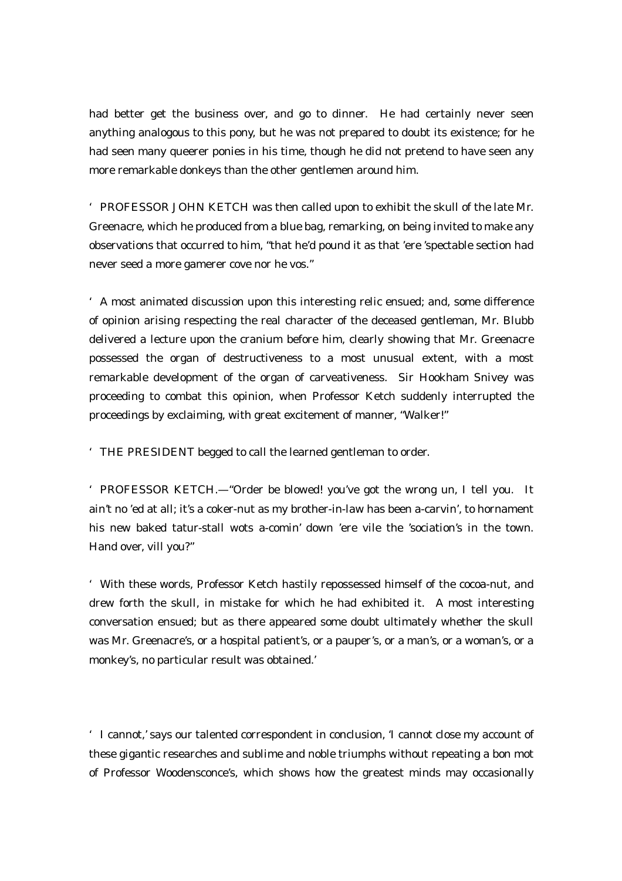had better get the business over, and go to dinner. He had certainly never seen anything analogous to this pony, but he was not prepared to doubt its existence; for he had seen many queerer ponies in his time, though he did not pretend to have seen any more remarkable donkeys than the other gentlemen around him.

'PROFESSOR JOHN KETCH was then called upon to exhibit the skull of the late Mr. Greenacre, which he produced from a blue bag, remarking, on being invited to make any observations that occurred to him, "that he'd pound it as that 'ere 'spectable section had never seed a more gamerer cove nor he vos."

'A most animated discussion upon this interesting relic ensued; and, some difference of opinion arising respecting the real character of the deceased gentleman, Mr. Blubb delivered a lecture upon the cranium before him, clearly showing that Mr. Greenacre possessed the organ of destructiveness to a most unusual extent, with a most remarkable development of the organ of carveativeness. Sir Hookham Snivey was proceeding to combat this opinion, when Professor Ketch suddenly interrupted the proceedings by exclaiming, with great excitement of manner, "Walker!"

'THE PRESIDENT begged to call the learned gentleman to order.

'PROFESSOR KETCH.—"Order be blowed! you've got the wrong un, I tell you. It ain't no 'ed at all; it's a coker-nut as my brother-in-law has been a-carvin', to hornament his new baked tatur-stall wots a-comin' down 'ere vile the 'sociation's in the town. Hand over, vill you?"

'With these words, Professor Ketch hastily repossessed himself of the cocoa-nut, and drew forth the skull, in mistake for which he had exhibited it. A most interesting conversation ensued; but as there appeared some doubt ultimately whether the skull was Mr. Greenacre's, or a hospital patient's, or a pauper's, or a man's, or a woman's, or a monkey's, no particular result was obtained.'

'I cannot,' says our talented correspondent in conclusion, 'I cannot close my account of these gigantic researches and sublime and noble triumphs without repeating a bon mot of Professor Woodensconce's, which shows how the greatest minds may occasionally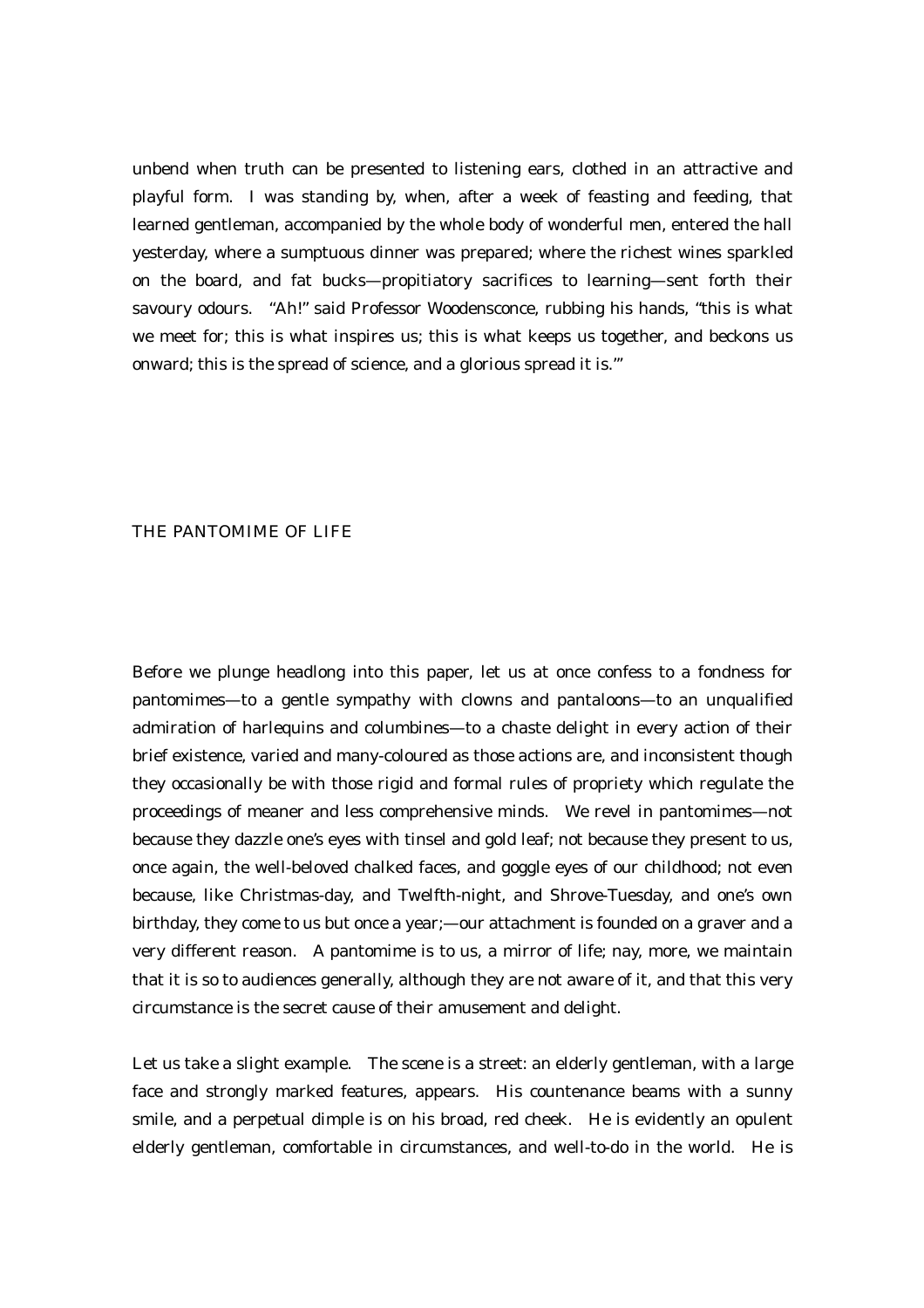unbend when truth can be presented to listening ears, clothed in an attractive and playful form. I was standing by, when, after a week of feasting and feeding, that learned gentleman, accompanied by the whole body of wonderful men, entered the hall yesterday, where a sumptuous dinner was prepared; where the richest wines sparkled on the board, and fat bucks—propitiatory sacrifices to learning—sent forth their savoury odours. "Ah!" said Professor Woodensconce, rubbing his hands, "this is what we meet for; this is what inspires us; this is what keeps us together, and beckons us onward; this is the spread of science, and a glorious spread it is.'"

## THE PANTOMIME OF LIFE

Before we plunge headlong into this paper, let us at once confess to a fondness for pantomimes—to a gentle sympathy with clowns and pantaloons—to an unqualified admiration of harlequins and columbines—to a chaste delight in every action of their brief existence, varied and many-coloured as those actions are, and inconsistent though they occasionally be with those rigid and formal rules of propriety which regulate the proceedings of meaner and less comprehensive minds. We revel in pantomimes—not because they dazzle one's eyes with tinsel and gold leaf; not because they present to us, once again, the well-beloved chalked faces, and goggle eyes of our childhood; not even because, like Christmas-day, and Twelfth-night, and Shrove-Tuesday, and one's own birthday, they come to us but once a year;—our attachment is founded on a graver and a very different reason. A pantomime is to us, a mirror of life; nay, more, we maintain that it is so to audiences generally, although they are not aware of it, and that this very circumstance is the secret cause of their amusement and delight.

Let us take a slight example. The scene is a street: an elderly gentleman, with a large face and strongly marked features, appears. His countenance beams with a sunny smile, and a perpetual dimple is on his broad, red cheek. He is evidently an opulent elderly gentleman, comfortable in circumstances, and well-to-do in the world. He is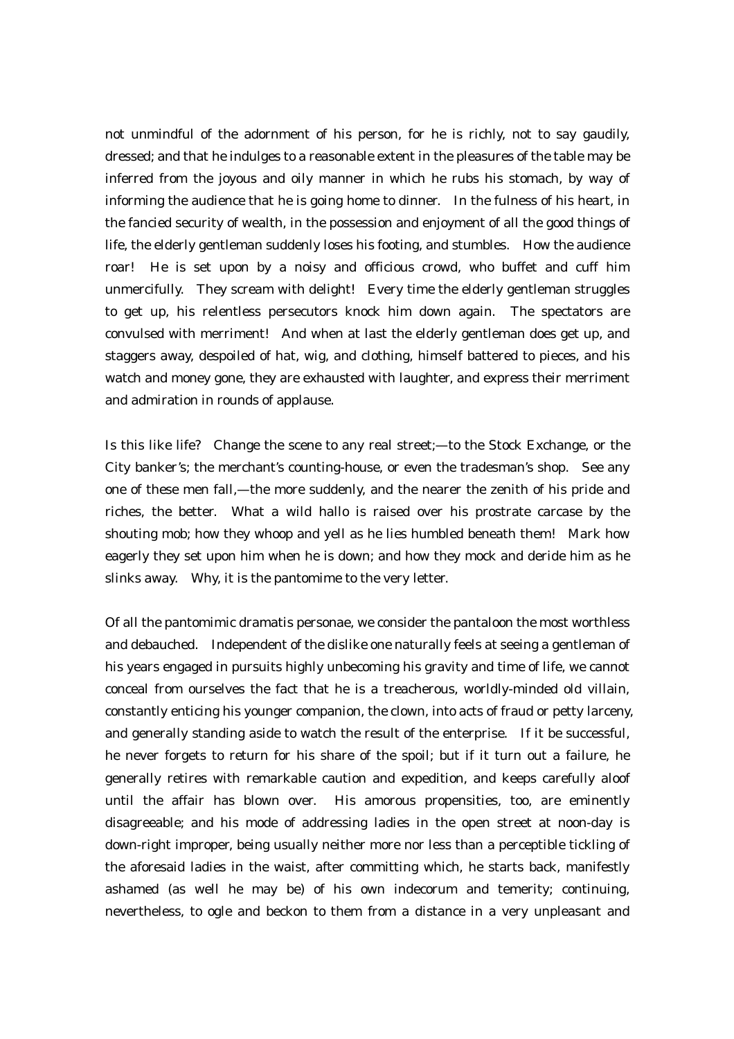not unmindful of the adornment of his person, for he is richly, not to say gaudily, dressed; and that he indulges to a reasonable extent in the pleasures of the table may be inferred from the joyous and oily manner in which he rubs his stomach, by way of informing the audience that he is going home to dinner. In the fulness of his heart, in the fancied security of wealth, in the possession and enjoyment of all the good things of life, the elderly gentleman suddenly loses his footing, and stumbles. How the audience roar! He is set upon by a noisy and officious crowd, who buffet and cuff him unmercifully. They scream with delight! Every time the elderly gentleman struggles to get up, his relentless persecutors knock him down again. The spectators are convulsed with merriment! And when at last the elderly gentleman does get up, and staggers away, despoiled of hat, wig, and clothing, himself battered to pieces, and his watch and money gone, they are exhausted with laughter, and express their merriment and admiration in rounds of applause.

Is this like life? Change the scene to any real street;—to the Stock Exchange, or the City banker's; the merchant's counting-house, or even the tradesman's shop. See any one of these men fall,—the more suddenly, and the nearer the zenith of his pride and riches, the better. What a wild hallo is raised over his prostrate carcase by the shouting mob; how they whoop and yell as he lies humbled beneath them! Mark how eagerly they set upon him when he is down; and how they mock and deride him as he slinks away. Why, it is the pantomime to the very letter.

Of all the pantomimic dramatis personae, we consider the pantaloon the most worthless and debauched. Independent of the dislike one naturally feels at seeing a gentleman of his years engaged in pursuits highly unbecoming his gravity and time of life, we cannot conceal from ourselves the fact that he is a treacherous, worldly-minded old villain, constantly enticing his younger companion, the clown, into acts of fraud or petty larceny, and generally standing aside to watch the result of the enterprise. If it be successful, he never forgets to return for his share of the spoil; but if it turn out a failure, he generally retires with remarkable caution and expedition, and keeps carefully aloof until the affair has blown over. His amorous propensities, too, are eminently disagreeable; and his mode of addressing ladies in the open street at noon-day is down-right improper, being usually neither more nor less than a perceptible tickling of the aforesaid ladies in the waist, after committing which, he starts back, manifestly ashamed (as well he may be) of his own indecorum and temerity; continuing, nevertheless, to ogle and beckon to them from a distance in a very unpleasant and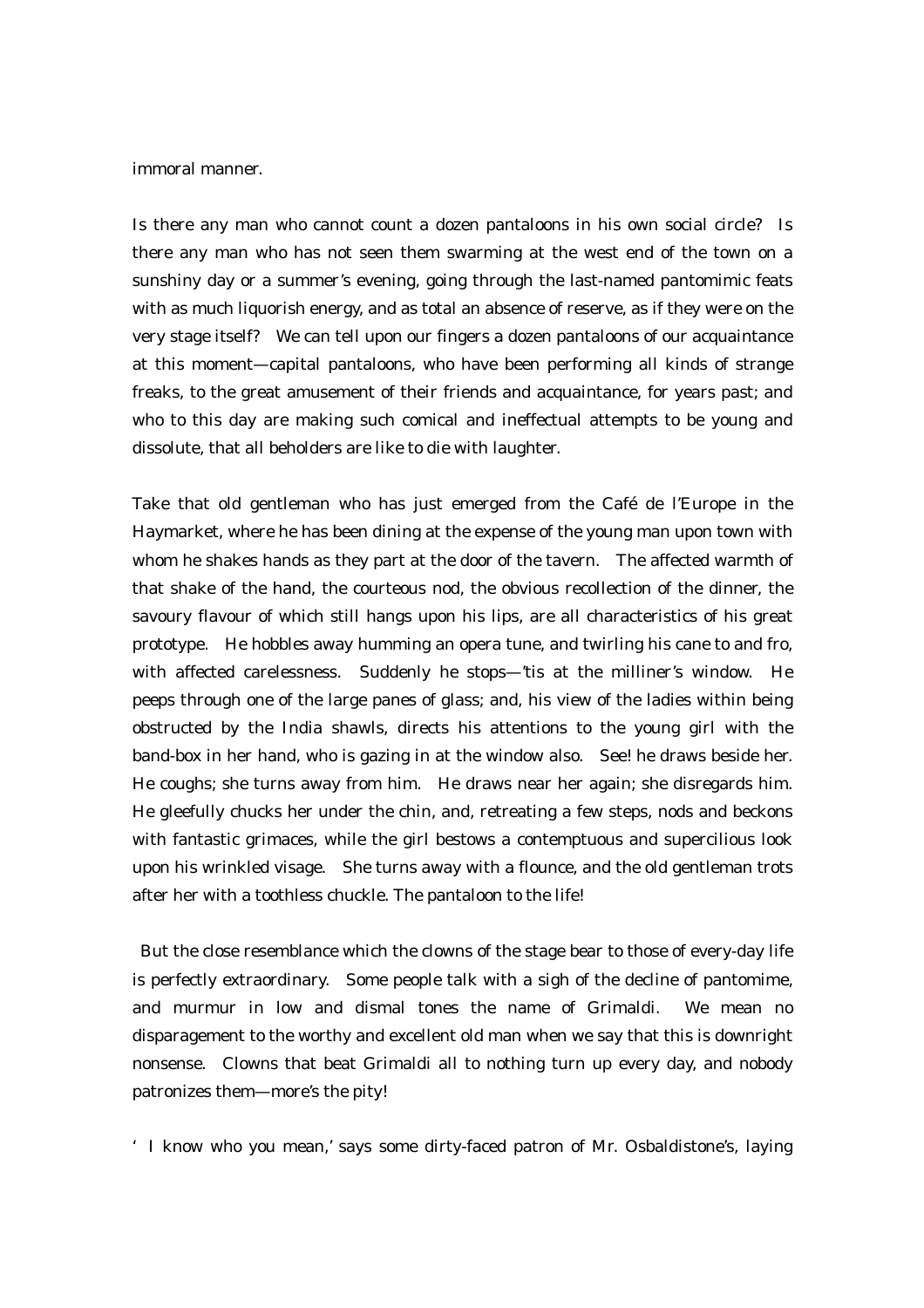immoral manner.

Is there any man who cannot count a dozen pantaloons in his own social circle? Is there any man who has not seen them swarming at the west end of the town on a sunshiny day or a summer's evening, going through the last-named pantomimic feats with as much liquorish energy, and as total an absence of reserve, as if they were on the very stage itself? We can tell upon our fingers a dozen pantaloons of our acquaintance at this moment—capital pantaloons, who have been performing all kinds of strange freaks, to the great amusement of their friends and acquaintance, for years past; and who to this day are making such comical and ineffectual attempts to be young and dissolute, that all beholders are like to die with laughter.

Take that old gentleman who has just emerged from the Café de l'Europe in the Haymarket, where he has been dining at the expense of the young man upon town with whom he shakes hands as they part at the door of the tavern. The affected warmth of that shake of the hand, the courteous nod, the obvious recollection of the dinner, the savoury flavour of which still hangs upon his lips, are all characteristics of his great prototype. He hobbles away humming an opera tune, and twirling his cane to and fro, with affected carelessness. Suddenly he stops—'tis at the milliner's window. He peeps through one of the large panes of glass; and, his view of the ladies within being obstructed by the India shawls, directs his attentions to the young girl with the band-box in her hand, who is gazing in at the window also. See! he draws beside her. He coughs; she turns away from him. He draws near her again; she disregards him. He gleefully chucks her under the chin, and, retreating a few steps, nods and beckons with fantastic grimaces, while the girl bestows a contemptuous and supercilious look upon his wrinkled visage. She turns away with a flounce, and the old gentleman trots after her with a toothless chuckle. The pantaloon to the life!

But the close resemblance which the clowns of the stage bear to those of every-day life is perfectly extraordinary. Some people talk with a sigh of the decline of pantomime, and murmur in low and dismal tones the name of Grimaldi. We mean no disparagement to the worthy and excellent old man when we say that this is downright nonsense. Clowns that beat Grimaldi all to nothing turn up every day, and nobody patronizes them—more's the pity!

'I know who you mean,' says some dirty-faced patron of Mr. Osbaldistone's, laying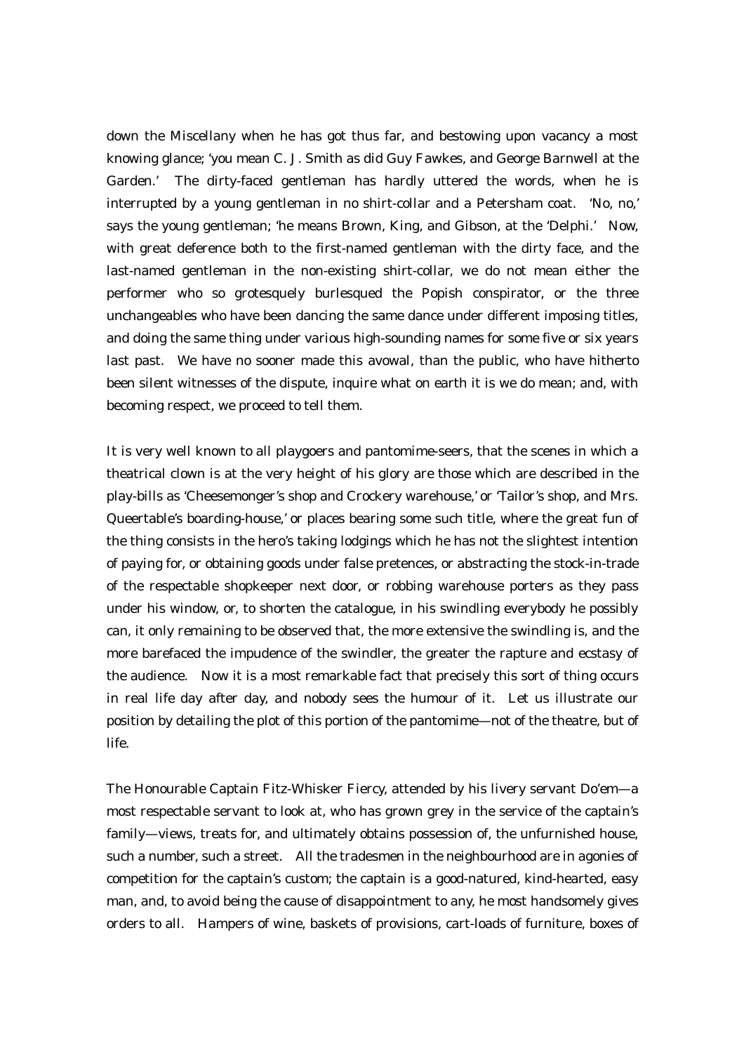down the Miscellany when he has got thus far, and bestowing upon vacancy a most knowing glance; 'you mean C. J. Smith as did Guy Fawkes, and George Barnwell at the Garden.' The dirty-faced gentleman has hardly uttered the words, when he is interrupted by a young gentleman in no shirt-collar and a Petersham coat. 'No, no,' says the young gentleman; 'he means Brown, King, and Gibson, at the 'Delphi.' Now, with great deference both to the first-named gentleman with the dirty face, and the last-named gentleman in the non-existing shirt-collar, we do not mean either the performer who so grotesquely burlesqued the Popish conspirator, or the three unchangeables who have been dancing the same dance under different imposing titles, and doing the same thing under various high-sounding names for some five or six years last past. We have no sooner made this avowal, than the public, who have hitherto been silent witnesses of the dispute, inquire what on earth it is we do mean; and, with becoming respect, we proceed to tell them.

It is very well known to all playgoers and pantomime-seers, that the scenes in which a theatrical clown is at the very height of his glory are those which are described in the play-bills as 'Cheesemonger's shop and Crockery warehouse,' or 'Tailor's shop, and Mrs. Queertable's boarding-house,' or places bearing some such title, where the great fun of the thing consists in the hero's taking lodgings which he has not the slightest intention of paying for, or obtaining goods under false pretences, or abstracting the stock-in-trade of the respectable shopkeeper next door, or robbing warehouse porters as they pass under his window, or, to shorten the catalogue, in his swindling everybody he possibly can, it only remaining to be observed that, the more extensive the swindling is, and the more barefaced the impudence of the swindler, the greater the rapture and ecstasy of the audience. Now it is a most remarkable fact that precisely this sort of thing occurs in real life day after day, and nobody sees the humour of it. Let us illustrate our position by detailing the plot of this portion of the pantomime—not of the theatre, but of life.

The Honourable Captain Fitz-Whisker Fiercy, attended by his livery servant Do'em—a most respectable servant to look at, who has grown grey in the service of the captain's family—views, treats for, and ultimately obtains possession of, the unfurnished house, such a number, such a street. All the tradesmen in the neighbourhood are in agonies of competition for the captain's custom; the captain is a good-natured, kind-hearted, easy man, and, to avoid being the cause of disappointment to any, he most handsomely gives orders to all. Hampers of wine, baskets of provisions, cart-loads of furniture, boxes of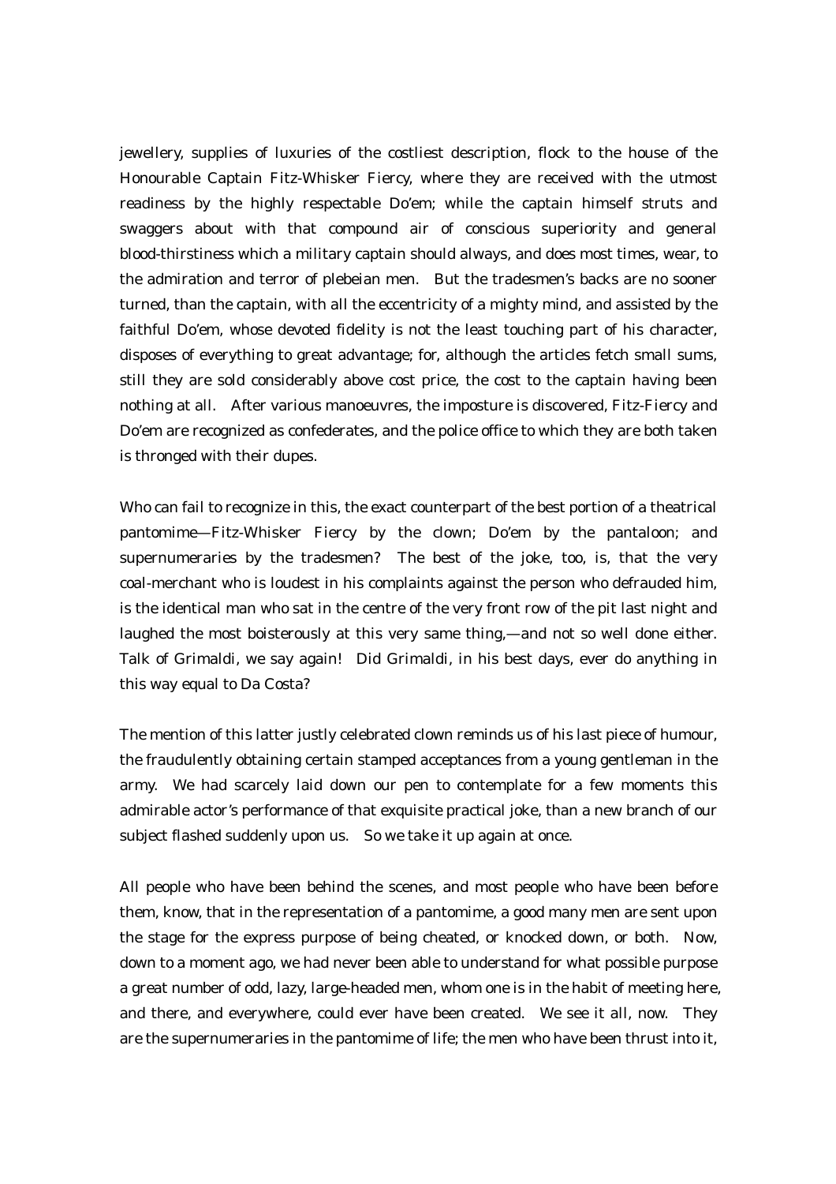jewellery, supplies of luxuries of the costliest description, flock to the house of the Honourable Captain Fitz-Whisker Fiercy, where they are received with the utmost readiness by the highly respectable Do'em; while the captain himself struts and swaggers about with that compound air of conscious superiority and general blood-thirstiness which a military captain should always, and does most times, wear, to the admiration and terror of plebeian men. But the tradesmen's backs are no sooner turned, than the captain, with all the eccentricity of a mighty mind, and assisted by the faithful Do'em, whose devoted fidelity is not the least touching part of his character, disposes of everything to great advantage; for, although the articles fetch small sums, still they are sold considerably above cost price, the cost to the captain having been nothing at all. After various manoeuvres, the imposture is discovered, Fitz-Fiercy and Do'em are recognized as confederates, and the police office to which they are both taken is thronged with their dupes.

Who can fail to recognize in this, the exact counterpart of the best portion of a theatrical pantomime—Fitz-Whisker Fiercy by the clown; Do'em by the pantaloon; and supernumeraries by the tradesmen? The best of the joke, too, is, that the very coal-merchant who is loudest in his complaints against the person who defrauded him, is the identical man who sat in the centre of the very front row of the pit last night and laughed the most boisterously at this very same thing,—and not so well done either. Talk of Grimaldi, we say again! Did Grimaldi, in his best days, ever do anything in this way equal to Da Costa?

The mention of this latter justly celebrated clown reminds us of his last piece of humour, the fraudulently obtaining certain stamped acceptances from a young gentleman in the army. We had scarcely laid down our pen to contemplate for a few moments this admirable actor's performance of that exquisite practical joke, than a new branch of our subject flashed suddenly upon us. So we take it up again at once.

All people who have been behind the scenes, and most people who have been before them, know, that in the representation of a pantomime, a good many men are sent upon the stage for the express purpose of being cheated, or knocked down, or both. Now, down to a moment ago, we had never been able to understand for what possible purpose a great number of odd, lazy, large-headed men, whom one is in the habit of meeting here, and there, and everywhere, could ever have been created. We see it all, now. They are the supernumeraries in the pantomime of life; the men who have been thrust into it,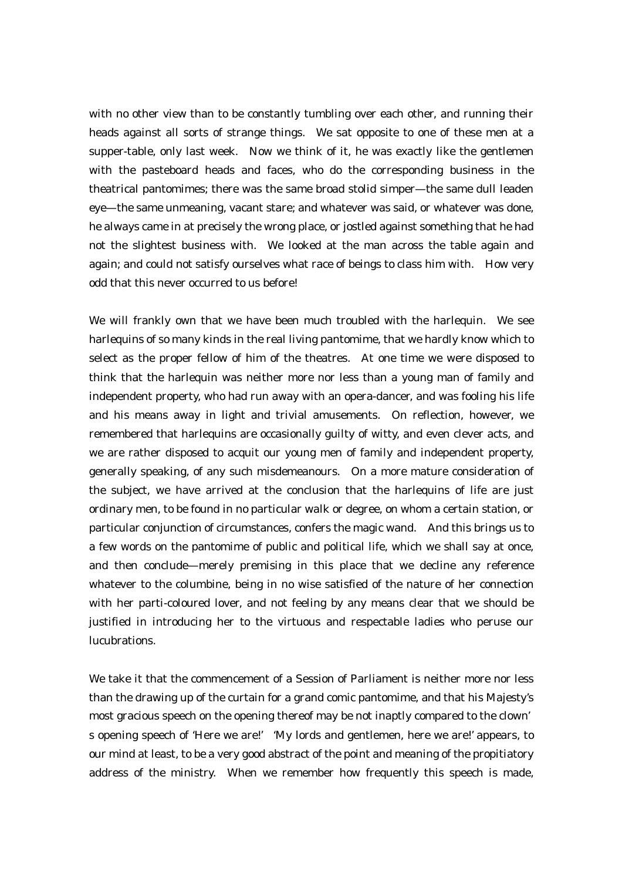with no other view than to be constantly tumbling over each other, and running their heads against all sorts of strange things. We sat opposite to one of these men at a supper-table, only last week. Now we think of it, he was exactly like the gentlemen with the pasteboard heads and faces, who do the corresponding business in the theatrical pantomimes; there was the same broad stolid simper—the same dull leaden eye—the same unmeaning, vacant stare; and whatever was said, or whatever was done, he always came in at precisely the wrong place, or jostled against something that he had not the slightest business with. We looked at the man across the table again and again; and could not satisfy ourselves what race of beings to class him with. How very odd that this never occurred to us before!

We will frankly own that we have been much troubled with the harlequin. We see harlequins of so many kinds in the real living pantomime, that we hardly know which to select as the proper fellow of him of the theatres. At one time we were disposed to think that the harlequin was neither more nor less than a young man of family and independent property, who had run away with an opera-dancer, and was fooling his life and his means away in light and trivial amusements. On reflection, however, we remembered that harlequins are occasionally guilty of witty, and even clever acts, and we are rather disposed to acquit our young men of family and independent property, generally speaking, of any such misdemeanours. On a more mature consideration of the subject, we have arrived at the conclusion that the harlequins of life are just ordinary men, to be found in no particular walk or degree, on whom a certain station, or particular conjunction of circumstances, confers the magic wand. And this brings us to a few words on the pantomime of public and political life, which we shall say at once, and then conclude—merely premising in this place that we decline any reference whatever to the columbine, being in no wise satisfied of the nature of her connection with her parti-coloured lover, and not feeling by any means clear that we should be justified in introducing her to the virtuous and respectable ladies who peruse our lucubrations.

We take it that the commencement of a Session of Parliament is neither more nor less than the drawing up of the curtain for a grand comic pantomime, and that his Majesty's most gracious speech on the opening thereof may be not inaptly compared to the clown's opening speech of 'Here we are!' 'My lords and gentlemen, here we are!' appears, to our mind at least, to be a very good abstract of the point and meaning of the propitiatory address of the ministry. When we remember how frequently this speech is made,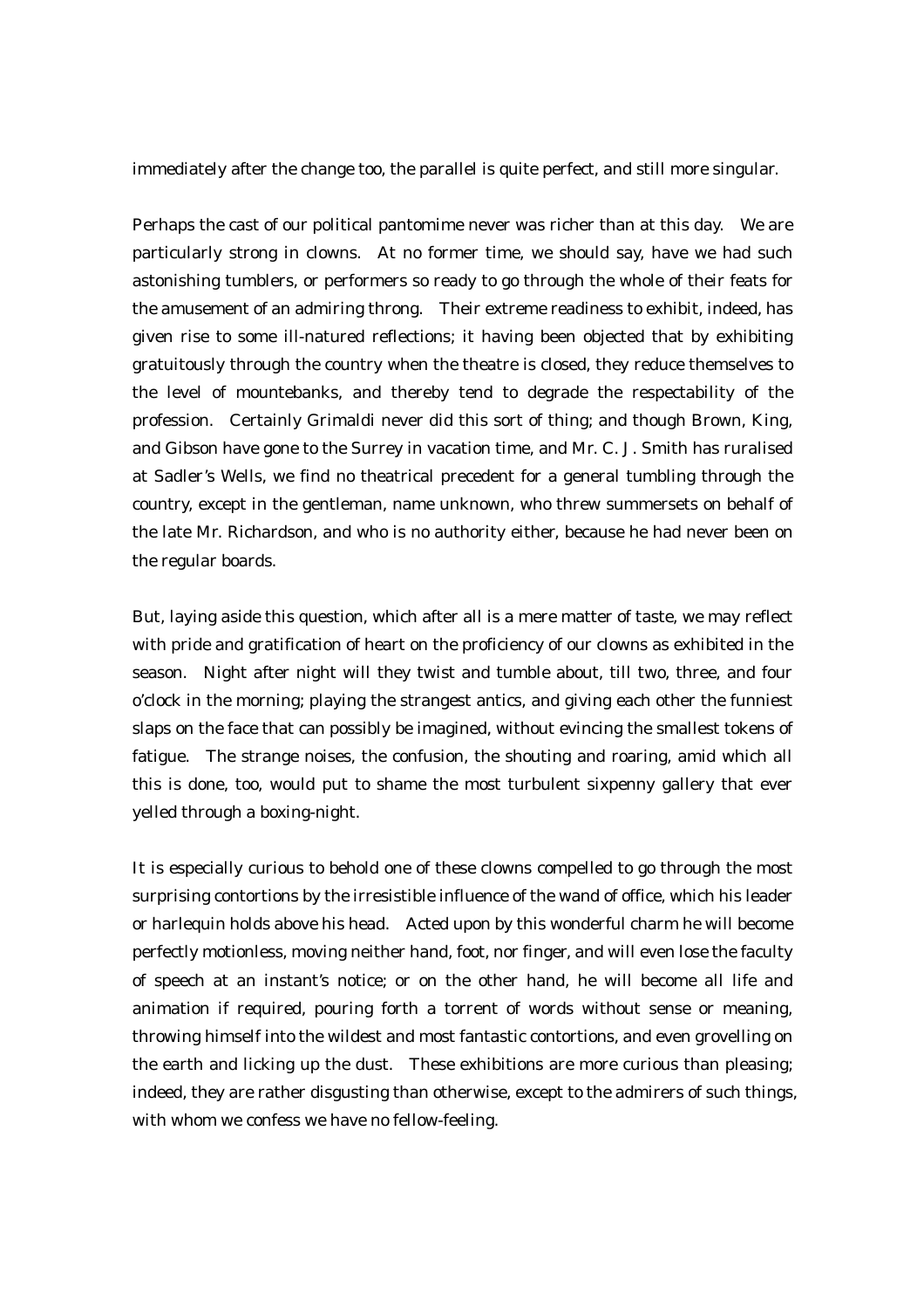immediately after the change too, the parallel is quite perfect, and still more singular.

Perhaps the cast of our political pantomime never was richer than at this day. We are particularly strong in clowns. At no former time, we should say, have we had such astonishing tumblers, or performers so ready to go through the whole of their feats for the amusement of an admiring throng. Their extreme readiness to exhibit, indeed, has given rise to some ill-natured reflections; it having been objected that by exhibiting gratuitously through the country when the theatre is closed, they reduce themselves to the level of mountebanks, and thereby tend to degrade the respectability of the profession. Certainly Grimaldi never did this sort of thing; and though Brown, King, and Gibson have gone to the Surrey in vacation time, and Mr. C. J. Smith has ruralised at Sadler's Wells, we find no theatrical precedent for a general tumbling through the country, except in the gentleman, name unknown, who threw summersets on behalf of the late Mr. Richardson, and who is no authority either, because he had never been on the regular boards.

But, laying aside this question, which after all is a mere matter of taste, we may reflect with pride and gratification of heart on the proficiency of our clowns as exhibited in the season. Night after night will they twist and tumble about, till two, three, and four o'clock in the morning; playing the strangest antics, and giving each other the funniest slaps on the face that can possibly be imagined, without evincing the smallest tokens of fatigue. The strange noises, the confusion, the shouting and roaring, amid which all this is done, too, would put to shame the most turbulent sixpenny gallery that ever yelled through a boxing-night.

It is especially curious to behold one of these clowns compelled to go through the most surprising contortions by the irresistible influence of the wand of office, which his leader or harlequin holds above his head. Acted upon by this wonderful charm he will become perfectly motionless, moving neither hand, foot, nor finger, and will even lose the faculty of speech at an instant's notice; or on the other hand, he will become all life and animation if required, pouring forth a torrent of words without sense or meaning, throwing himself into the wildest and most fantastic contortions, and even grovelling on the earth and licking up the dust. These exhibitions are more curious than pleasing; indeed, they are rather disgusting than otherwise, except to the admirers of such things, with whom we confess we have no fellow-feeling.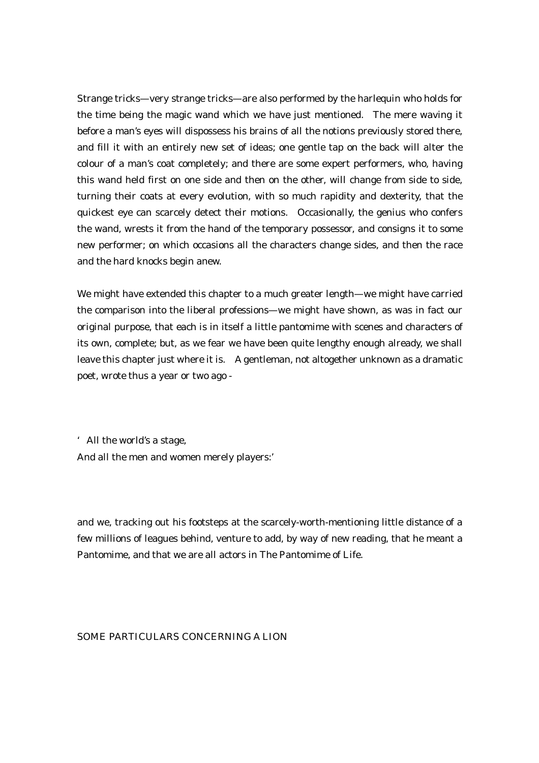Strange tricks—very strange tricks—are also performed by the harlequin who holds for the time being the magic wand which we have just mentioned. The mere waving it before a man's eyes will dispossess his brains of all the notions previously stored there, and fill it with an entirely new set of ideas; one gentle tap on the back will alter the colour of a man's coat completely; and there are some expert performers, who, having this wand held first on one side and then on the other, will change from side to side, turning their coats at every evolution, with so much rapidity and dexterity, that the quickest eye can scarcely detect their motions. Occasionally, the genius who confers the wand, wrests it from the hand of the temporary possessor, and consigns it to some new performer; on which occasions all the characters change sides, and then the race and the hard knocks begin anew.

We might have extended this chapter to a much greater length—we might have carried the comparison into the liberal professions—we might have shown, as was in fact our original purpose, that each is in itself a little pantomime with scenes and characters of its own, complete; but, as we fear we have been quite lengthy enough already, we shall leave this chapter just where it is. A gentleman, not altogether unknown as a dramatic poet, wrote thus a year or two ago -

'All the world's a stage,
And all the men and women merely players:'

and we, tracking out his footsteps at the scarcely-worth-mentioning little distance of a few millions of leagues behind, venture to add, by way of new reading, that he meant a Pantomime, and that we are all actors in The Pantomime of Life.

## SOME PARTICULARS CONCERNING A LION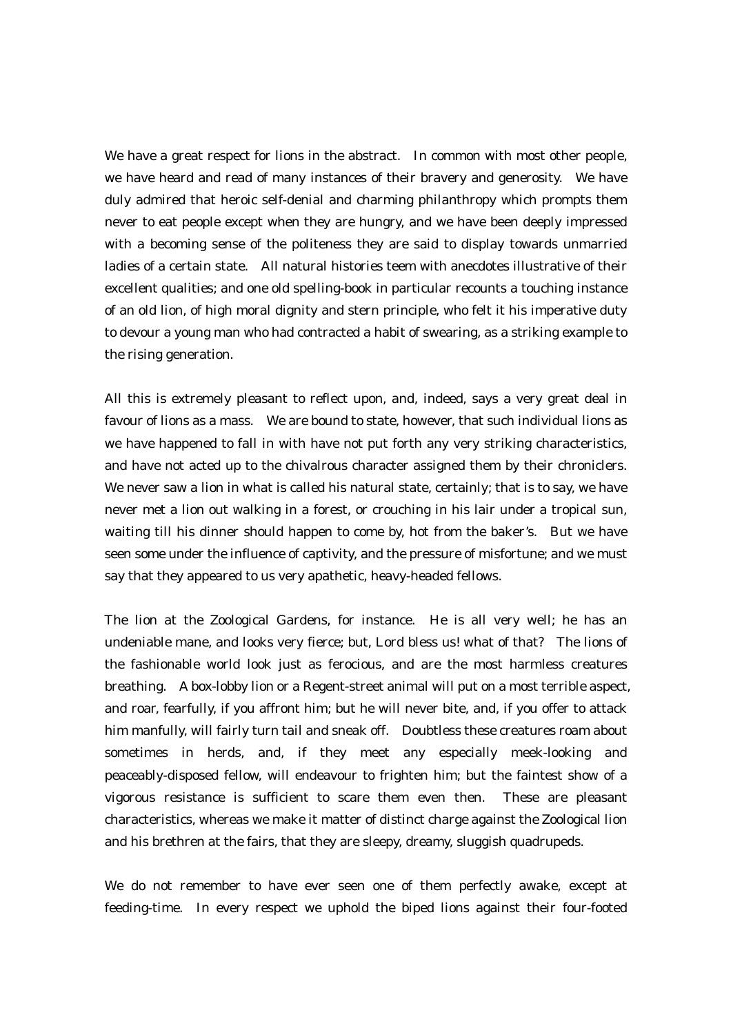We have a great respect for lions in the abstract. In common with most other people, we have heard and read of many instances of their bravery and generosity. We have duly admired that heroic self-denial and charming philanthropy which prompts them never to eat people except when they are hungry, and we have been deeply impressed with a becoming sense of the politeness they are said to display towards unmarried ladies of a certain state. All natural histories teem with anecdotes illustrative of their excellent qualities; and one old spelling-book in particular recounts a touching instance of an old lion, of high moral dignity and stern principle, who felt it his imperative duty to devour a young man who had contracted a habit of swearing, as a striking example to the rising generation.

All this is extremely pleasant to reflect upon, and, indeed, says a very great deal in favour of lions as a mass. We are bound to state, however, that such individual lions as we have happened to fall in with have not put forth any very striking characteristics, and have not acted up to the chivalrous character assigned them by their chroniclers. We never saw a lion in what is called his natural state, certainly; that is to say, we have never met a lion out walking in a forest, or crouching in his lair under a tropical sun, waiting till his dinner should happen to come by, hot from the baker's. But we have seen some under the influence of captivity, and the pressure of misfortune; and we must say that they appeared to us very apathetic, heavy-headed fellows.

The lion at the Zoological Gardens, for instance. He is all very well; he has an undeniable mane, and looks very fierce; but, Lord bless us! what of that? The lions of the fashionable world look just as ferocious, and are the most harmless creatures breathing. A box-lobby lion or a Regent-street animal will put on a most terrible aspect, and roar, fearfully, if you affront him; but he will never bite, and, if you offer to attack him manfully, will fairly turn tail and sneak off. Doubtless these creatures roam about sometimes in herds, and, if they meet any especially meek-looking and peaceably-disposed fellow, will endeavour to frighten him; but the faintest show of a vigorous resistance is sufficient to scare them even then. These are pleasant characteristics, whereas we make it matter of distinct charge against the Zoological lion and his brethren at the fairs, that they are sleepy, dreamy, sluggish quadrupeds.

We do not remember to have ever seen one of them perfectly awake, except at feeding-time. In every respect we uphold the biped lions against their four-footed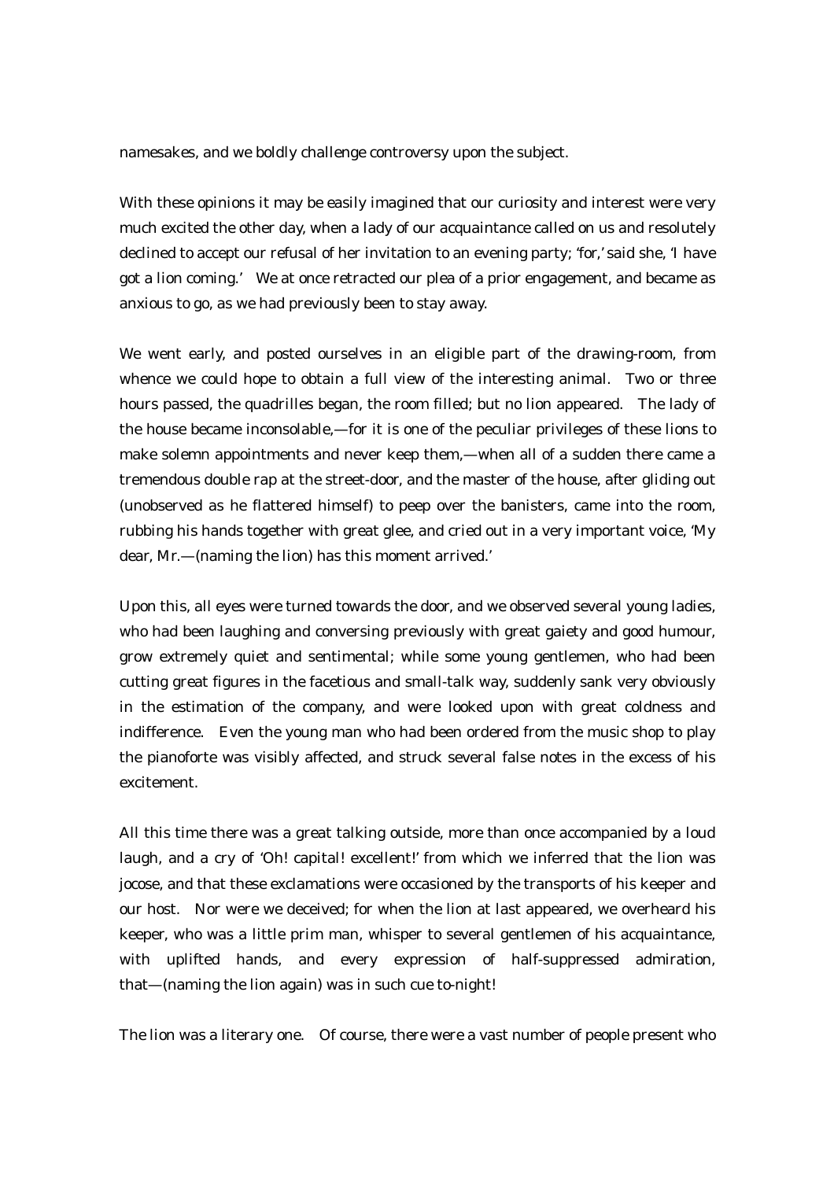namesakes, and we boldly challenge controversy upon the subject.

With these opinions it may be easily imagined that our curiosity and interest were very much excited the other day, when a lady of our acquaintance called on us and resolutely declined to accept our refusal of her invitation to an evening party; 'for,' said she, 'I have got a lion coming.' We at once retracted our plea of a prior engagement, and became as anxious to go, as we had previously been to stay away.

We went early, and posted ourselves in an eligible part of the drawing-room, from whence we could hope to obtain a full view of the interesting animal. Two or three hours passed, the quadrilles began, the room filled; but no lion appeared. The lady of the house became inconsolable,—for it is one of the peculiar privileges of these lions to make solemn appointments and never keep them,—when all of a sudden there came a tremendous double rap at the street-door, and the master of the house, after gliding out (unobserved as he flattered himself) to peep over the banisters, came into the room, rubbing his hands together with great glee, and cried out in a very important voice, 'My dear, Mr.—(naming the lion) has this moment arrived.'

Upon this, all eyes were turned towards the door, and we observed several young ladies, who had been laughing and conversing previously with great gaiety and good humour, grow extremely quiet and sentimental; while some young gentlemen, who had been cutting great figures in the facetious and small-talk way, suddenly sank very obviously in the estimation of the company, and were looked upon with great coldness and indifference. Even the young man who had been ordered from the music shop to play the pianoforte was visibly affected, and struck several false notes in the excess of his excitement.

All this time there was a great talking outside, more than once accompanied by a loud laugh, and a cry of 'Oh! capital! excellent!' from which we inferred that the lion was jocose, and that these exclamations were occasioned by the transports of his keeper and our host. Nor were we deceived; for when the lion at last appeared, we overheard his keeper, who was a little prim man, whisper to several gentlemen of his acquaintance, with uplifted hands, and every expression of half-suppressed admiration, that—(naming the lion again) was in such cue to-night!

The lion was a literary one. Of course, there were a vast number of people present who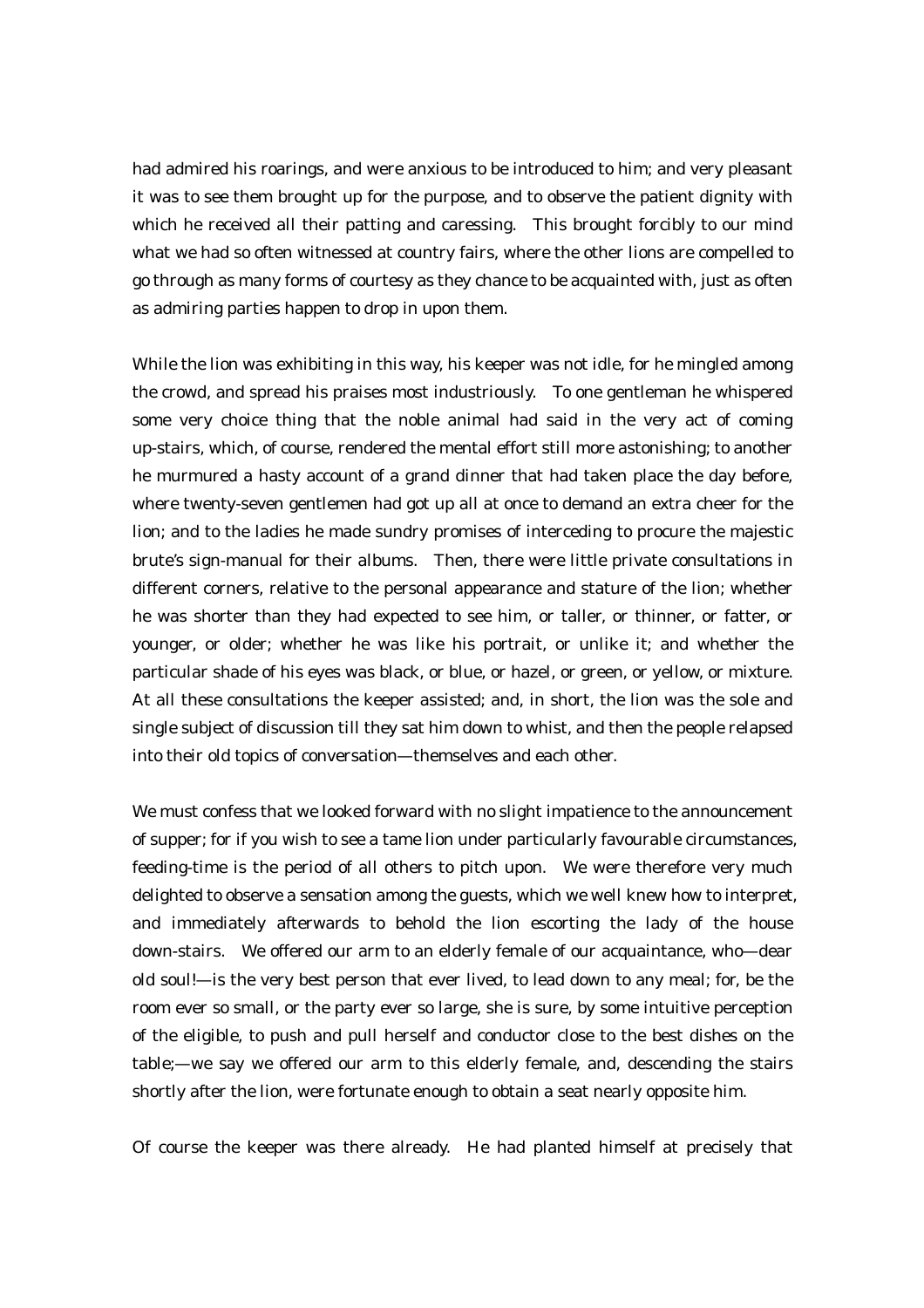had admired his roarings, and were anxious to be introduced to him; and very pleasant it was to see them brought up for the purpose, and to observe the patient dignity with which he received all their patting and caressing. This brought forcibly to our mind what we had so often witnessed at country fairs, where the other lions are compelled to go through as many forms of courtesy as they chance to be acquainted with, just as often as admiring parties happen to drop in upon them.

While the lion was exhibiting in this way, his keeper was not idle, for he mingled among the crowd, and spread his praises most industriously. To one gentleman he whispered some very choice thing that the noble animal had said in the very act of coming up-stairs, which, of course, rendered the mental effort still more astonishing; to another he murmured a hasty account of a grand dinner that had taken place the day before, where twenty-seven gentlemen had got up all at once to demand an extra cheer for the lion; and to the ladies he made sundry promises of interceding to procure the majestic brute's sign-manual for their albums. Then, there were little private consultations in different corners, relative to the personal appearance and stature of the lion; whether he was shorter than they had expected to see him, or taller, or thinner, or fatter, or younger, or older; whether he was like his portrait, or unlike it; and whether the particular shade of his eyes was black, or blue, or hazel, or green, or yellow, or mixture. At all these consultations the keeper assisted; and, in short, the lion was the sole and single subject of discussion till they sat him down to whist, and then the people relapsed into their old topics of conversation—themselves and each other.

We must confess that we looked forward with no slight impatience to the announcement of supper; for if you wish to see a tame lion under particularly favourable circumstances, feeding-time is the period of all others to pitch upon. We were therefore very much delighted to observe a sensation among the guests, which we well knew how to interpret, and immediately afterwards to behold the lion escorting the lady of the house down-stairs. We offered our arm to an elderly female of our acquaintance, who—dear old soul!—is the very best person that ever lived, to lead down to any meal; for, be the room ever so small, or the party ever so large, she is sure, by some intuitive perception of the eligible, to push and pull herself and conductor close to the best dishes on the table;—we say we offered our arm to this elderly female, and, descending the stairs shortly after the lion, were fortunate enough to obtain a seat nearly opposite him.

Of course the keeper was there already. He had planted himself at precisely that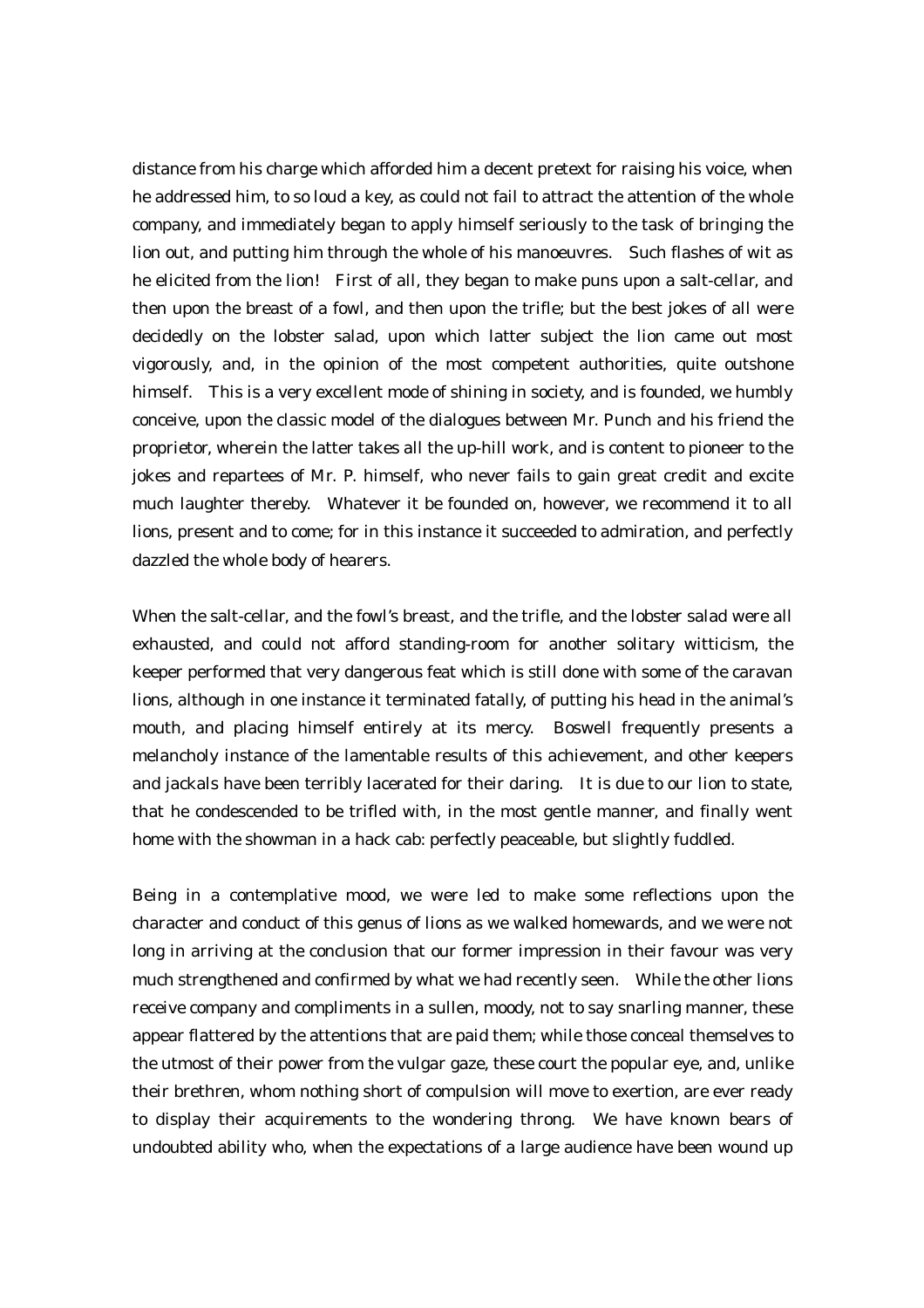distance from his charge which afforded him a decent pretext for raising his voice, when he addressed him, to so loud a key, as could not fail to attract the attention of the whole company, and immediately began to apply himself seriously to the task of bringing the lion out, and putting him through the whole of his manoeuvres. Such flashes of wit as he elicited from the lion! First of all, they began to make puns upon a salt-cellar, and then upon the breast of a fowl, and then upon the trifle; but the best jokes of all were decidedly on the lobster salad, upon which latter subject the lion came out most vigorously, and, in the opinion of the most competent authorities, quite outshone himself. This is a very excellent mode of shining in society, and is founded, we humbly conceive, upon the classic model of the dialogues between Mr. Punch and his friend the proprietor, wherein the latter takes all the up-hill work, and is content to pioneer to the jokes and repartees of Mr. P. himself, who never fails to gain great credit and excite much laughter thereby. Whatever it be founded on, however, we recommend it to all lions, present and to come; for in this instance it succeeded to admiration, and perfectly dazzled the whole body of hearers.

When the salt-cellar, and the fowl's breast, and the trifle, and the lobster salad were all exhausted, and could not afford standing-room for another solitary witticism, the keeper performed that very dangerous feat which is still done with some of the caravan lions, although in one instance it terminated fatally, of putting his head in the animal's mouth, and placing himself entirely at its mercy. Boswell frequently presents a melancholy instance of the lamentable results of this achievement, and other keepers and jackals have been terribly lacerated for their daring. It is due to our lion to state, that he condescended to be trifled with, in the most gentle manner, and finally went home with the showman in a hack cab: perfectly peaceable, but slightly fuddled.

Being in a contemplative mood, we were led to make some reflections upon the character and conduct of this genus of lions as we walked homewards, and we were not long in arriving at the conclusion that our former impression in their favour was very much strengthened and confirmed by what we had recently seen. While the other lions receive company and compliments in a sullen, moody, not to say snarling manner, these appear flattered by the attentions that are paid them; while those conceal themselves to the utmost of their power from the vulgar gaze, these court the popular eye, and, unlike their brethren, whom nothing short of compulsion will move to exertion, are ever ready to display their acquirements to the wondering throng. We have known bears of undoubted ability who, when the expectations of a large audience have been wound up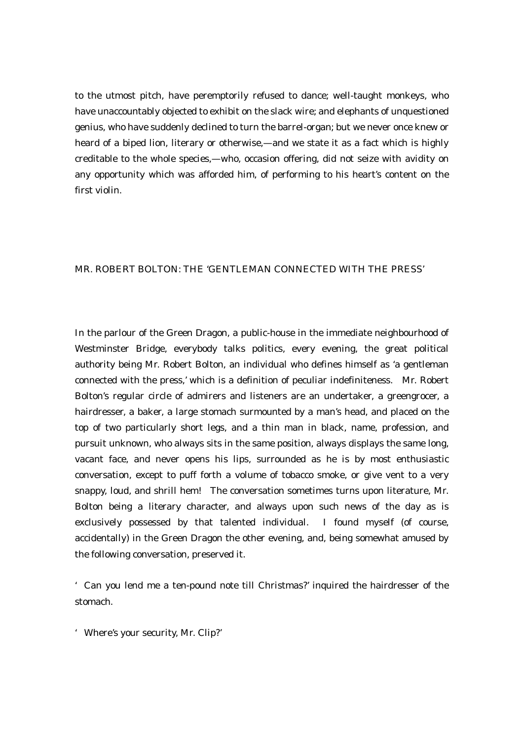to the utmost pitch, have peremptorily refused to dance; well-taught monkeys, who have unaccountably objected to exhibit on the slack wire; and elephants of unquestioned genius, who have suddenly declined to turn the barrel-organ; but we never once knew or heard of a biped lion, literary or otherwise,—and we state it as a fact which is highly creditable to the whole species,—who, occasion offering, did not seize with avidity on any opportunity which was afforded him, of performing to his heart's content on the first violin.

## MR. ROBERT BOLTON: THE 'GENTLEMAN CONNECTED WITH THE PRESS'

In the parlour of the Green Dragon, a public-house in the immediate neighbourhood of Westminster Bridge, everybody talks politics, every evening, the great political authority being Mr. Robert Bolton, an individual who defines himself as 'a gentleman connected with the press,' which is a definition of peculiar indefiniteness. Mr. Robert Bolton's regular circle of admirers and listeners are an undertaker, a greengrocer, a hairdresser, a baker, a large stomach surmounted by a man's head, and placed on the top of two particularly short legs, and a thin man in black, name, profession, and pursuit unknown, who always sits in the same position, always displays the same long, vacant face, and never opens his lips, surrounded as he is by most enthusiastic conversation, except to puff forth a volume of tobacco smoke, or give vent to a very snappy, loud, and shrill hem! The conversation sometimes turns upon literature, Mr. Bolton being a literary character, and always upon such news of the day as is exclusively possessed by that talented individual. I found myself (of course, accidentally) in the Green Dragon the other evening, and, being somewhat amused by the following conversation, preserved it.

'Can you lend me a ten-pound note till Christmas?' inquired the hairdresser of the stomach.

'Where's your security, Mr. Clip?'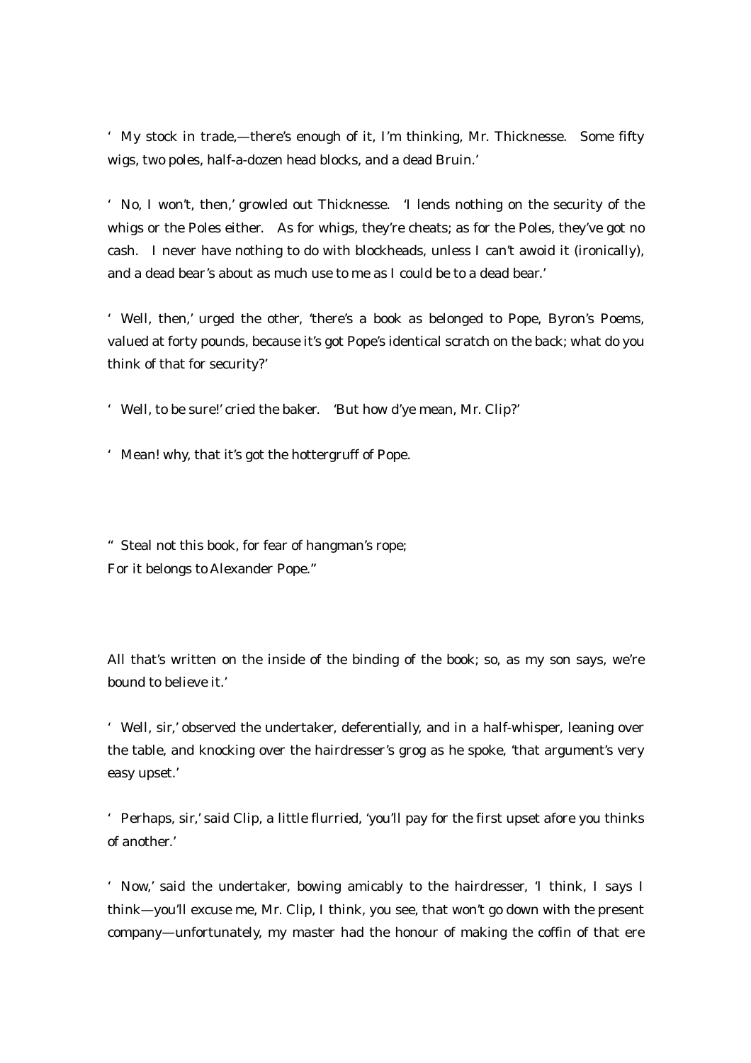'My stock in trade,—there's enough of it, I'm thinking, Mr. Thicknesse. Some fifty wigs, two poles, half-a-dozen head blocks, and a dead Bruin.'

'No, I won't, then,' growled out Thicknesse. 'I lends nothing on the security of the whigs or the Poles either. As for whigs, they're cheats; as for the Poles, they've got no cash. I never have nothing to do with blockheads, unless I can't awoid it (ironically), and a dead bear's about as much use to me as I could be to a dead bear.'

'Well, then,' urged the other, 'there's a book as belonged to Pope, Byron's Poems, valued at forty pounds, because it's got Pope's identical scratch on the back; what do you think of that for security?'

'Well, to be sure!' cried the baker. 'But how d'ye mean, Mr. Clip?'

'Mean! why, that it's got the hottergruff of Pope.

"Steal not this book, for fear of hangman's rope;
For it belongs to Alexander Pope."

All that's written on the inside of the binding of the book; so, as my son says, we're bound to believe it.'

'Well, sir,' observed the undertaker, deferentially, and in a half-whisper, leaning over the table, and knocking over the hairdresser's grog as he spoke, 'that argument's very easy upset.'

'Perhaps, sir,' said Clip, a little flurried, 'you'll pay for the first upset afore you thinks of another.'

'Now,' said the undertaker, bowing amicably to the hairdresser, 'I think, I says I think—you'll excuse me, Mr. Clip, I think, you see, that won't go down with the present company—unfortunately, my master had the honour of making the coffin of that ere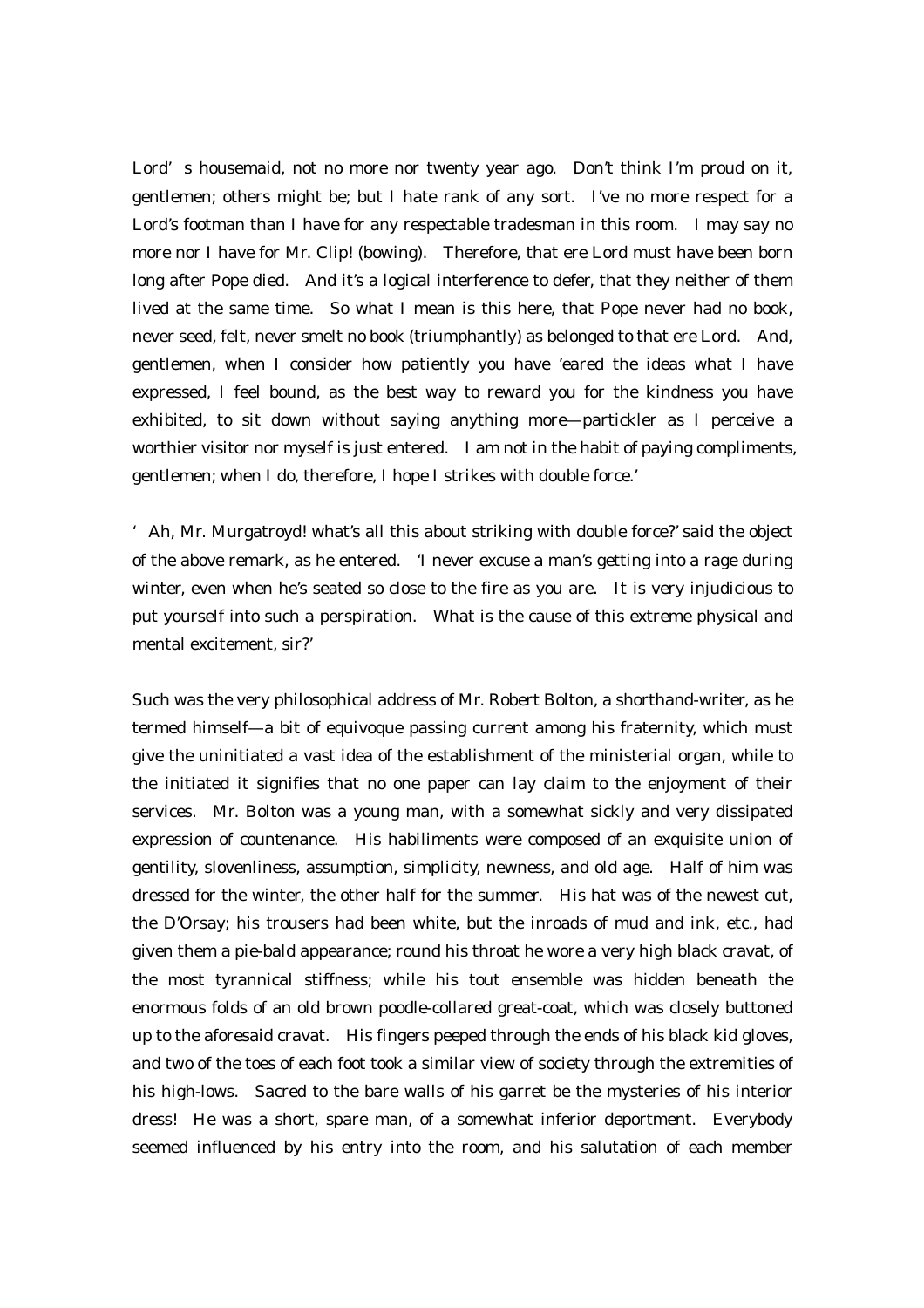Lord' s housemaid, not no more nor twenty year ago. Don't think I'm proud on it, gentlemen; others might be; but I hate rank of any sort. I've no more respect for a Lord's footman than I have for any respectable tradesman in this room. I may say no more nor I have for Mr. Clip! (bowing). Therefore, that ere Lord must have been born long after Pope died. And it's a logical interference to defer, that they neither of them lived at the same time. So what I mean is this here, that Pope never had no book, never seed, felt, never smelt no book (triumphantly) as belonged to that ere Lord. And, gentlemen, when I consider how patiently you have 'eared the ideas what I have expressed, I feel bound, as the best way to reward you for the kindness you have exhibited, to sit down without saying anything more—partickler as I perceive a worthier visitor nor myself is just entered. I am not in the habit of paying compliments, gentlemen; when I do, therefore, I hope I strikes with double force.'

' Ah, Mr. Murgatroyd! what's all this about striking with double force?' said the object of the above remark, as he entered. 'I never excuse a man's getting into a rage during winter, even when he's seated so close to the fire as you are. It is very injudicious to put yourself into such a perspiration. What is the cause of this extreme physical and mental excitement, sir?'

Such was the very philosophical address of Mr. Robert Bolton, a shorthand-writer, as he termed himself—a bit of equivoque passing current among his fraternity, which must give the uninitiated a vast idea of the establishment of the ministerial organ, while to the initiated it signifies that no one paper can lay claim to the enjoyment of their services. Mr. Bolton was a young man, with a somewhat sickly and very dissipated expression of countenance. His habiliments were composed of an exquisite union of gentility, slovenliness, assumption, simplicity, newness, and old age. Half of him was dressed for the winter, the other half for the summer. His hat was of the newest cut, the D'Orsay; his trousers had been white, but the inroads of mud and ink, etc., had given them a pie-bald appearance; round his throat he wore a very high black cravat, of the most tyrannical stiffness; while his tout ensemble was hidden beneath the enormous folds of an old brown poodle-collared great-coat, which was closely buttoned up to the aforesaid cravat. His fingers peeped through the ends of his black kid gloves, and two of the toes of each foot took a similar view of society through the extremities of his high-lows. Sacred to the bare walls of his garret be the mysteries of his interior dress! He was a short, spare man, of a somewhat inferior deportment. Everybody seemed influenced by his entry into the room, and his salutation of each member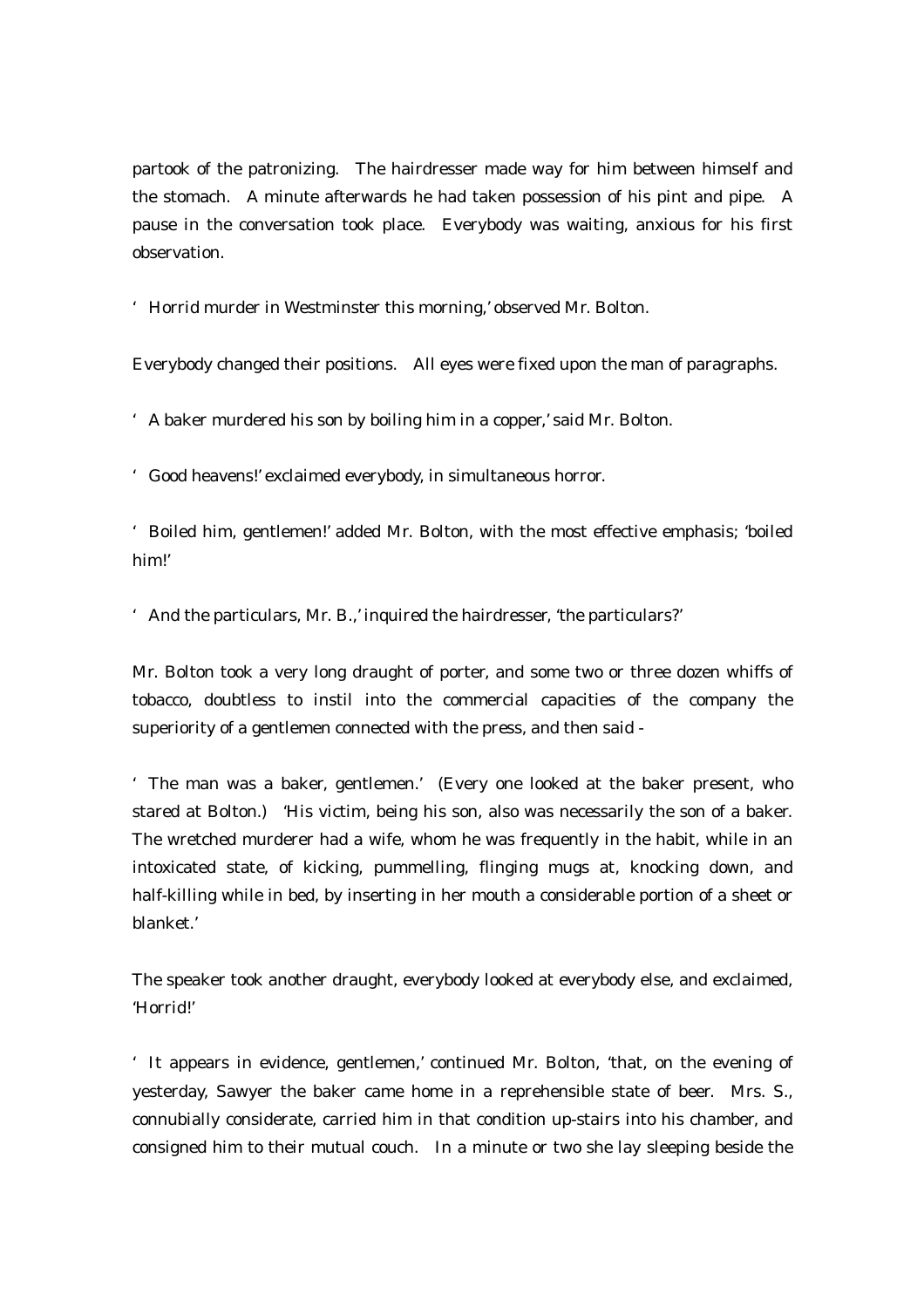partook of the patronizing. The hairdresser made way for him between himself and the stomach. A minute afterwards he had taken possession of his pint and pipe. A pause in the conversation took place. Everybody was waiting, anxious for his first observation.

'Horrid murder in Westminster this morning,' observed Mr. Bolton.

Everybody changed their positions. All eyes were fixed upon the man of paragraphs.

'A baker murdered his son by boiling him in a copper,' said Mr. Bolton.

'Good heavens!' exclaimed everybody, in simultaneous horror.

'Boiled him, gentlemen!' added Mr. Bolton, with the most effective emphasis; 'boiled him!'

'And the particulars, Mr. B.,' inquired the hairdresser, 'the particulars?'

Mr. Bolton took a very long draught of porter, and some two or three dozen whiffs of tobacco, doubtless to instil into the commercial capacities of the company the superiority of a gentlemen connected with the press, and then said -

'The man was a baker, gentlemen.' (Every one looked at the baker present, who stared at Bolton.) 'His victim, being his son, also was necessarily the son of a baker. The wretched murderer had a wife, whom he was frequently in the habit, while in an intoxicated state, of kicking, pummelling, flinging mugs at, knocking down, and half-killing while in bed, by inserting in her mouth a considerable portion of a sheet or blanket.'

The speaker took another draught, everybody looked at everybody else, and exclaimed, 'Horrid!'

'It appears in evidence, gentlemen,' continued Mr. Bolton, 'that, on the evening of yesterday, Sawyer the baker came home in a reprehensible state of beer. Mrs. S., connubially considerate, carried him in that condition up-stairs into his chamber, and consigned him to their mutual couch. In a minute or two she lay sleeping beside the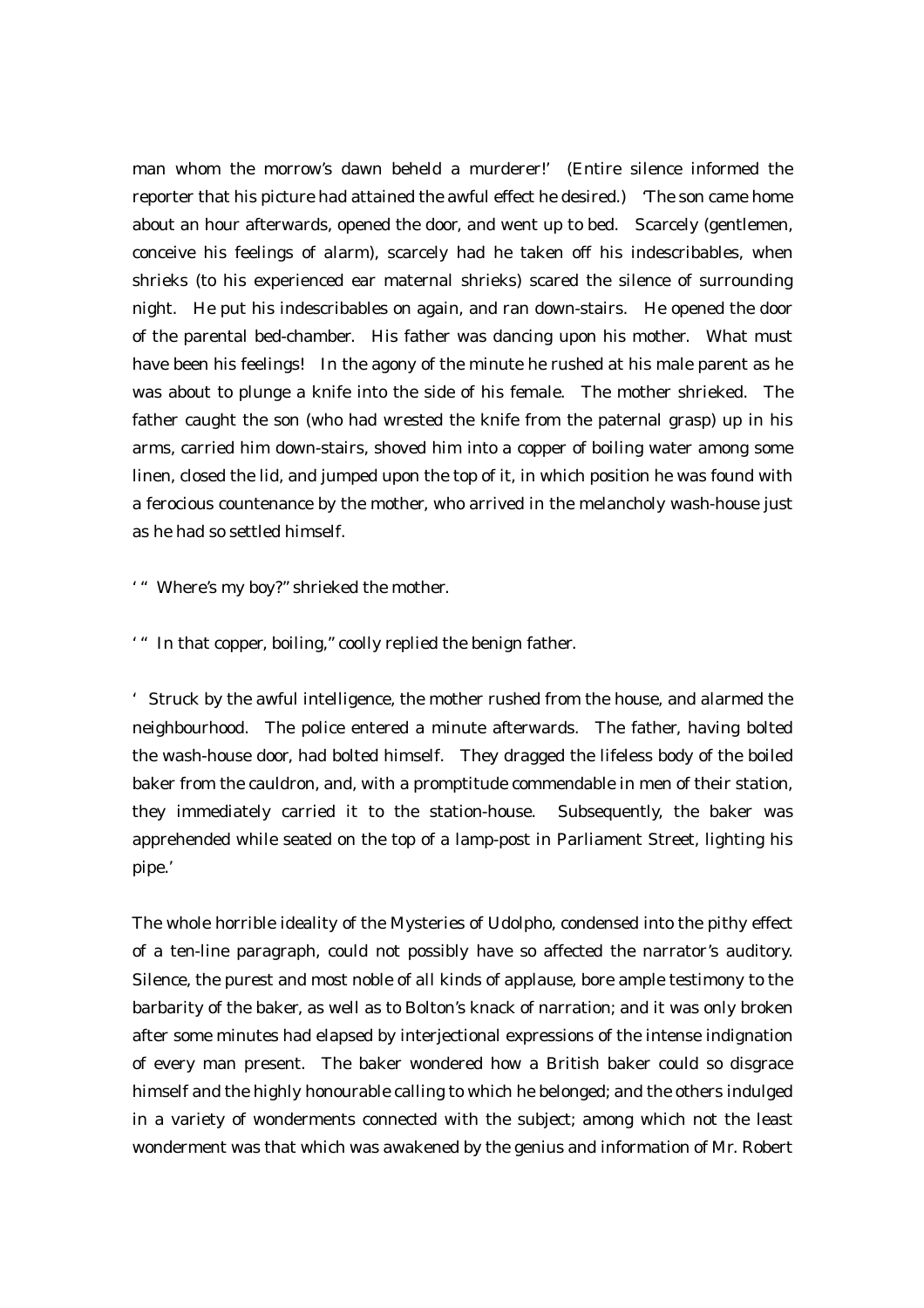man whom the morrow's dawn beheld a murderer!' (Entire silence informed the reporter that his picture had attained the awful effect he desired.) 'The son came home about an hour afterwards, opened the door, and went up to bed. Scarcely (gentlemen, conceive his feelings of alarm), scarcely had he taken off his indescribables, when shrieks (to his experienced ear maternal shrieks) scared the silence of surrounding night. He put his indescribables on again, and ran down-stairs. He opened the door of the parental bed-chamber. His father was dancing upon his mother. What must have been his feelings! In the agony of the minute he rushed at his male parent as he was about to plunge a knife into the side of his female. The mother shrieked. The father caught the son (who had wrested the knife from the paternal grasp) up in his arms, carried him down-stairs, shoved him into a copper of boiling water among some linen, closed the lid, and jumped upon the top of it, in which position he was found with a ferocious countenance by the mother, who arrived in the melancholy wash-house just as he had so settled himself.

' " Where's my boy?" shrieked the mother.

' " In that copper, boiling," coolly replied the benign father.

' Struck by the awful intelligence, the mother rushed from the house, and alarmed the neighbourhood. The police entered a minute afterwards. The father, having bolted the wash-house door, had bolted himself. They dragged the lifeless body of the boiled baker from the cauldron, and, with a promptitude commendable in men of their station, they immediately carried it to the station-house. Subsequently, the baker was apprehended while seated on the top of a lamp-post in Parliament Street, lighting his pipe.'

The whole horrible ideality of the Mysteries of Udolpho, condensed into the pithy effect of a ten-line paragraph, could not possibly have so affected the narrator's auditory. Silence, the purest and most noble of all kinds of applause, bore ample testimony to the barbarity of the baker, as well as to Bolton's knack of narration; and it was only broken after some minutes had elapsed by interjectional expressions of the intense indignation of every man present. The baker wondered how a British baker could so disgrace himself and the highly honourable calling to which he belonged; and the others indulged in a variety of wonderments connected with the subject; among which not the least wonderment was that which was awakened by the genius and information of Mr. Robert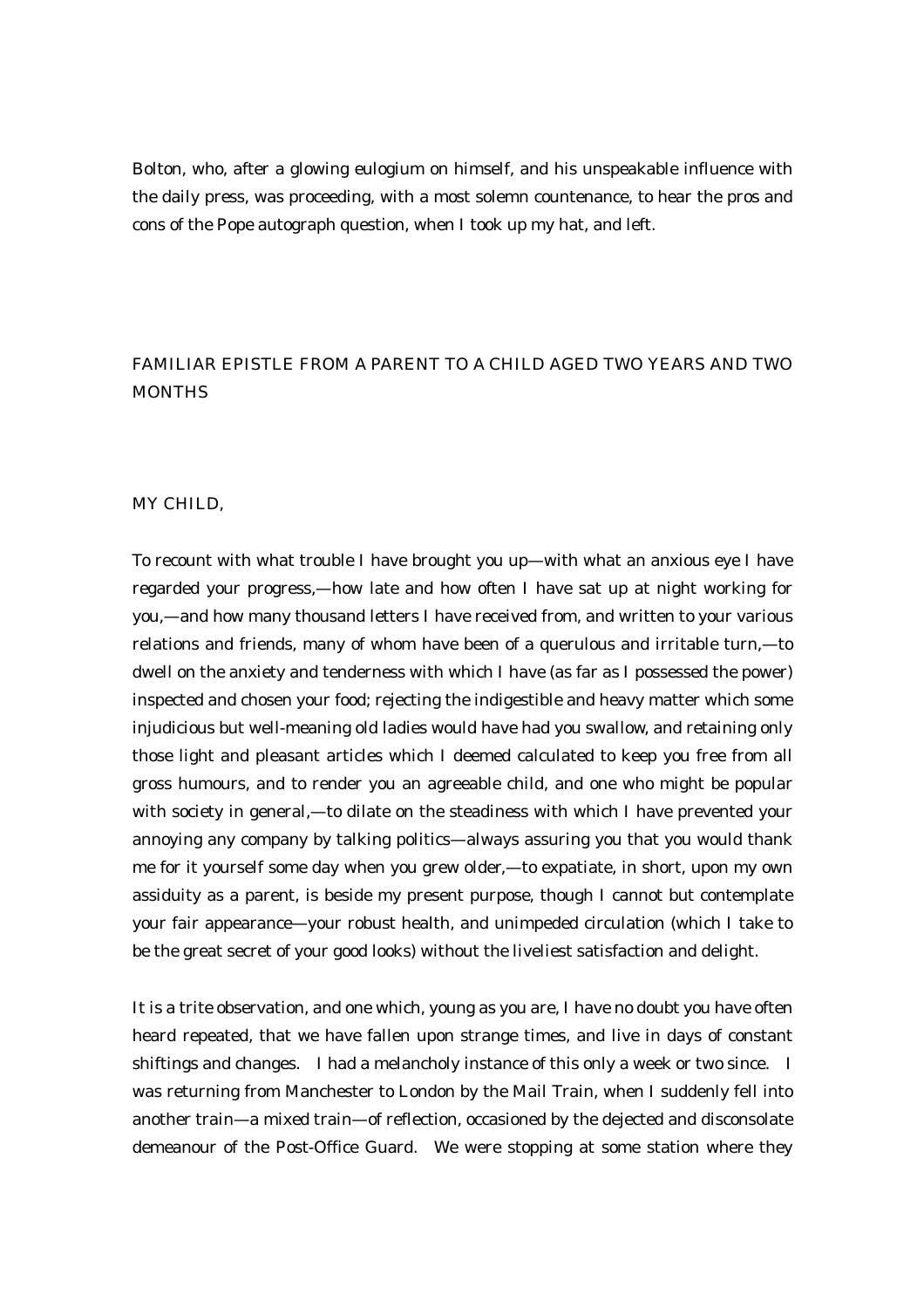Bolton, who, after a glowing eulogium on himself, and his unspeakable influence with the daily press, was proceeding, with a most solemn countenance, to hear the pros and cons of the Pope autograph question, when I took up my hat, and left.

## FAMILIAR EPISTLE FROM A PARENT TO A CHILD AGED TWO YEARS AND TWO MONTHS

MY CHILD,

To recount with what trouble I have brought you up—with what an anxious eye I have regarded your progress,—how late and how often I have sat up at night working for you,—and how many thousand letters I have received from, and written to your various relations and friends, many of whom have been of a querulous and irritable turn,—to dwell on the anxiety and tenderness with which I have (as far as I possessed the power) inspected and chosen your food; rejecting the indigestible and heavy matter which some injudicious but well-meaning old ladies would have had you swallow, and retaining only those light and pleasant articles which I deemed calculated to keep you free from all gross humours, and to render you an agreeable child, and one who might be popular with society in general,—to dilate on the steadiness with which I have prevented your annoying any company by talking politics—always assuring you that you would thank me for it yourself some day when you grew older,—to expatiate, in short, upon my own assiduity as a parent, is beside my present purpose, though I cannot but contemplate your fair appearance—your robust health, and unimpeded circulation (which I take to be the great secret of your good looks) without the liveliest satisfaction and delight.

It is a trite observation, and one which, young as you are, I have no doubt you have often heard repeated, that we have fallen upon strange times, and live in days of constant shiftings and changes. I had a melancholy instance of this only a week or two since. I was returning from Manchester to London by the Mail Train, when I suddenly fell into another train—a mixed train—of reflection, occasioned by the dejected and disconsolate demeanour of the Post-Office Guard. We were stopping at some station where they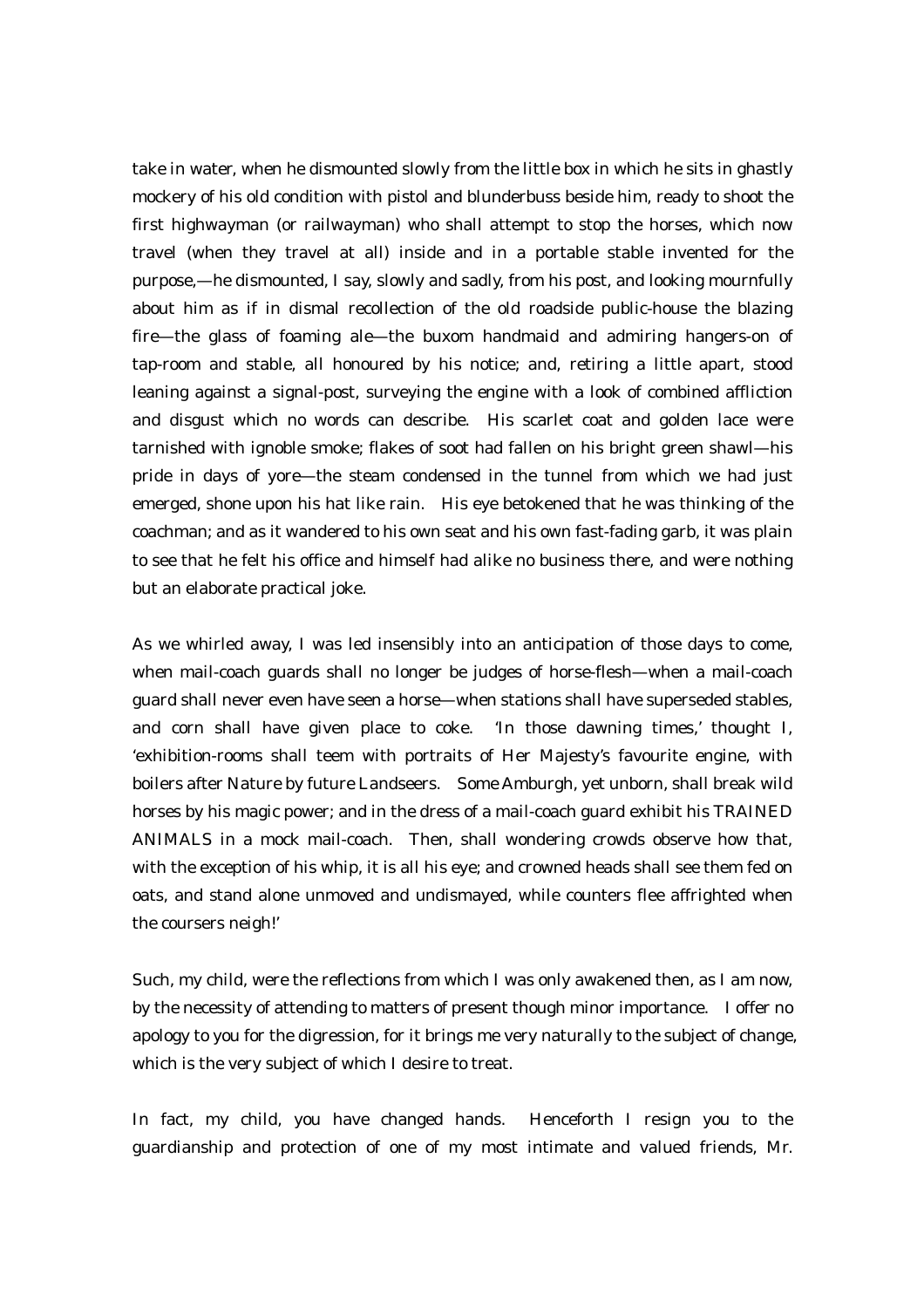take in water, when he dismounted slowly from the little box in which he sits in ghastly mockery of his old condition with pistol and blunderbuss beside him, ready to shoot the first highwayman (or railwayman) who shall attempt to stop the horses, which now travel (when they travel at all) inside and in a portable stable invented for the purpose,—he dismounted, I say, slowly and sadly, from his post, and looking mournfully about him as if in dismal recollection of the old roadside public-house the blazing fire—the glass of foaming ale—the buxom handmaid and admiring hangers-on of tap-room and stable, all honoured by his notice; and, retiring a little apart, stood leaning against a signal-post, surveying the engine with a look of combined affliction and disgust which no words can describe. His scarlet coat and golden lace were tarnished with ignoble smoke; flakes of soot had fallen on his bright green shawl—his pride in days of yore—the steam condensed in the tunnel from which we had just emerged, shone upon his hat like rain. His eye betokened that he was thinking of the coachman; and as it wandered to his own seat and his own fast-fading garb, it was plain to see that he felt his office and himself had alike no business there, and were nothing but an elaborate practical joke.

As we whirled away, I was led insensibly into an anticipation of those days to come, when mail-coach guards shall no longer be judges of horse-flesh—when a mail-coach guard shall never even have seen a horse—when stations shall have superseded stables, and corn shall have given place to coke. 'In those dawning times,' thought I, 'exhibition-rooms shall teem with portraits of Her Majesty's favourite engine, with boilers after Nature by future Landseers. Some Amburgh, yet unborn, shall break wild horses by his magic power; and in the dress of a mail-coach guard exhibit his TRAINED ANIMALS in a mock mail-coach. Then, shall wondering crowds observe how that, with the exception of his whip, it is all his eye; and crowned heads shall see them fed on oats, and stand alone unmoved and undismayed, while counters flee affrighted when the coursers neigh!'

Such, my child, were the reflections from which I was only awakened then, as I am now, by the necessity of attending to matters of present though minor importance. I offer no apology to you for the digression, for it brings me very naturally to the subject of change, which is the very subject of which I desire to treat.

In fact, my child, you have changed hands. Henceforth I resign you to the guardianship and protection of one of my most intimate and valued friends, Mr.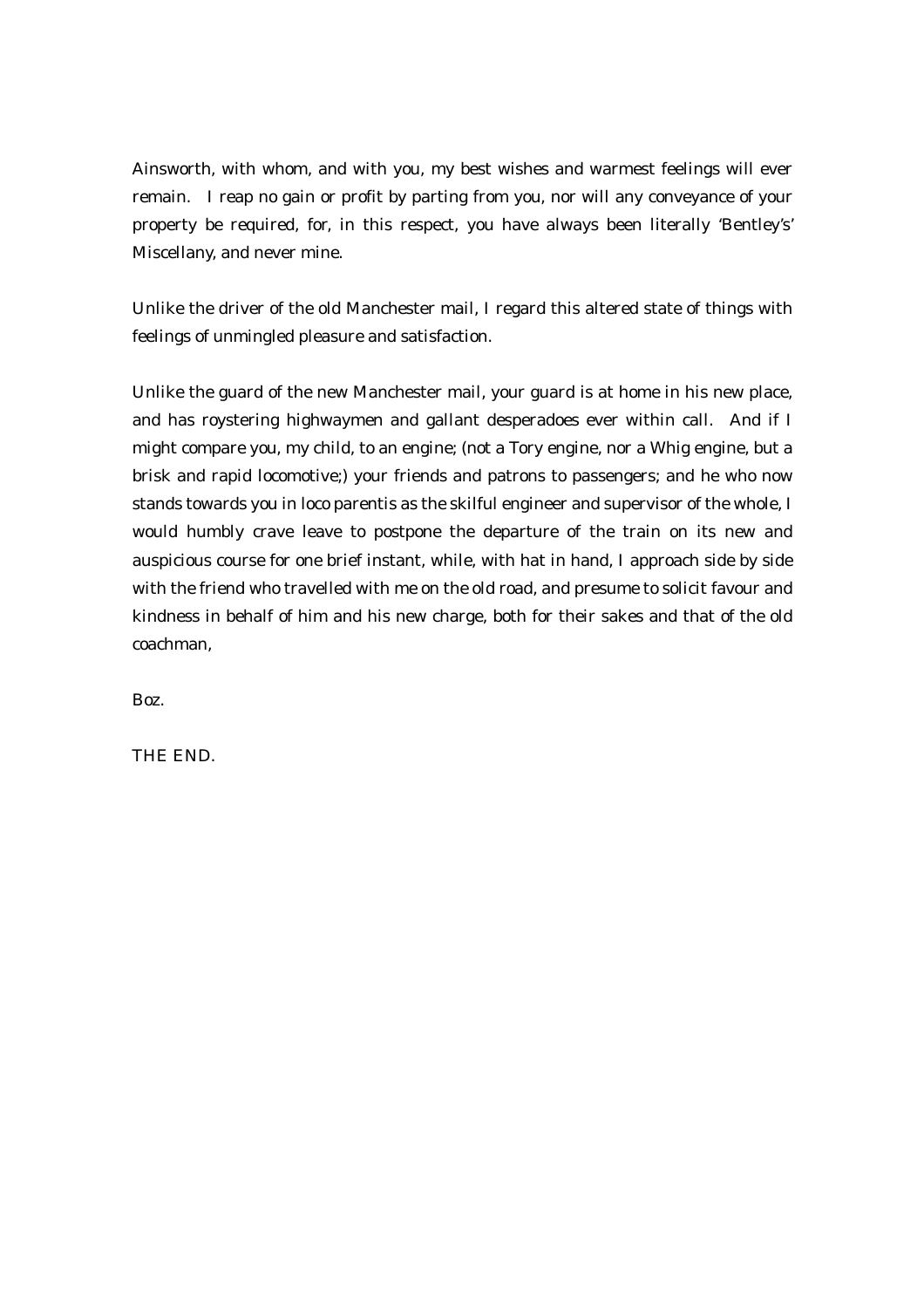Ainsworth, with whom, and with you, my best wishes and warmest feelings will ever remain. I reap no gain or profit by parting from you, nor will any conveyance of your property be required, for, in this respect, you have always been literally 'Bentley's' Miscellany, and never mine.

Unlike the driver of the old Manchester mail, I regard this altered state of things with feelings of unmingled pleasure and satisfaction.

Unlike the guard of the new Manchester mail, your guard is at home in his new place, and has roystering highwaymen and gallant desperadoes ever within call. And if I might compare you, my child, to an engine; (not a Tory engine, nor a Whig engine, but a brisk and rapid locomotive;) your friends and patrons to passengers; and he who now stands towards you in loco parentis as the skilful engineer and supervisor of the whole, I would humbly crave leave to postpone the departure of the train on its new and auspicious course for one brief instant, while, with hat in hand, I approach side by side with the friend who travelled with me on the old road, and presume to solicit favour and kindness in behalf of him and his new charge, both for their sakes and that of the old coachman,

Boz.

THE END.